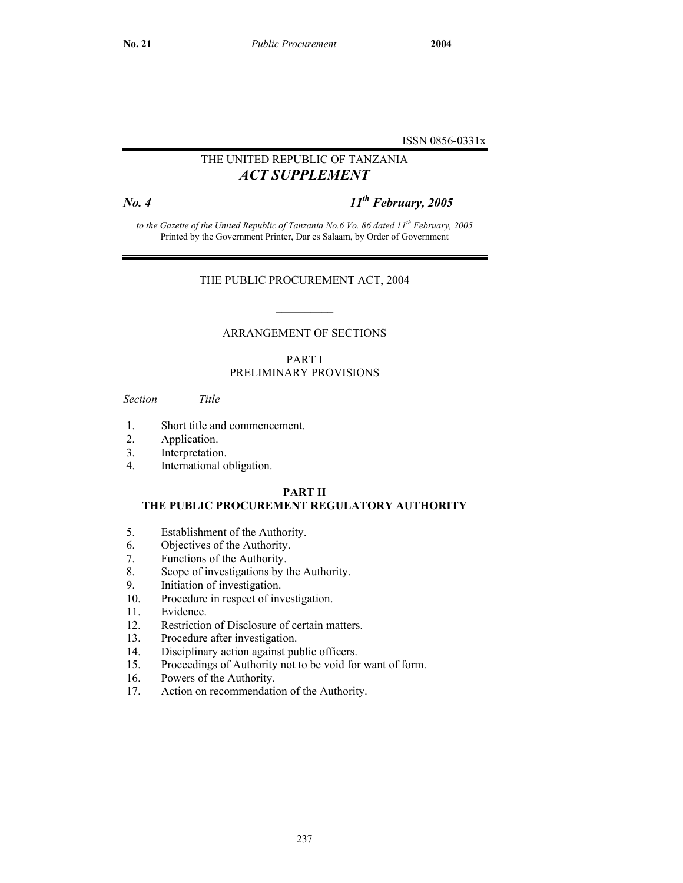ISSN 0856-0331x

THE UNITED REPUBLIC OF TANZANIA

# *ACT SUPPLEMENT*

***No. 4*** ***11th February, 2005***

*to the Gazette of the United Republic of Tanzania No.6 Vo. 86 dated 11th February, 2005*
Printed by the Government Printer, Dar es Salaam, by Order of Government

## THE PUBLIC PROCUREMENT ACT, 2004

---

### ARRANGEMENT OF SECTIONS

### PART I
### PRELIMINARY PROVISIONS

| *Section* | *Title* |
|---|---|
| 1. | Short title and commencement. |
| 2. | Application. |
| 3. | Interpretation. |
| 4. | International obligation. |

### **PART II**
### **THE PUBLIC PROCUREMENT REGULATORY AUTHORITY**

| | |
|---|---|
| 5. | Establishment of the Authority. |
| 6. | Objectives of the Authority. |
| 7. | Functions of the Authority. |
| 8. | Scope of investigations by the Authority. |
| 9. | Initiation of investigation. |
| 10. | Procedure in respect of investigation. |
| 11. | Evidence. |
| 12. | Restriction of Disclosure of certain matters. |
| 13. | Procedure after investigation. |
| 14. | Disciplinary action against public officers. |
| 15. | Proceedings of Authority not to be void for want of form. |
| 16. | Powers of the Authority. |
| 17. | Action on recommendation of the Authority. |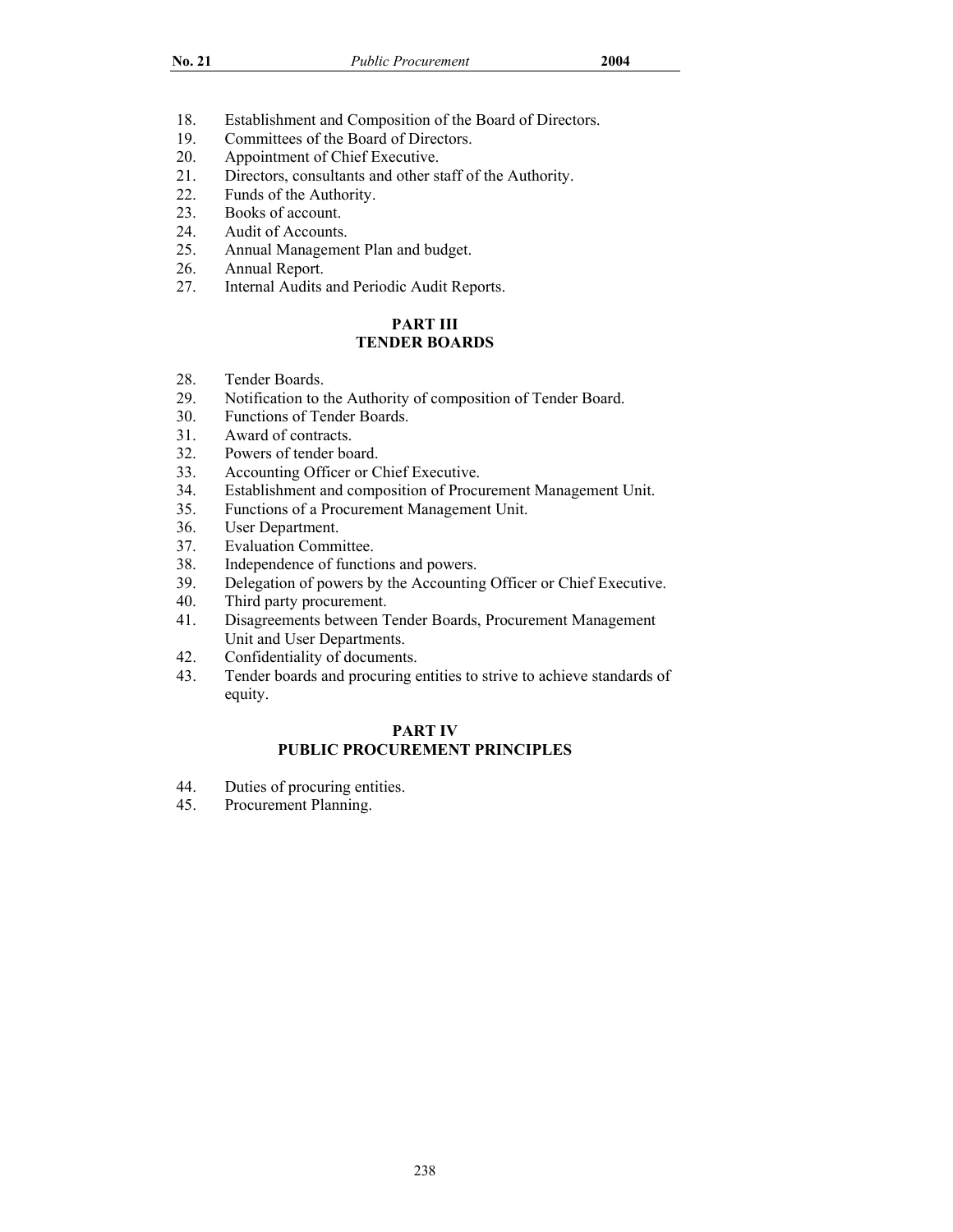18. Establishment and Composition of the Board of Directors.
19. Committees of the Board of Directors.
20. Appointment of Chief Executive.
21. Directors, consultants and other staff of the Authority.
22. Funds of the Authority.
23. Books of account.
24. Audit of Accounts.
25. Annual Management Plan and budget.
26. Annual Report.
27. Internal Audits and Periodic Audit Reports.

**PART III**
**TENDER BOARDS**

28. Tender Boards.
29. Notification to the Authority of composition of Tender Board.
30. Functions of Tender Boards.
31. Award of contracts.
32. Powers of tender board.
33. Accounting Officer or Chief Executive.
34. Establishment and composition of Procurement Management Unit.
35. Functions of a Procurement Management Unit.
36. User Department.
37. Evaluation Committee.
38. Independence of functions and powers.
39. Delegation of powers by the Accounting Officer or Chief Executive.
40. Third party procurement.
41. Disagreements between Tender Boards, Procurement Management Unit and User Departments.
42. Confidentiality of documents.
43. Tender boards and procuring entities to strive to achieve standards of equity.

**PART IV**
**PUBLIC PROCUREMENT PRINCIPLES**

44. Duties of procuring entities.
45. Procurement Planning.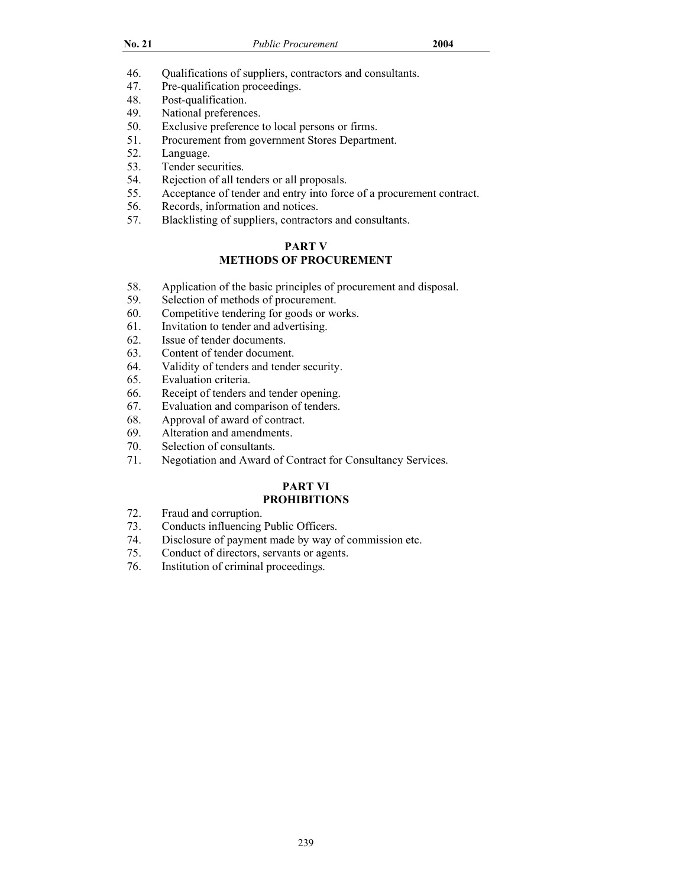46. Qualifications of suppliers, contractors and consultants.
47. Pre-qualification proceedings.
48. Post-qualification.
49. National preferences.
50. Exclusive preference to local persons or firms.
51. Procurement from government Stores Department.
52. Language.
53. Tender securities.
54. Rejection of all tenders or all proposals.
55. Acceptance of tender and entry into force of a procurement contract.
56. Records, information and notices.
57. Blacklisting of suppliers, contractors and consultants.

## PART V
## METHODS OF PROCUREMENT

58. Application of the basic principles of procurement and disposal.
59. Selection of methods of procurement.
60. Competitive tendering for goods or works.
61. Invitation to tender and advertising.
62. Issue of tender documents.
63. Content of tender document.
64. Validity of tenders and tender security.
65. Evaluation criteria.
66. Receipt of tenders and tender opening.
67. Evaluation and comparison of tenders.
68. Approval of award of contract.
69. Alteration and amendments.
70. Selection of consultants.
71. Negotiation and Award of Contract for Consultancy Services.

## PART VI
## PROHIBITIONS

72. Fraud and corruption.
73. Conducts influencing Public Officers.
74. Disclosure of payment made by way of commission etc.
75. Conduct of directors, servants or agents.
76. Institution of criminal proceedings.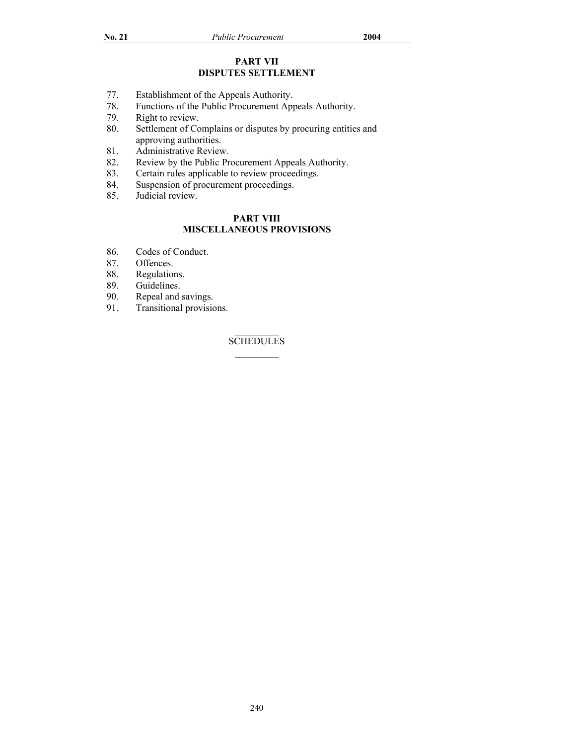## PART VII
## DISPUTES SETTLEMENT

77. Establishment of the Appeals Authority.
78. Functions of the Public Procurement Appeals Authority.
79. Right to review.
80. Settlement of Complains or disputes by procuring entities and approving authorities.
81. Administrative Review.
82. Review by the Public Procurement Appeals Authority.
83. Certain rules applicable to review proceedings.
84. Suspension of procurement proceedings.
85. Judicial review.

## PART VIII
## MISCELLANEOUS PROVISIONS

86. Codes of Conduct.
87. Offences.
88. Regulations.
89. Guidelines.
90. Repeal and savings.
91. Transitional provisions.

SCHEDULES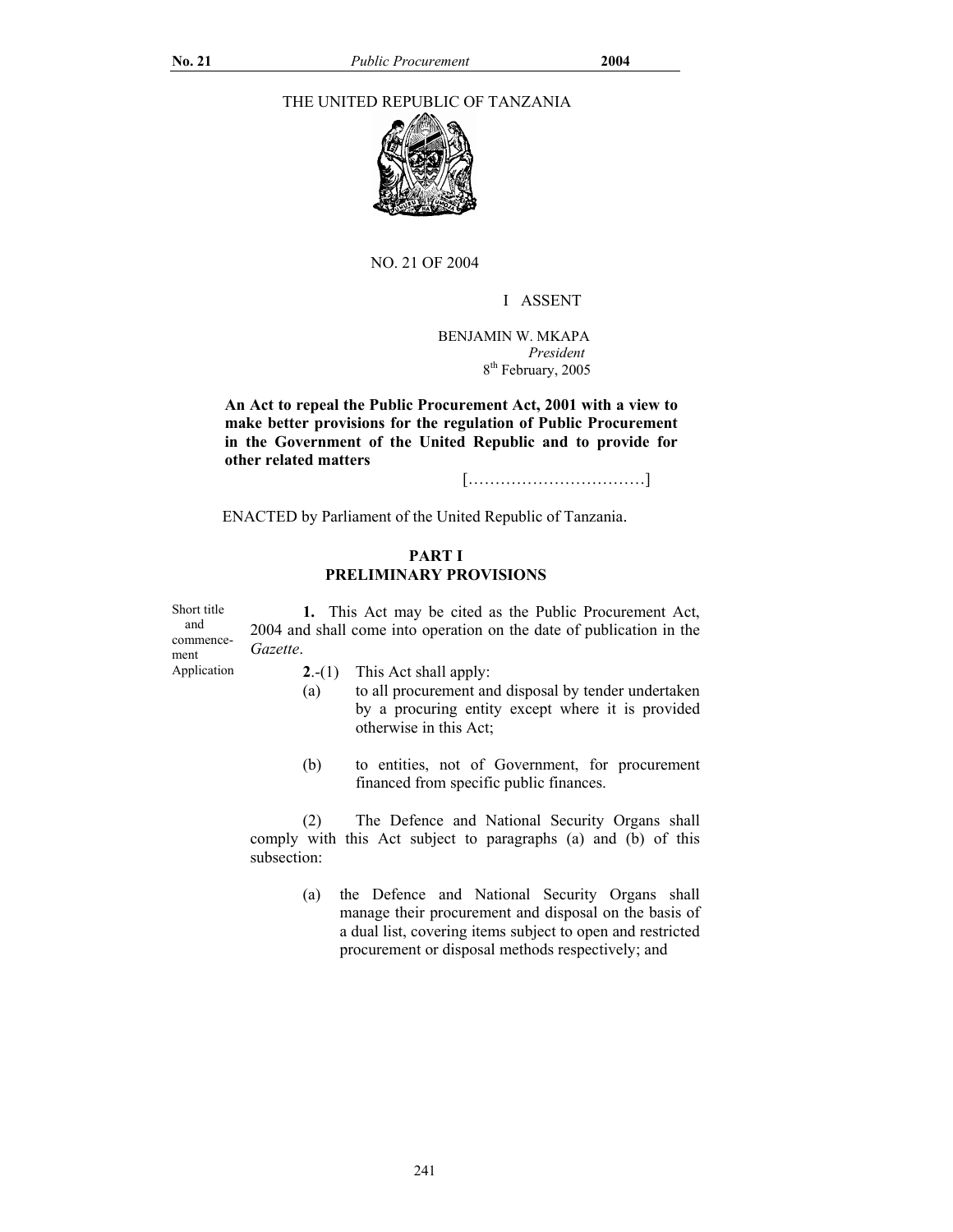THE UNITED REPUBLIC OF TANZANIA

NO. 21 OF 2004

I ASSENT

BENJAMIN W. MKAPA
*President*
8th February, 2005

**An Act to repeal the Public Procurement Act, 2001 with a view to make better provisions for the regulation of Public Procurement in the Government of the United Republic and to provide for other related matters**

[……………………………]

ENACTED by Parliament of the United Republic of Tanzania.

## PART I
## PRELIMINARY PROVISIONS

Short title and commencement

**1.** This Act may be cited as the Public Procurement Act, 2004 and shall come into operation on the date of publication in the *Gazette*.

Application

**2**.-(1) This Act shall apply:

(a) to all procurement and disposal by tender undertaken by a procuring entity except where it is provided otherwise in this Act;

(b) to entities, not of Government, for procurement financed from specific public finances.

(2) The Defence and National Security Organs shall comply with this Act subject to paragraphs (a) and (b) of this subsection:

(a) the Defence and National Security Organs shall manage their procurement and disposal on the basis of a dual list, covering items subject to open and restricted procurement or disposal methods respectively; and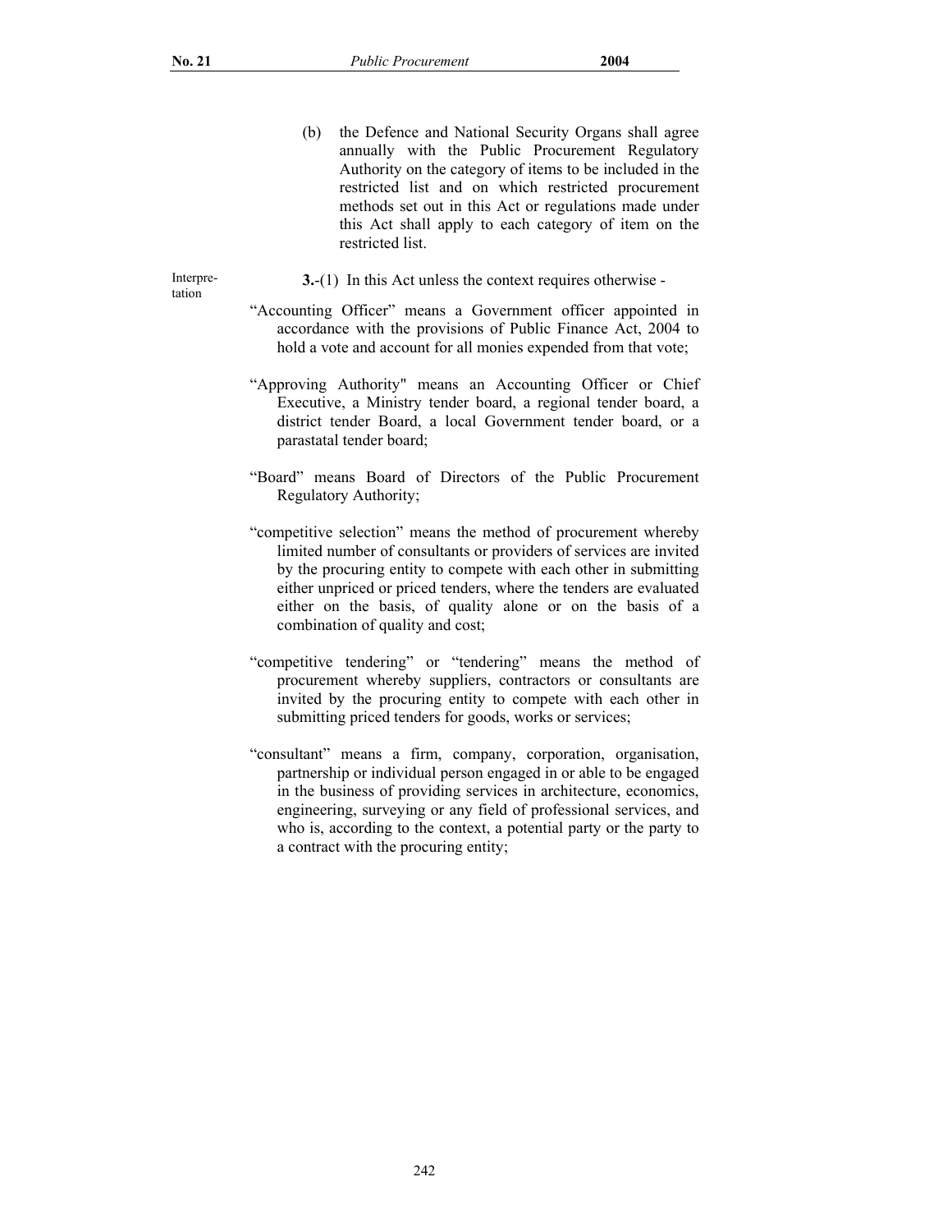(b) the Defence and National Security Organs shall agree annually with the Public Procurement Regulatory Authority on the category of items to be included in the restricted list and on which restricted procurement methods set out in this Act or regulations made under this Act shall apply to each category of item on the restricted list.

Interpretation

**3.**-(1) In this Act unless the context requires otherwise -

"Accounting Officer" means a Government officer appointed in accordance with the provisions of Public Finance Act, 2004 to hold a vote and account for all monies expended from that vote;

"Approving Authority" means an Accounting Officer or Chief Executive, a Ministry tender board, a regional tender board, a district tender Board, a local Government tender board, or a parastatal tender board;

"Board" means Board of Directors of the Public Procurement Regulatory Authority;

"competitive selection" means the method of procurement whereby limited number of consultants or providers of services are invited by the procuring entity to compete with each other in submitting either unpriced or priced tenders, where the tenders are evaluated either on the basis, of quality alone or on the basis of a combination of quality and cost;

"competitive tendering" or "tendering" means the method of procurement whereby suppliers, contractors or consultants are invited by the procuring entity to compete with each other in submitting priced tenders for goods, works or services;

"consultant" means a firm, company, corporation, organisation, partnership or individual person engaged in or able to be engaged in the business of providing services in architecture, economics, engineering, surveying or any field of professional services, and who is, according to the context, a potential party or the party to a contract with the procuring entity;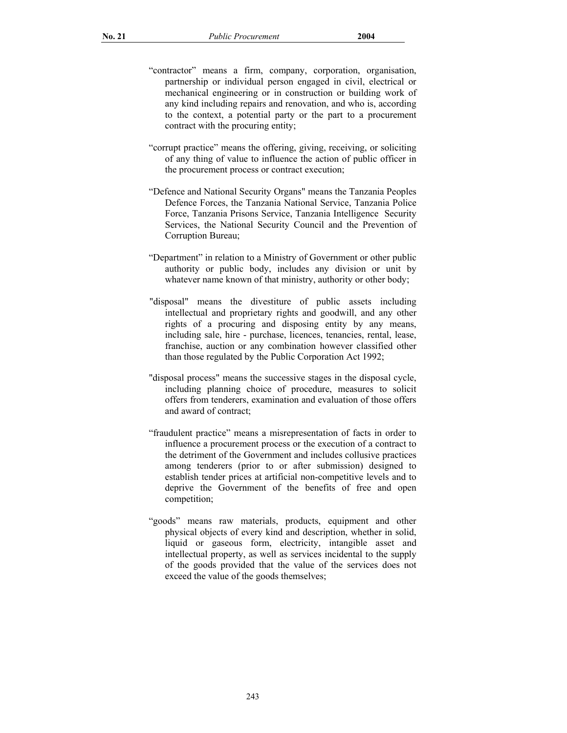"contractor" means a firm, company, corporation, organisation, partnership or individual person engaged in civil, electrical or mechanical engineering or in construction or building work of any kind including repairs and renovation, and who is, according to the context, a potential party or the part to a procurement contract with the procuring entity;

"corrupt practice" means the offering, giving, receiving, or soliciting of any thing of value to influence the action of public officer in the procurement process or contract execution;

"Defence and National Security Organs" means the Tanzania Peoples Defence Forces, the Tanzania National Service, Tanzania Police Force, Tanzania Prisons Service, Tanzania Intelligence Security Services, the National Security Council and the Prevention of Corruption Bureau;

"Department" in relation to a Ministry of Government or other public authority or public body, includes any division or unit by whatever name known of that ministry, authority or other body;

"disposal" means the divestiture of public assets including intellectual and proprietary rights and goodwill, and any other rights of a procuring and disposing entity by any means, including sale, hire - purchase, licences, tenancies, rental, lease, franchise, auction or any combination however classified other than those regulated by the Public Corporation Act 1992;

"disposal process" means the successive stages in the disposal cycle, including planning choice of procedure, measures to solicit offers from tenderers, examination and evaluation of those offers and award of contract;

"fraudulent practice" means a misrepresentation of facts in order to influence a procurement process or the execution of a contract to the detriment of the Government and includes collusive practices among tenderers (prior to or after submission) designed to establish tender prices at artificial non-competitive levels and to deprive the Government of the benefits of free and open competition;

"goods" means raw materials, products, equipment and other physical objects of every kind and description, whether in solid, liquid or gaseous form, electricity, intangible asset and intellectual property, as well as services incidental to the supply of the goods provided that the value of the services does not exceed the value of the goods themselves;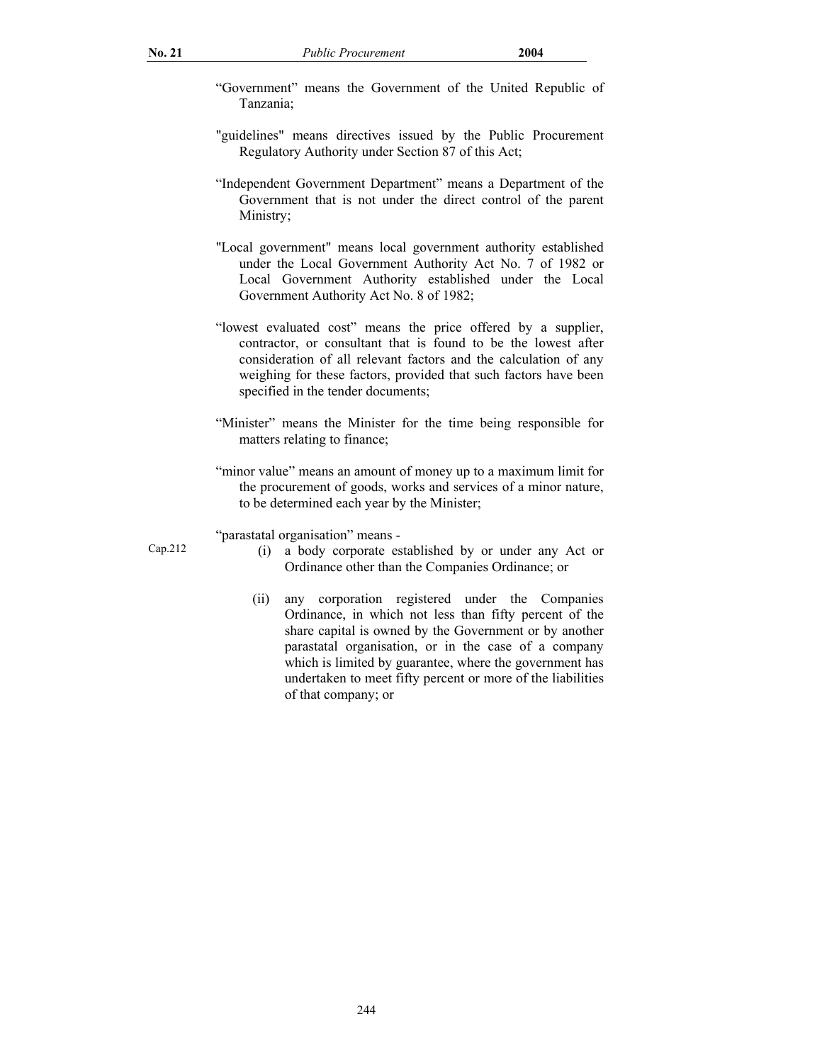"Government" means the Government of the United Republic of Tanzania;

"guidelines" means directives issued by the Public Procurement Regulatory Authority under Section 87 of this Act;

"Independent Government Department" means a Department of the Government that is not under the direct control of the parent Ministry;

"Local government" means local government authority established under the Local Government Authority Act No. 7 of 1982 or Local Government Authority established under the Local Government Authority Act No. 8 of 1982;

"lowest evaluated cost" means the price offered by a supplier, contractor, or consultant that is found to be the lowest after consideration of all relevant factors and the calculation of any weighing for these factors, provided that such factors have been specified in the tender documents;

"Minister" means the Minister for the time being responsible for matters relating to finance;

"minor value" means an amount of money up to a maximum limit for the procurement of goods, works and services of a minor nature, to be determined each year by the Minister;

"parastatal organisation" means -

Cap.212

(i) a body corporate established by or under any Act or Ordinance other than the Companies Ordinance; or

(ii) any corporation registered under the Companies Ordinance, in which not less than fifty percent of the share capital is owned by the Government or by another parastatal organisation, or in the case of a company which is limited by guarantee, where the government has undertaken to meet fifty percent or more of the liabilities of that company; or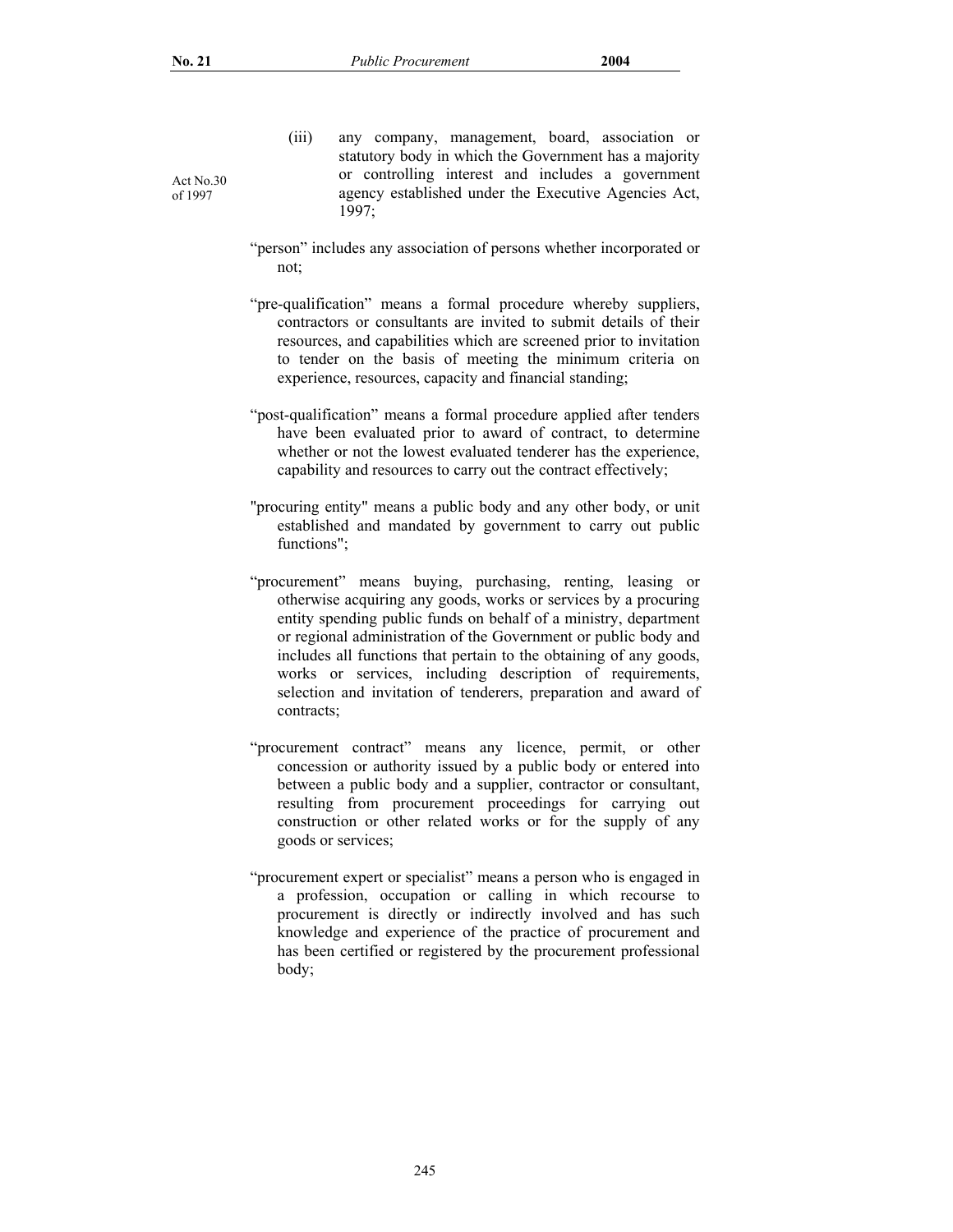(iii) any company, management, board, association or statutory body in which the Government has a majority or controlling interest and includes a government agency established under the Executive Agencies Act, 1997;

Act No.30 of 1997

"person" includes any association of persons whether incorporated or not;

"pre-qualification" means a formal procedure whereby suppliers, contractors or consultants are invited to submit details of their resources, and capabilities which are screened prior to invitation to tender on the basis of meeting the minimum criteria on experience, resources, capacity and financial standing;

"post-qualification" means a formal procedure applied after tenders have been evaluated prior to award of contract, to determine whether or not the lowest evaluated tenderer has the experience, capability and resources to carry out the contract effectively;

"procuring entity" means a public body and any other body, or unit established and mandated by government to carry out public functions";

"procurement" means buying, purchasing, renting, leasing or otherwise acquiring any goods, works or services by a procuring entity spending public funds on behalf of a ministry, department or regional administration of the Government or public body and includes all functions that pertain to the obtaining of any goods, works or services, including description of requirements, selection and invitation of tenderers, preparation and award of contracts;

"procurement contract" means any licence, permit, or other concession or authority issued by a public body or entered into between a public body and a supplier, contractor or consultant, resulting from procurement proceedings for carrying out construction or other related works or for the supply of any goods or services;

"procurement expert or specialist" means a person who is engaged in a profession, occupation or calling in which recourse to procurement is directly or indirectly involved and has such knowledge and experience of the practice of procurement and has been certified or registered by the procurement professional body;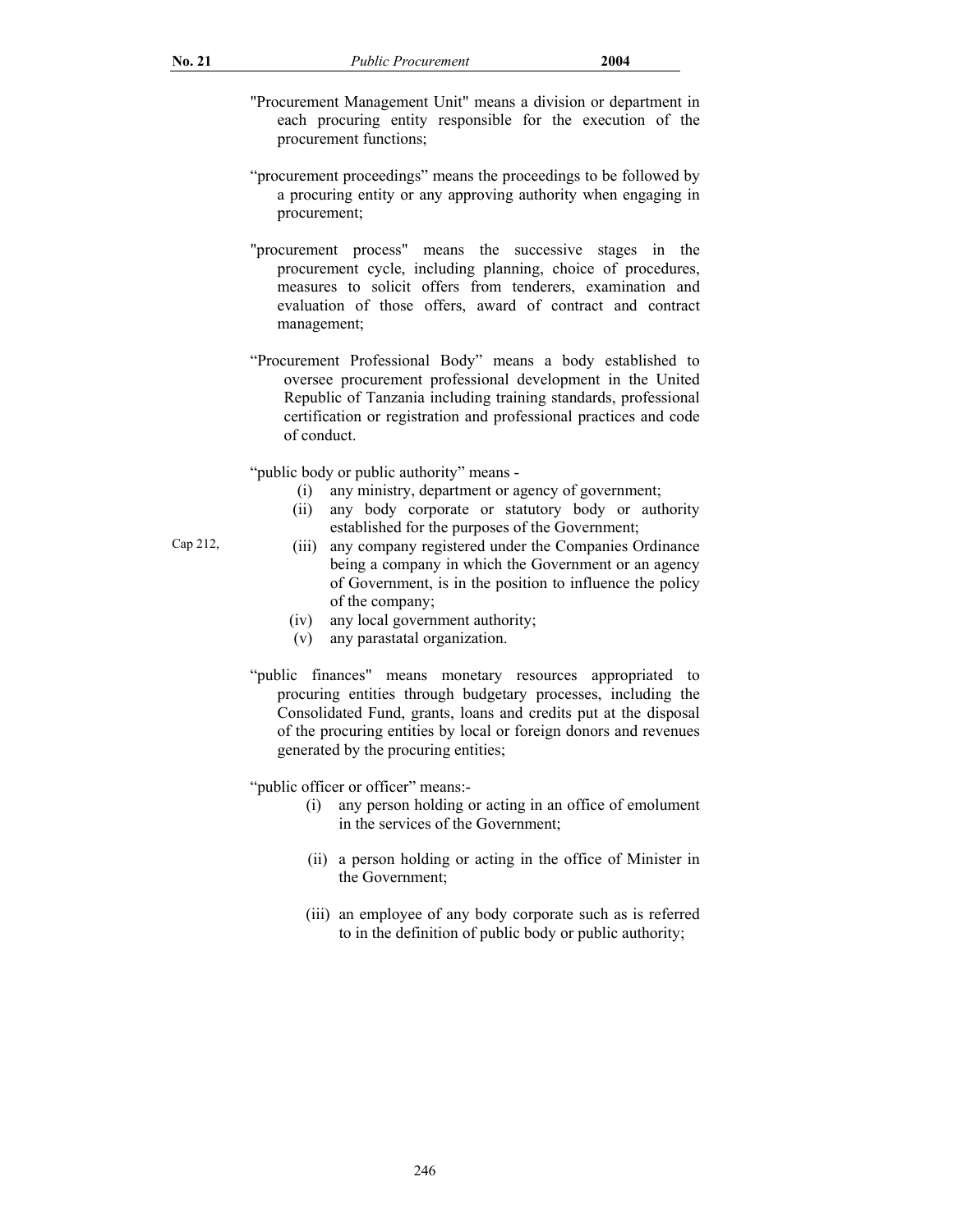"Procurement Management Unit" means a division or department in each procuring entity responsible for the execution of the procurement functions;

"procurement proceedings" means the proceedings to be followed by a procuring entity or any approving authority when engaging in procurement;

"procurement process" means the successive stages in the procurement cycle, including planning, choice of procedures, measures to solicit offers from tenderers, examination and evaluation of those offers, award of contract and contract management;

"Procurement Professional Body" means a body established to oversee procurement professional development in the United Republic of Tanzania including training standards, professional certification or registration and professional practices and code of conduct.

"public body or public authority" means -

(i) any ministry, department or agency of government;

(ii) any body corporate or statutory body or authority established for the purposes of the Government;

(iii) any company registered under the Companies Ordinance being a company in which the Government or an agency of Government, is in the position to influence the policy of the company; (Cap 212,)

(iv) any local government authority;

(v) any parastatal organization.

"public finances" means monetary resources appropriated to procuring entities through budgetary processes, including the Consolidated Fund, grants, loans and credits put at the disposal of the procuring entities by local or foreign donors and revenues generated by the procuring entities;

"public officer or officer" means:-

(i) any person holding or acting in an office of emolument in the services of the Government;

(ii) a person holding or acting in the office of Minister in the Government;

(iii) an employee of any body corporate such as is referred to in the definition of public body or public authority;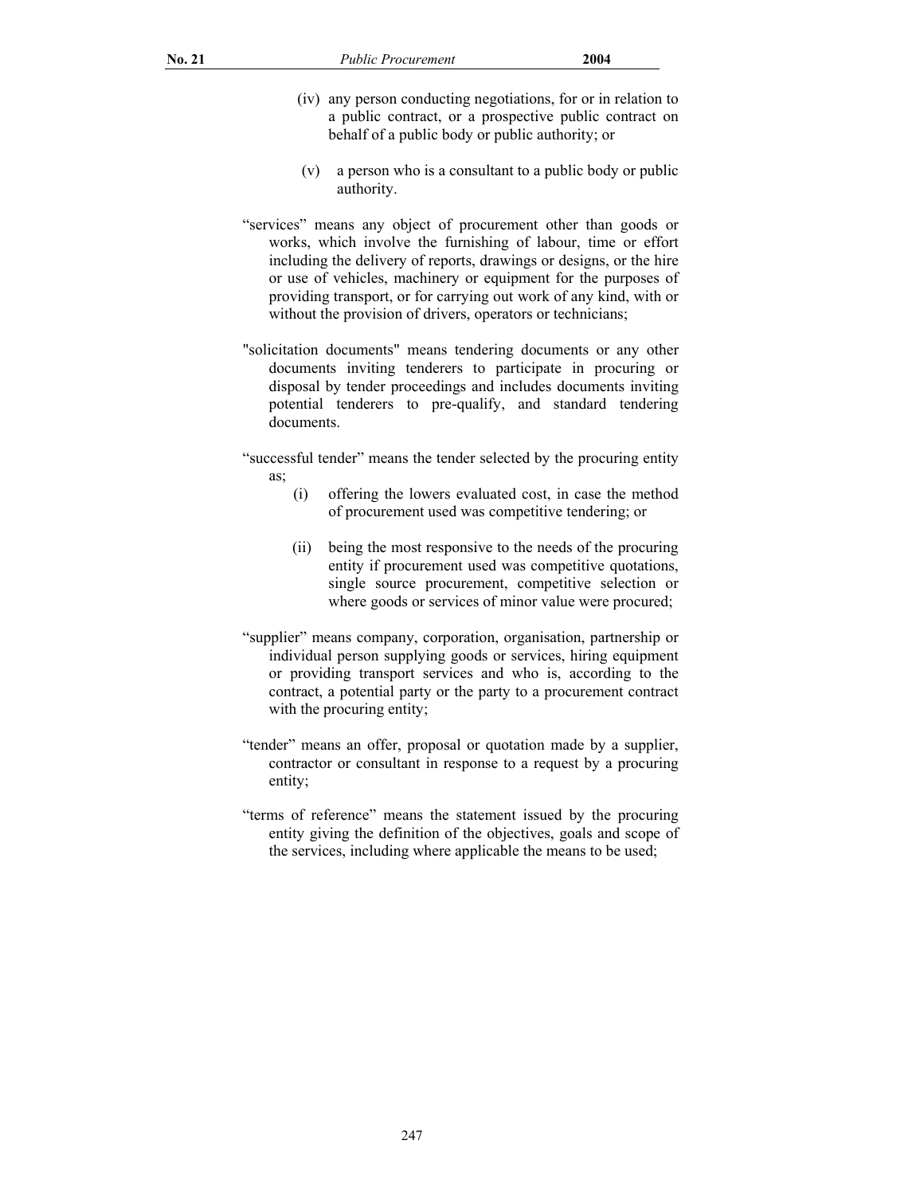(iv) any person conducting negotiations, for or in relation to a public contract, or a prospective public contract on behalf of a public body or public authority; or

(v) a person who is a consultant to a public body or public authority.

"services" means any object of procurement other than goods or works, which involve the furnishing of labour, time or effort including the delivery of reports, drawings or designs, or the hire or use of vehicles, machinery or equipment for the purposes of providing transport, or for carrying out work of any kind, with or without the provision of drivers, operators or technicians;

"solicitation documents" means tendering documents or any other documents inviting tenderers to participate in procuring or disposal by tender proceedings and includes documents inviting potential tenderers to pre-qualify, and standard tendering documents.

"successful tender" means the tender selected by the procuring entity as;

(i) offering the lowers evaluated cost, in case the method of procurement used was competitive tendering; or

(ii) being the most responsive to the needs of the procuring entity if procurement used was competitive quotations, single source procurement, competitive selection or where goods or services of minor value were procured;

"supplier" means company, corporation, organisation, partnership or individual person supplying goods or services, hiring equipment or providing transport services and who is, according to the contract, a potential party or the party to a procurement contract with the procuring entity;

"tender" means an offer, proposal or quotation made by a supplier, contractor or consultant in response to a request by a procuring entity;

"terms of reference" means the statement issued by the procuring entity giving the definition of the objectives, goals and scope of the services, including where applicable the means to be used;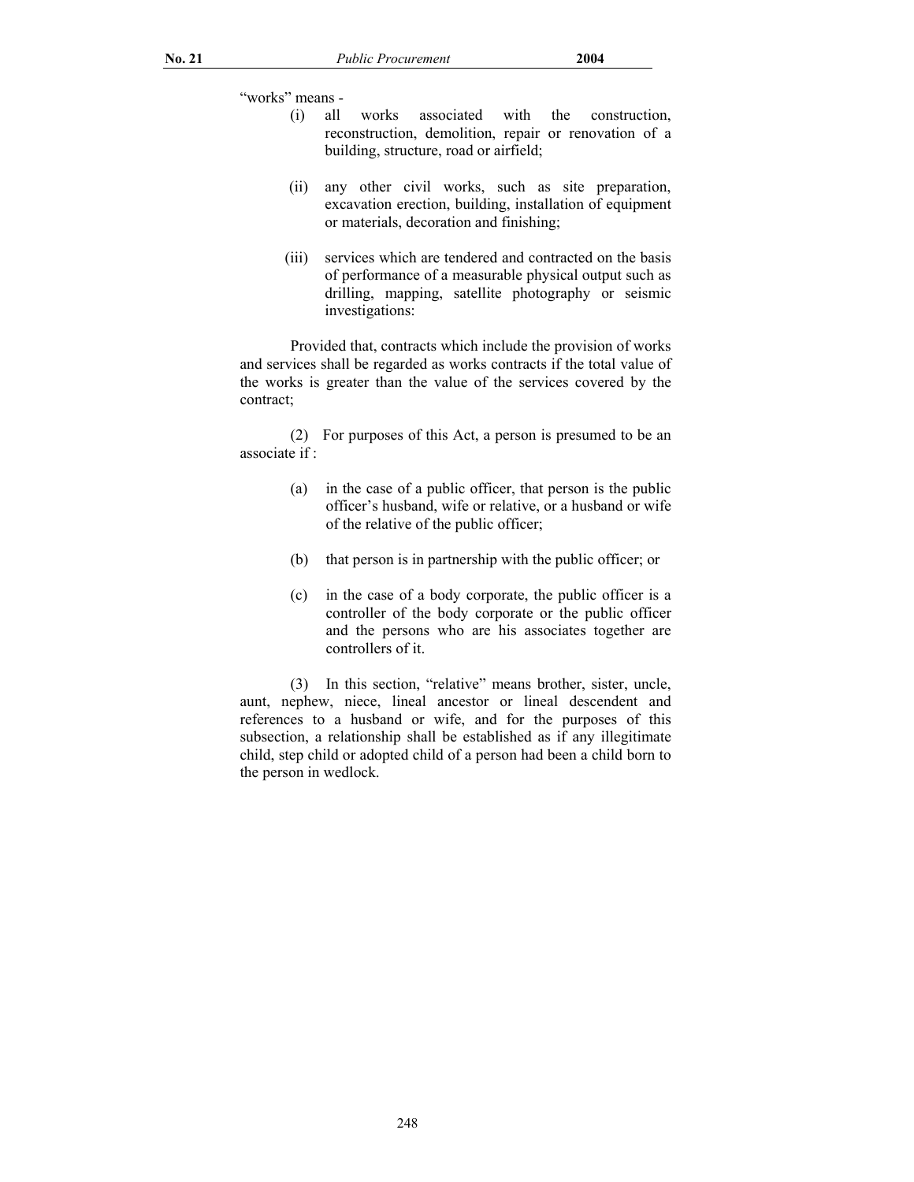"works" means -

(i) all works associated with the construction, reconstruction, demolition, repair or renovation of a building, structure, road or airfield;

(ii) any other civil works, such as site preparation, excavation erection, building, installation of equipment or materials, decoration and finishing;

(iii) services which are tendered and contracted on the basis of performance of a measurable physical output such as drilling, mapping, satellite photography or seismic investigations:

Provided that, contracts which include the provision of works and services shall be regarded as works contracts if the total value of the works is greater than the value of the services covered by the contract;

(2) For purposes of this Act, a person is presumed to be an associate if :

(a) in the case of a public officer, that person is the public officer's husband, wife or relative, or a husband or wife of the relative of the public officer;

(b) that person is in partnership with the public officer; or

(c) in the case of a body corporate, the public officer is a controller of the body corporate or the public officer and the persons who are his associates together are controllers of it.

(3) In this section, "relative" means brother, sister, uncle, aunt, nephew, niece, lineal ancestor or lineal descendent and references to a husband or wife, and for the purposes of this subsection, a relationship shall be established as if any illegitimate child, step child or adopted child of a person had been a child born to the person in wedlock.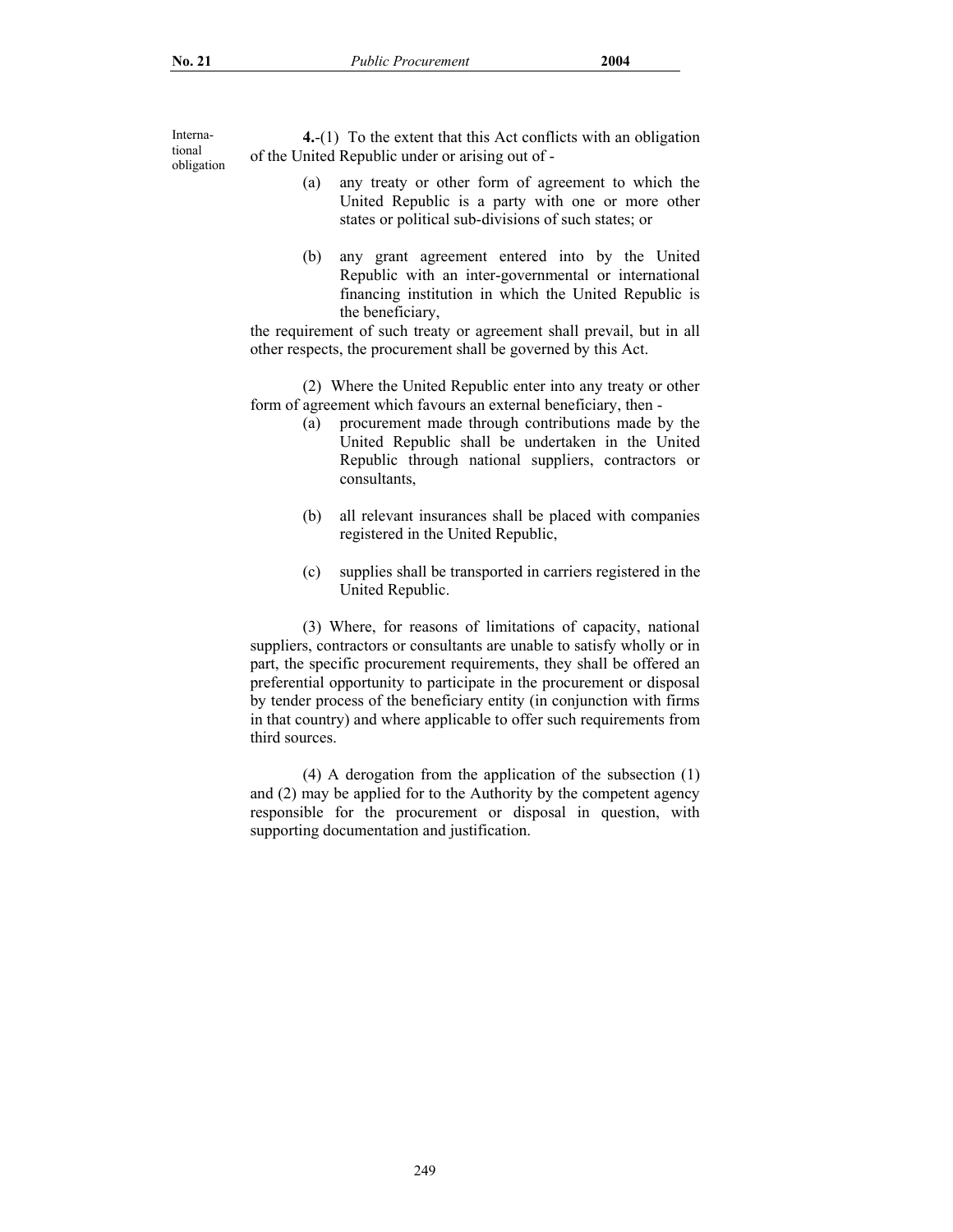International obligation

**4.**-(1) To the extent that this Act conflicts with an obligation of the United Republic under or arising out of -

(a) any treaty or other form of agreement to which the United Republic is a party with one or more other states or political sub-divisions of such states; or

(b) any grant agreement entered into by the United Republic with an inter-governmental or international financing institution in which the United Republic is the beneficiary,

the requirement of such treaty or agreement shall prevail, but in all other respects, the procurement shall be governed by this Act.

(2) Where the United Republic enter into any treaty or other form of agreement which favours an external beneficiary, then -

(a) procurement made through contributions made by the United Republic shall be undertaken in the United Republic through national suppliers, contractors or consultants,

(b) all relevant insurances shall be placed with companies registered in the United Republic,

(c) supplies shall be transported in carriers registered in the United Republic.

(3) Where, for reasons of limitations of capacity, national suppliers, contractors or consultants are unable to satisfy wholly or in part, the specific procurement requirements, they shall be offered an preferential opportunity to participate in the procurement or disposal by tender process of the beneficiary entity (in conjunction with firms in that country) and where applicable to offer such requirements from third sources.

(4) A derogation from the application of the subsection (1) and (2) may be applied for to the Authority by the competent agency responsible for the procurement or disposal in question, with supporting documentation and justification.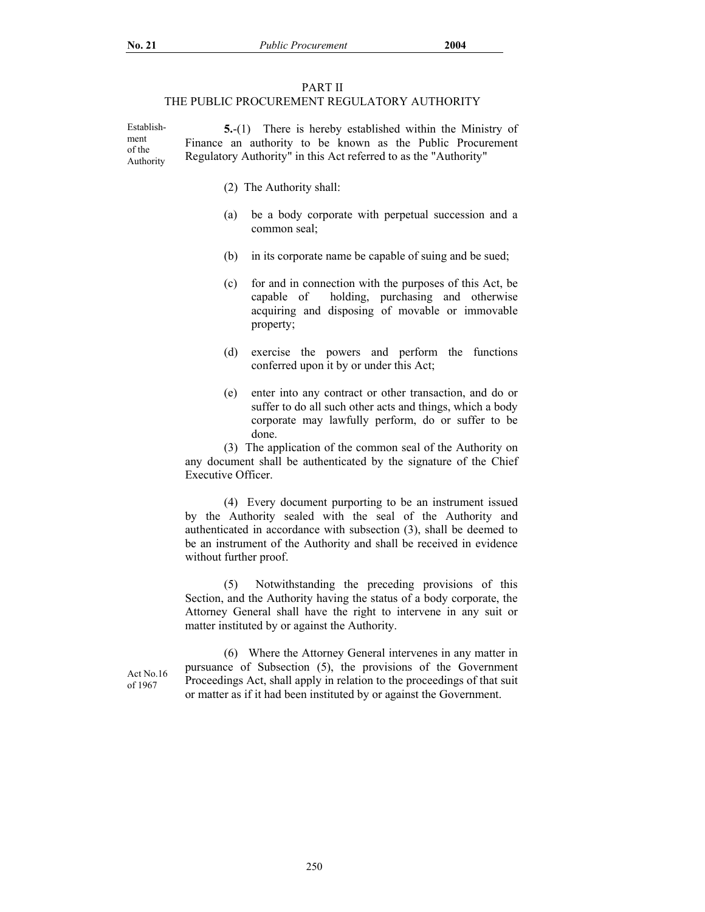## PART II

## THE PUBLIC PROCUREMENT REGULATORY AUTHORITY

Establishment of the Authority

**5.**-(1) There is hereby established within the Ministry of Finance an authority to be known as the Public Procurement Regulatory Authority" in this Act referred to as the "Authority"

(2) The Authority shall:

(a) be a body corporate with perpetual succession and a common seal;

(b) in its corporate name be capable of suing and be sued;

(c) for and in connection with the purposes of this Act, be capable of holding, purchasing and otherwise acquiring and disposing of movable or immovable property;

(d) exercise the powers and perform the functions conferred upon it by or under this Act;

(e) enter into any contract or other transaction, and do or suffer to do all such other acts and things, which a body corporate may lawfully perform, do or suffer to be done.

(3) The application of the common seal of the Authority on any document shall be authenticated by the signature of the Chief Executive Officer.

(4) Every document purporting to be an instrument issued by the Authority sealed with the seal of the Authority and authenticated in accordance with subsection (3), shall be deemed to be an instrument of the Authority and shall be received in evidence without further proof.

(5) Notwithstanding the preceding provisions of this Section, and the Authority having the status of a body corporate, the Attorney General shall have the right to intervene in any suit or matter instituted by or against the Authority.

Act No.16 of 1967

(6) Where the Attorney General intervenes in any matter in pursuance of Subsection (5), the provisions of the Government Proceedings Act, shall apply in relation to the proceedings of that suit or matter as if it had been instituted by or against the Government.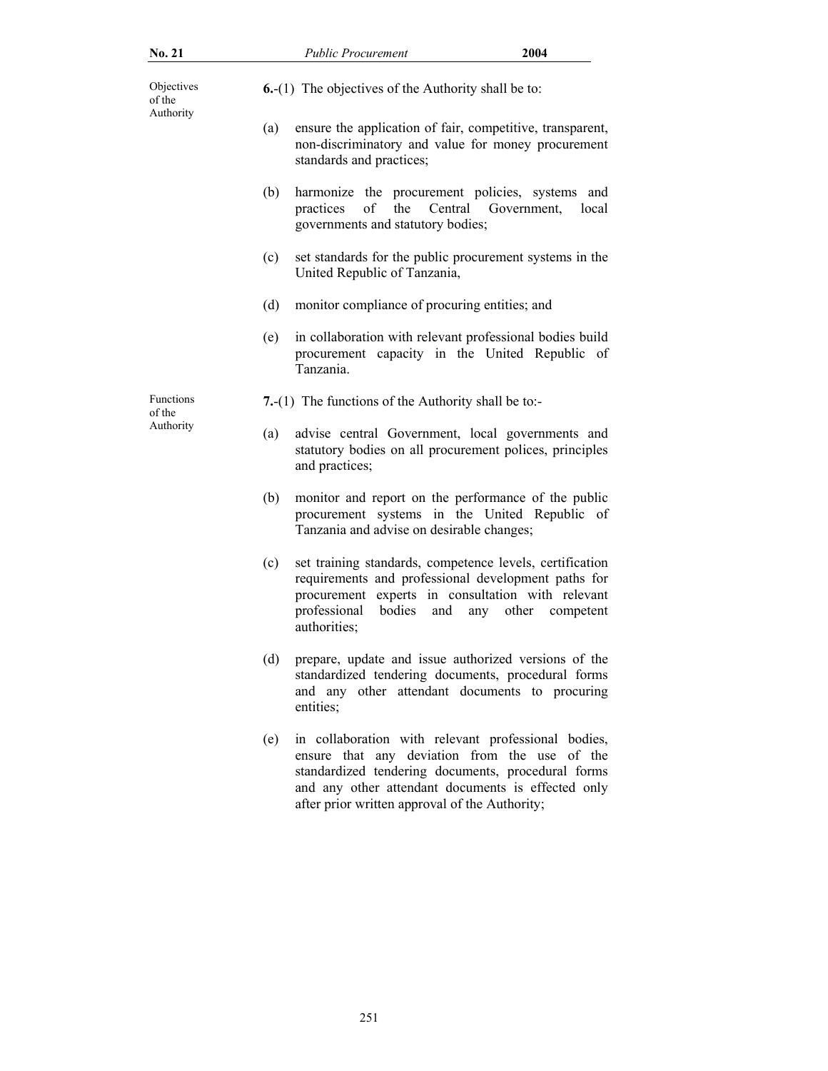Objectives of the Authority

**6.**-(1) The objectives of the Authority shall be to:

(a) ensure the application of fair, competitive, transparent, non-discriminatory and value for money procurement standards and practices;

(b) harmonize the procurement policies, systems and practices of the Central Government, local governments and statutory bodies;

(c) set standards for the public procurement systems in the United Republic of Tanzania,

(d) monitor compliance of procuring entities; and

(e) in collaboration with relevant professional bodies build procurement capacity in the United Republic of Tanzania.

Functions of the Authority

**7.**-(1) The functions of the Authority shall be to:-

(a) advise central Government, local governments and statutory bodies on all procurement polices, principles and practices;

(b) monitor and report on the performance of the public procurement systems in the United Republic of Tanzania and advise on desirable changes;

(c) set training standards, competence levels, certification requirements and professional development paths for procurement experts in consultation with relevant professional bodies and any other competent authorities;

(d) prepare, update and issue authorized versions of the standardized tendering documents, procedural forms and any other attendant documents to procuring entities;

(e) in collaboration with relevant professional bodies, ensure that any deviation from the use of the standardized tendering documents, procedural forms and any other attendant documents is effected only after prior written approval of the Authority;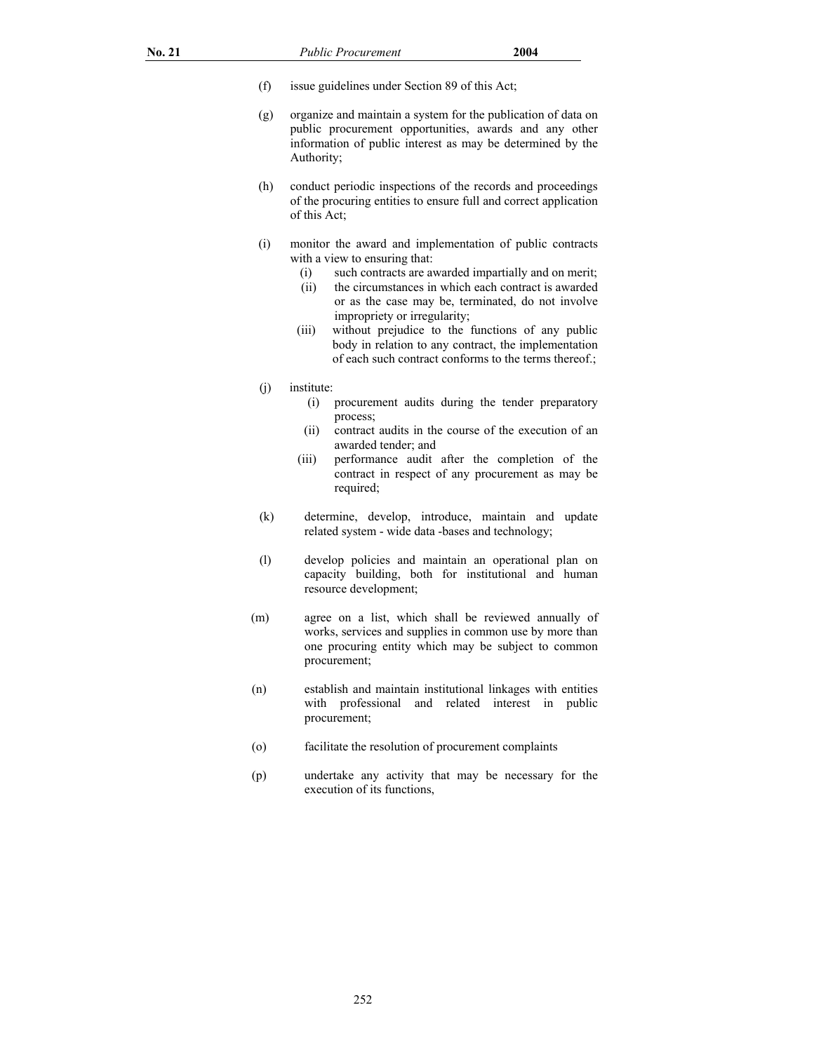(f) issue guidelines under Section 89 of this Act;

(g) organize and maintain a system for the publication of data on public procurement opportunities, awards and any other information of public interest as may be determined by the Authority;

(h) conduct periodic inspections of the records and proceedings of the procuring entities to ensure full and correct application of this Act;

(i) monitor the award and implementation of public contracts with a view to ensuring that:

   (i) such contracts are awarded impartially and on merit;

   (ii) the circumstances in which each contract is awarded or as the case may be, terminated, do not involve impropriety or irregularity;

   (iii) without prejudice to the functions of any public body in relation to any contract, the implementation of each such contract conforms to the terms thereof.;

(j) institute:

   (i) procurement audits during the tender preparatory process;

   (ii) contract audits in the course of the execution of an awarded tender; and

   (iii) performance audit after the completion of the contract in respect of any procurement as may be required;

(k) determine, develop, introduce, maintain and update related system - wide data -bases and technology;

(l) develop policies and maintain an operational plan on capacity building, both for institutional and human resource development;

(m) agree on a list, which shall be reviewed annually of works, services and supplies in common use by more than one procuring entity which may be subject to common procurement;

(n) establish and maintain institutional linkages with entities with professional and related interest in public procurement;

(o) facilitate the resolution of procurement complaints

(p) undertake any activity that may be necessary for the execution of its functions,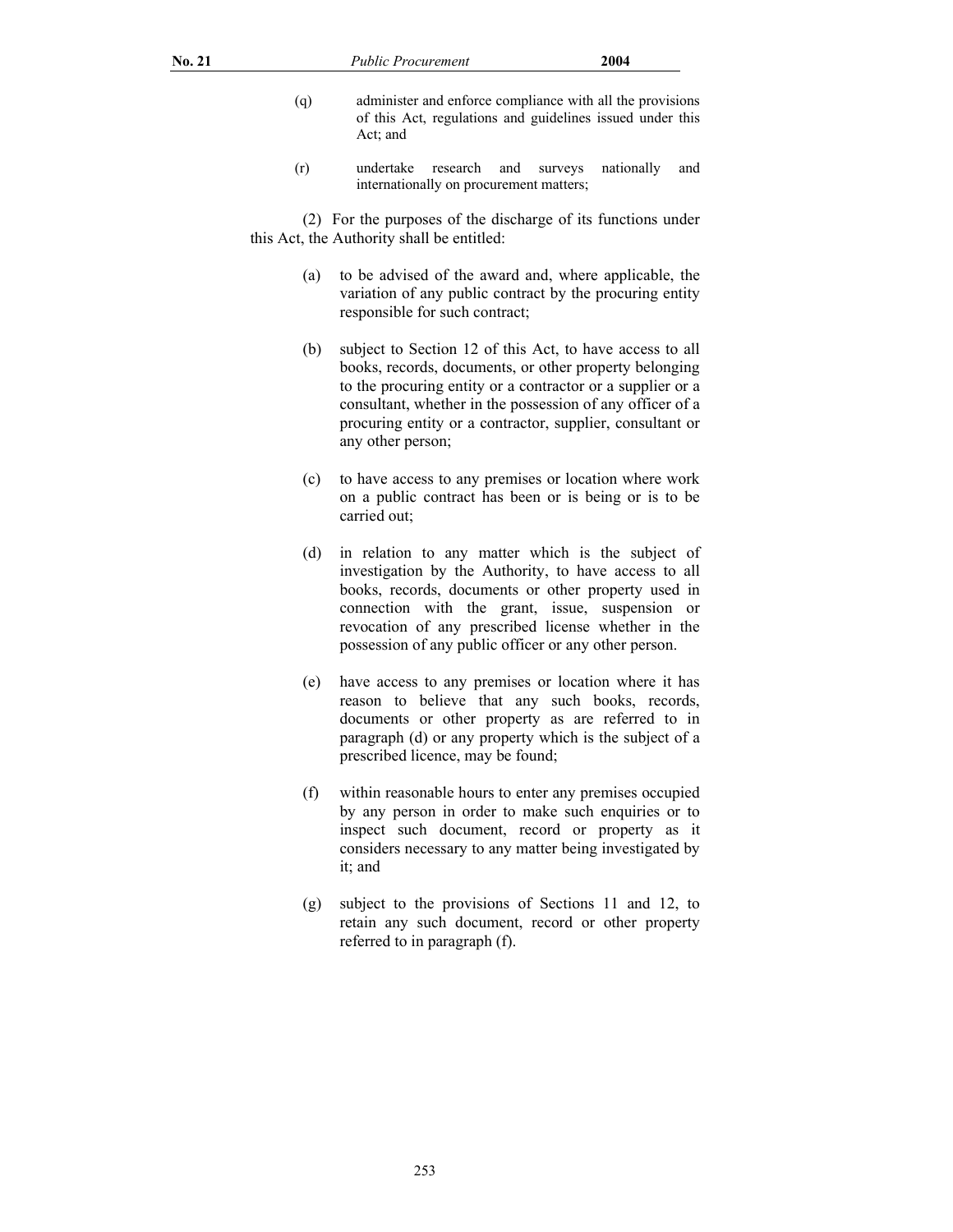(q) administer and enforce compliance with all the provisions of this Act, regulations and guidelines issued under this Act; and

(r) undertake research and surveys nationally and internationally on procurement matters;

(2) For the purposes of the discharge of its functions under this Act, the Authority shall be entitled:

(a) to be advised of the award and, where applicable, the variation of any public contract by the procuring entity responsible for such contract;

(b) subject to Section 12 of this Act, to have access to all books, records, documents, or other property belonging to the procuring entity or a contractor or a supplier or a consultant, whether in the possession of any officer of a procuring entity or a contractor, supplier, consultant or any other person;

(c) to have access to any premises or location where work on a public contract has been or is being or is to be carried out;

(d) in relation to any matter which is the subject of investigation by the Authority, to have access to all books, records, documents or other property used in connection with the grant, issue, suspension or revocation of any prescribed license whether in the possession of any public officer or any other person.

(e) have access to any premises or location where it has reason to believe that any such books, records, documents or other property as are referred to in paragraph (d) or any property which is the subject of a prescribed licence, may be found;

(f) within reasonable hours to enter any premises occupied by any person in order to make such enquiries or to inspect such document, record or property as it considers necessary to any matter being investigated by it; and

(g) subject to the provisions of Sections 11 and 12, to retain any such document, record or other property referred to in paragraph (f).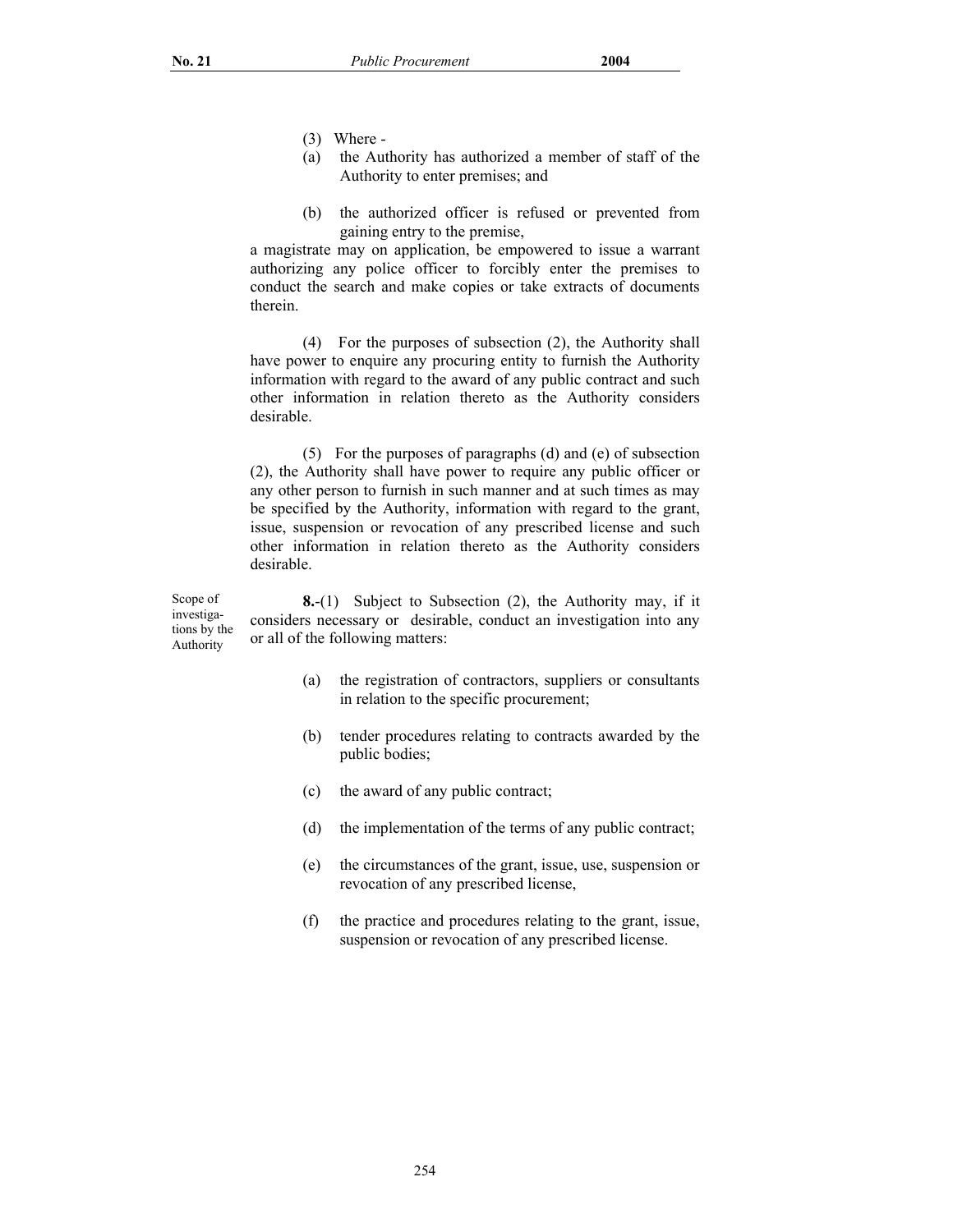(3) Where -

(a) the Authority has authorized a member of staff of the Authority to enter premises; and

(b) the authorized officer is refused or prevented from gaining entry to the premise,

a magistrate may on application, be empowered to issue a warrant authorizing any police officer to forcibly enter the premises to conduct the search and make copies or take extracts of documents therein.

(4) For the purposes of subsection (2), the Authority shall have power to enquire any procuring entity to furnish the Authority information with regard to the award of any public contract and such other information in relation thereto as the Authority considers desirable.

(5) For the purposes of paragraphs (d) and (e) of subsection (2), the Authority shall have power to require any public officer or any other person to furnish in such manner and at such times as may be specified by the Authority, information with regard to the grant, issue, suspension or revocation of any prescribed license and such other information in relation thereto as the Authority considers desirable.

Scope of investigations by the Authority

**8.**-(1) Subject to Subsection (2), the Authority may, if it considers necessary or desirable, conduct an investigation into any or all of the following matters:

(a) the registration of contractors, suppliers or consultants in relation to the specific procurement;

(b) tender procedures relating to contracts awarded by the public bodies;

(c) the award of any public contract;

(d) the implementation of the terms of any public contract;

(e) the circumstances of the grant, issue, use, suspension or revocation of any prescribed license,

(f) the practice and procedures relating to the grant, issue, suspension or revocation of any prescribed license.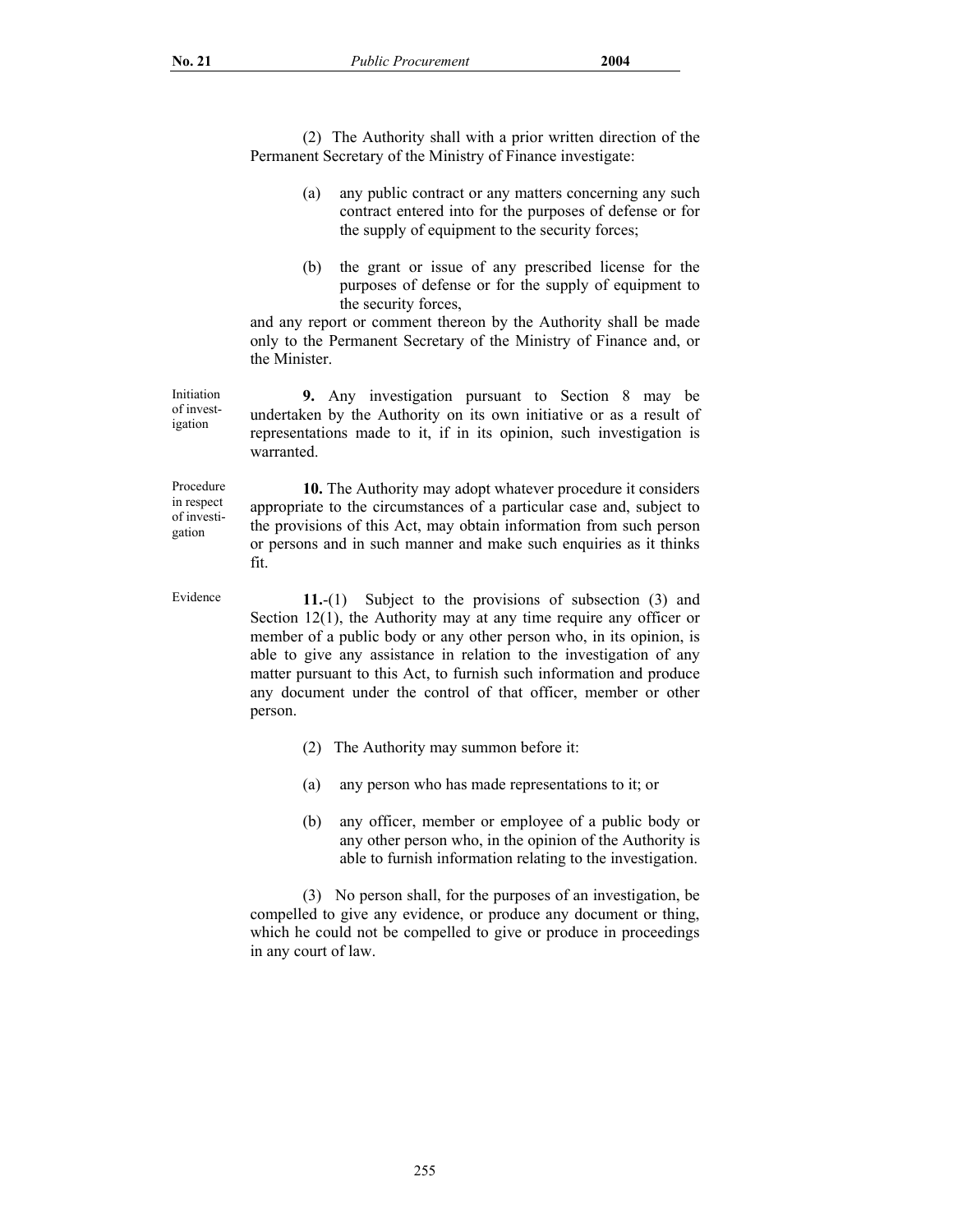(2) The Authority shall with a prior written direction of the Permanent Secretary of the Ministry of Finance investigate:

(a) any public contract or any matters concerning any such contract entered into for the purposes of defense or for the supply of equipment to the security forces;

(b) the grant or issue of any prescribed license for the purposes of defense or for the supply of equipment to the security forces,

and any report or comment thereon by the Authority shall be made only to the Permanent Secretary of the Ministry of Finance and, or the Minister.

Initiation of investigation

**9.** Any investigation pursuant to Section 8 may be undertaken by the Authority on its own initiative or as a result of representations made to it, if in its opinion, such investigation is warranted.

Procedure in respect of investigation

**10.** The Authority may adopt whatever procedure it considers appropriate to the circumstances of a particular case and, subject to the provisions of this Act, may obtain information from such person or persons and in such manner and make such enquiries as it thinks fit.

Evidence

**11.**-(1) Subject to the provisions of subsection (3) and Section 12(1), the Authority may at any time require any officer or member of a public body or any other person who, in its opinion, is able to give any assistance in relation to the investigation of any matter pursuant to this Act, to furnish such information and produce any document under the control of that officer, member or other person.

(2) The Authority may summon before it:

(a) any person who has made representations to it; or

(b) any officer, member or employee of a public body or any other person who, in the opinion of the Authority is able to furnish information relating to the investigation.

(3) No person shall, for the purposes of an investigation, be compelled to give any evidence, or produce any document or thing, which he could not be compelled to give or produce in proceedings in any court of law.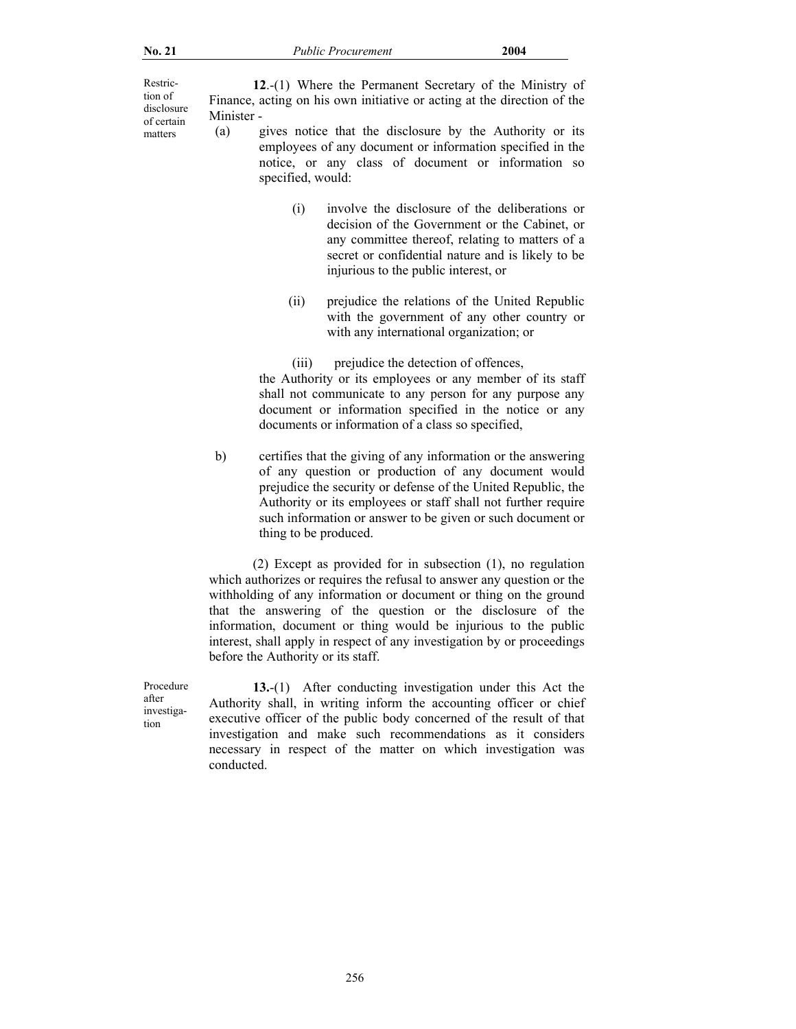Restriction of disclosure of certain matters

**12**.-(1) Where the Permanent Secretary of the Ministry of Finance, acting on his own initiative or acting at the direction of the Minister -

(a) gives notice that the disclosure by the Authority or its employees of any document or information specified in the notice, or any class of document or information so specified, would:

(i) involve the disclosure of the deliberations or decision of the Government or the Cabinet, or any committee thereof, relating to matters of a secret or confidential nature and is likely to be injurious to the public interest, or

(ii) prejudice the relations of the United Republic with the government of any other country or with any international organization; or

(iii) prejudice the detection of offences,

the Authority or its employees or any member of its staff shall not communicate to any person for any purpose any document or information specified in the notice or any documents or information of a class so specified,

b) certifies that the giving of any information or the answering of any question or production of any document would prejudice the security or defense of the United Republic, the Authority or its employees or staff shall not further require such information or answer to be given or such document or thing to be produced.

(2) Except as provided for in subsection (1), no regulation which authorizes or requires the refusal to answer any question or the withholding of any information or document or thing on the ground that the answering of the question or the disclosure of the information, document or thing would be injurious to the public interest, shall apply in respect of any investigation by or proceedings before the Authority or its staff.

Procedure after investigation

**13.**-(1) After conducting investigation under this Act the Authority shall, in writing inform the accounting officer or chief executive officer of the public body concerned of the result of that investigation and make such recommendations as it considers necessary in respect of the matter on which investigation was conducted.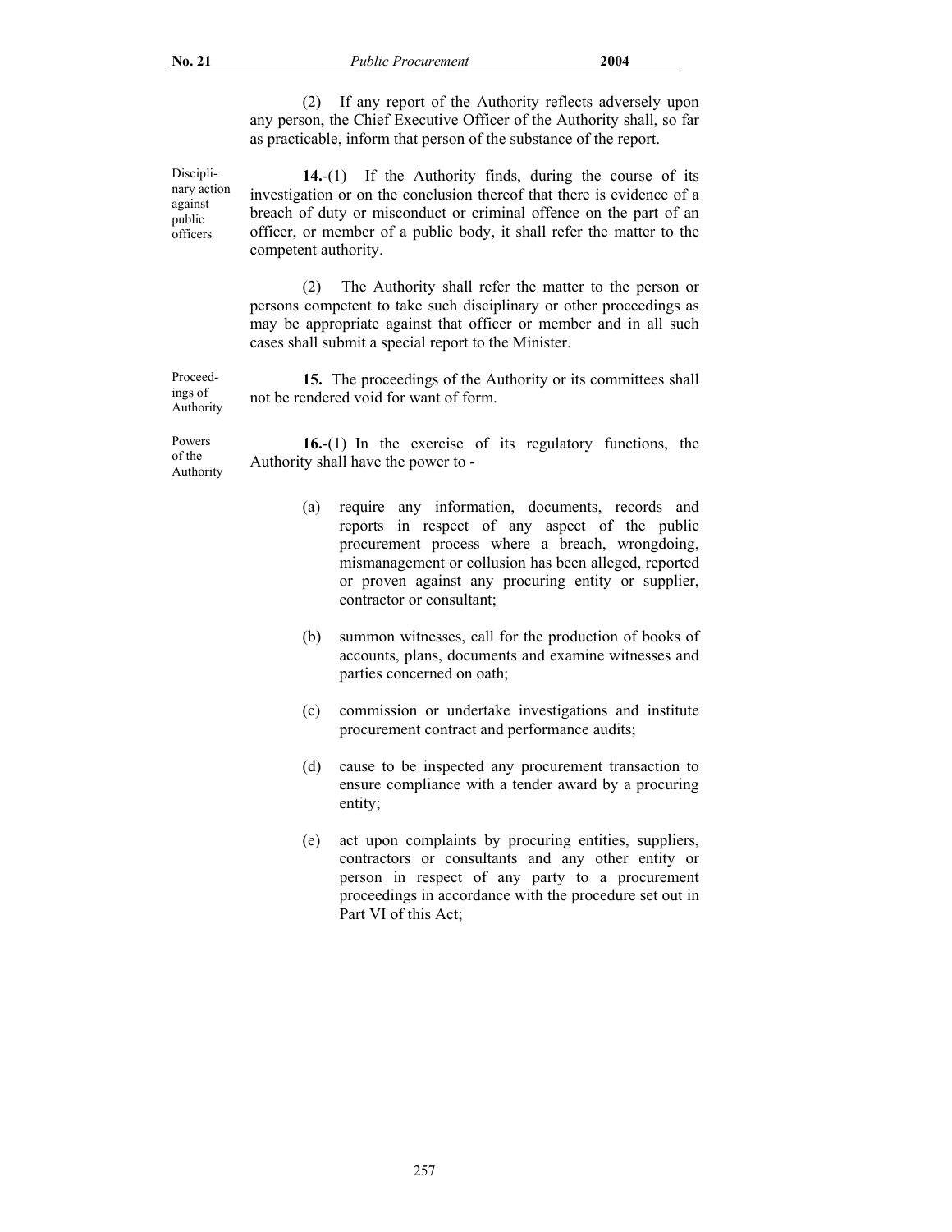(2) If any report of the Authority reflects adversely upon any person, the Chief Executive Officer of the Authority shall, so far as practicable, inform that person of the substance of the report.

Disciplinary action against public officers

**14.**-(1) If the Authority finds, during the course of its investigation or on the conclusion thereof that there is evidence of a breach of duty or misconduct or criminal offence on the part of an officer, or member of a public body, it shall refer the matter to the competent authority.

(2) The Authority shall refer the matter to the person or persons competent to take such disciplinary or other proceedings as may be appropriate against that officer or member and in all such cases shall submit a special report to the Minister.

Proceedings of Authority

**15.** The proceedings of the Authority or its committees shall not be rendered void for want of form.

Powers of the Authority

**16.**-(1) In the exercise of its regulatory functions, the Authority shall have the power to -

(a) require any information, documents, records and reports in respect of any aspect of the public procurement process where a breach, wrongdoing, mismanagement or collusion has been alleged, reported or proven against any procuring entity or supplier, contractor or consultant;

(b) summon witnesses, call for the production of books of accounts, plans, documents and examine witnesses and parties concerned on oath;

(c) commission or undertake investigations and institute procurement contract and performance audits;

(d) cause to be inspected any procurement transaction to ensure compliance with a tender award by a procuring entity;

(e) act upon complaints by procuring entities, suppliers, contractors or consultants and any other entity or person in respect of any party to a procurement proceedings in accordance with the procedure set out in Part VI of this Act;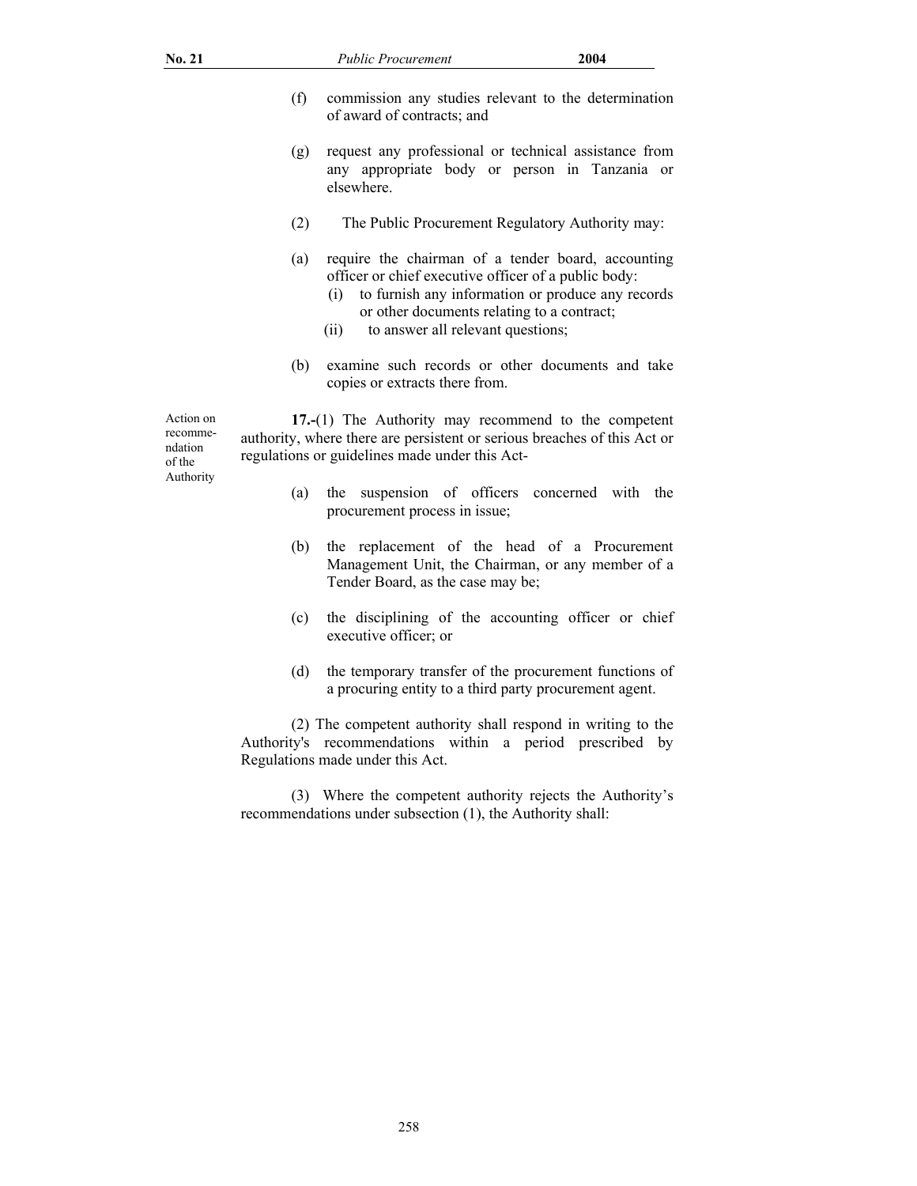(f) commission any studies relevant to the determination of award of contracts; and

(g) request any professional or technical assistance from any appropriate body or person in Tanzania or elsewhere.

(2) The Public Procurement Regulatory Authority may:

(a) require the chairman of a tender board, accounting officer or chief executive officer of a public body:
   (i) to furnish any information or produce any records or other documents relating to a contract;
   (ii) to answer all relevant questions;

(b) examine such records or other documents and take copies or extracts there from.

Action on recommendation of the Authority

**17.-**(1) The Authority may recommend to the competent authority, where there are persistent or serious breaches of this Act or regulations or guidelines made under this Act-

(a) the suspension of officers concerned with the procurement process in issue;

(b) the replacement of the head of a Procurement Management Unit, the Chairman, or any member of a Tender Board, as the case may be;

(c) the disciplining of the accounting officer or chief executive officer; or

(d) the temporary transfer of the procurement functions of a procuring entity to a third party procurement agent.

(2) The competent authority shall respond in writing to the Authority's recommendations within a period prescribed by Regulations made under this Act.

(3) Where the competent authority rejects the Authority's recommendations under subsection (1), the Authority shall: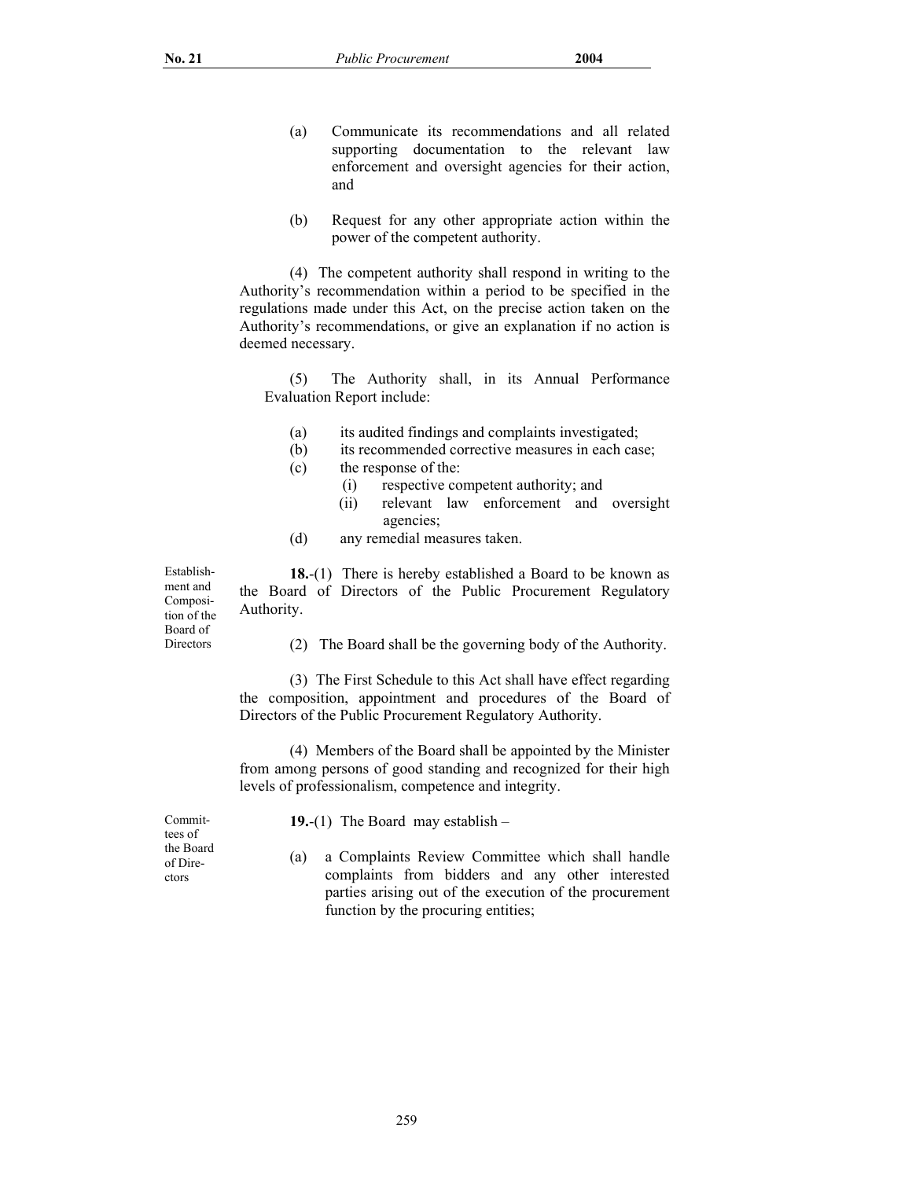(a) Communicate its recommendations and all related supporting documentation to the relevant law enforcement and oversight agencies for their action, and

(b) Request for any other appropriate action within the power of the competent authority.

(4) The competent authority shall respond in writing to the Authority's recommendation within a period to be specified in the regulations made under this Act, on the precise action taken on the Authority's recommendations, or give an explanation if no action is deemed necessary.

(5) The Authority shall, in its Annual Performance Evaluation Report include:

(a) its audited findings and complaints investigated;
(b) its recommended corrective measures in each case;
(c) the response of the:
  (i) respective competent authority; and
  (ii) relevant law enforcement and oversight agencies;
(d) any remedial measures taken.

Establishment and Composition of the Board of Directors

**18.**-(1) There is hereby established a Board to be known as the Board of Directors of the Public Procurement Regulatory Authority.

(2) The Board shall be the governing body of the Authority.

(3) The First Schedule to this Act shall have effect regarding the composition, appointment and procedures of the Board of Directors of the Public Procurement Regulatory Authority.

(4) Members of the Board shall be appointed by the Minister from among persons of good standing and recognized for their high levels of professionalism, competence and integrity.

Committees of the Board of Directors

**19.**-(1) The Board may establish –

(a) a Complaints Review Committee which shall handle complaints from bidders and any other interested parties arising out of the execution of the procurement function by the procuring entities;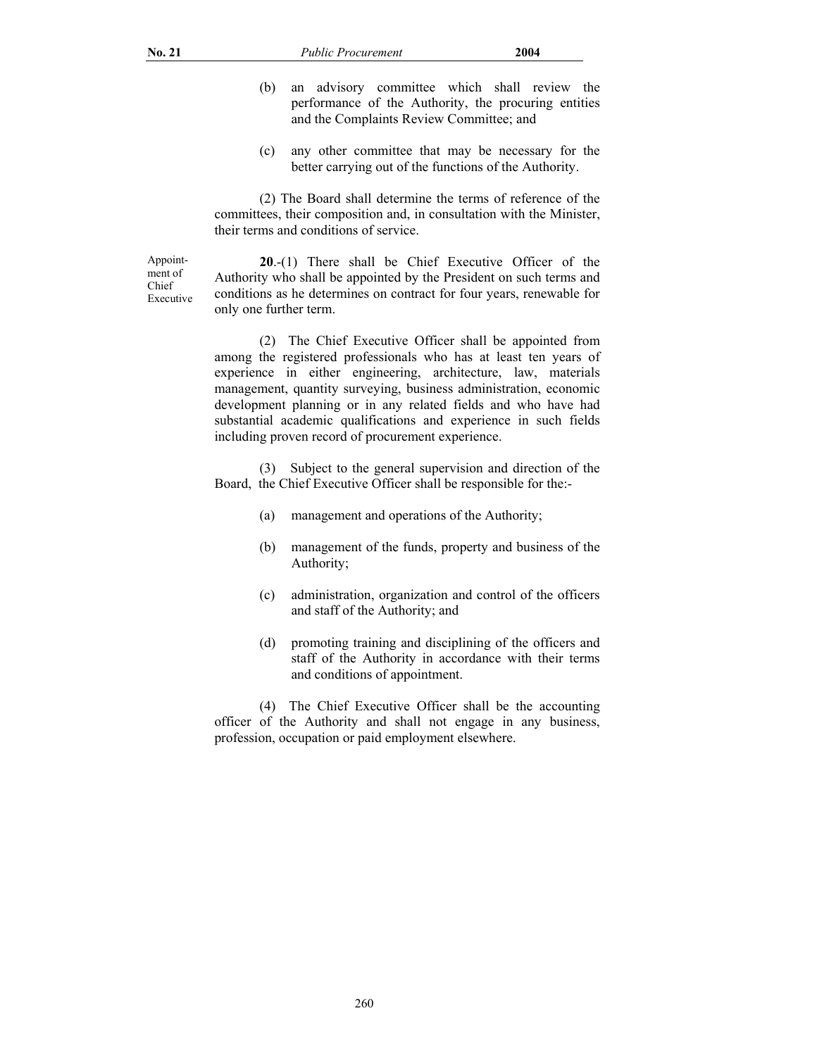(b) an advisory committee which shall review the performance of the Authority, the procuring entities and the Complaints Review Committee; and

(c) any other committee that may be necessary for the better carrying out of the functions of the Authority.

(2) The Board shall determine the terms of reference of the committees, their composition and, in consultation with the Minister, their terms and conditions of service.

Appointment of Chief Executive

**20**.-(1) There shall be Chief Executive Officer of the Authority who shall be appointed by the President on such terms and conditions as he determines on contract for four years, renewable for only one further term.

(2) The Chief Executive Officer shall be appointed from among the registered professionals who has at least ten years of experience in either engineering, architecture, law, materials management, quantity surveying, business administration, economic development planning or in any related fields and who have had substantial academic qualifications and experience in such fields including proven record of procurement experience.

(3) Subject to the general supervision and direction of the Board, the Chief Executive Officer shall be responsible for the:-

(a) management and operations of the Authority;

(b) management of the funds, property and business of the Authority;

(c) administration, organization and control of the officers and staff of the Authority; and

(d) promoting training and disciplining of the officers and staff of the Authority in accordance with their terms and conditions of appointment.

(4) The Chief Executive Officer shall be the accounting officer of the Authority and shall not engage in any business, profession, occupation or paid employment elsewhere.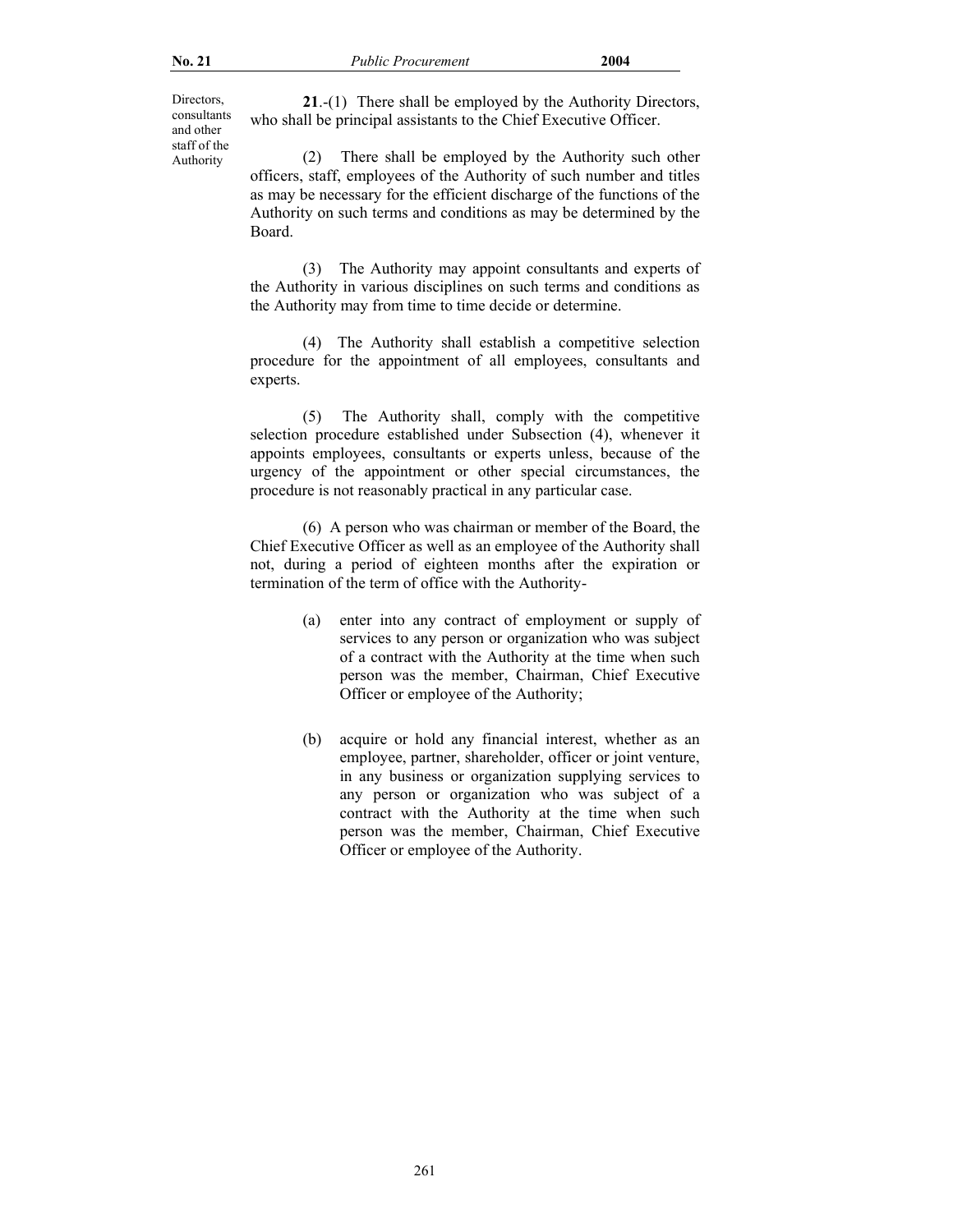Directors, consultants and other staff of the Authority

**21**.-(1) There shall be employed by the Authority Directors, who shall be principal assistants to the Chief Executive Officer.

(2) There shall be employed by the Authority such other officers, staff, employees of the Authority of such number and titles as may be necessary for the efficient discharge of the functions of the Authority on such terms and conditions as may be determined by the Board.

(3) The Authority may appoint consultants and experts of the Authority in various disciplines on such terms and conditions as the Authority may from time to time decide or determine.

(4) The Authority shall establish a competitive selection procedure for the appointment of all employees, consultants and experts.

(5) The Authority shall, comply with the competitive selection procedure established under Subsection (4), whenever it appoints employees, consultants or experts unless, because of the urgency of the appointment or other special circumstances, the procedure is not reasonably practical in any particular case.

(6) A person who was chairman or member of the Board, the Chief Executive Officer as well as an employee of the Authority shall not, during a period of eighteen months after the expiration or termination of the term of office with the Authority-

(a) enter into any contract of employment or supply of services to any person or organization who was subject of a contract with the Authority at the time when such person was the member, Chairman, Chief Executive Officer or employee of the Authority;

(b) acquire or hold any financial interest, whether as an employee, partner, shareholder, officer or joint venture, in any business or organization supplying services to any person or organization who was subject of a contract with the Authority at the time when such person was the member, Chairman, Chief Executive Officer or employee of the Authority.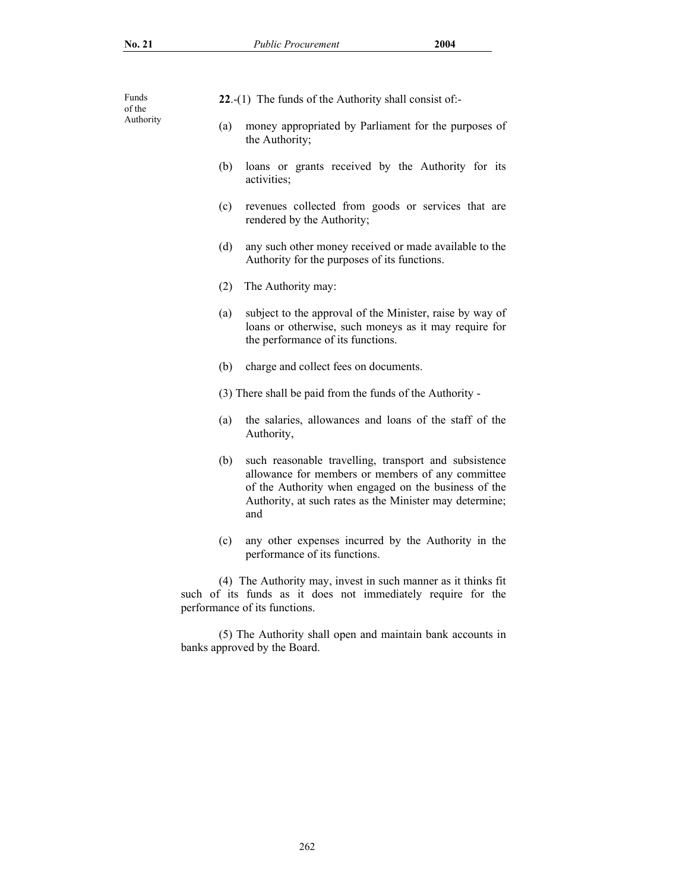Funds of the Authority

**22**.-(1) The funds of the Authority shall consist of:-

(a) money appropriated by Parliament for the purposes of the Authority;

(b) loans or grants received by the Authority for its activities;

(c) revenues collected from goods or services that are rendered by the Authority;

(d) any such other money received or made available to the Authority for the purposes of its functions.

(2) The Authority may:

(a) subject to the approval of the Minister, raise by way of loans or otherwise, such moneys as it may require for the performance of its functions.

(b) charge and collect fees on documents.

(3) There shall be paid from the funds of the Authority -

(a) the salaries, allowances and loans of the staff of the Authority,

(b) such reasonable travelling, transport and subsistence allowance for members or members of any committee of the Authority when engaged on the business of the Authority, at such rates as the Minister may determine; and

(c) any other expenses incurred by the Authority in the performance of its functions.

(4) The Authority may, invest in such manner as it thinks fit such of its funds as it does not immediately require for the performance of its functions.

(5) The Authority shall open and maintain bank accounts in banks approved by the Board.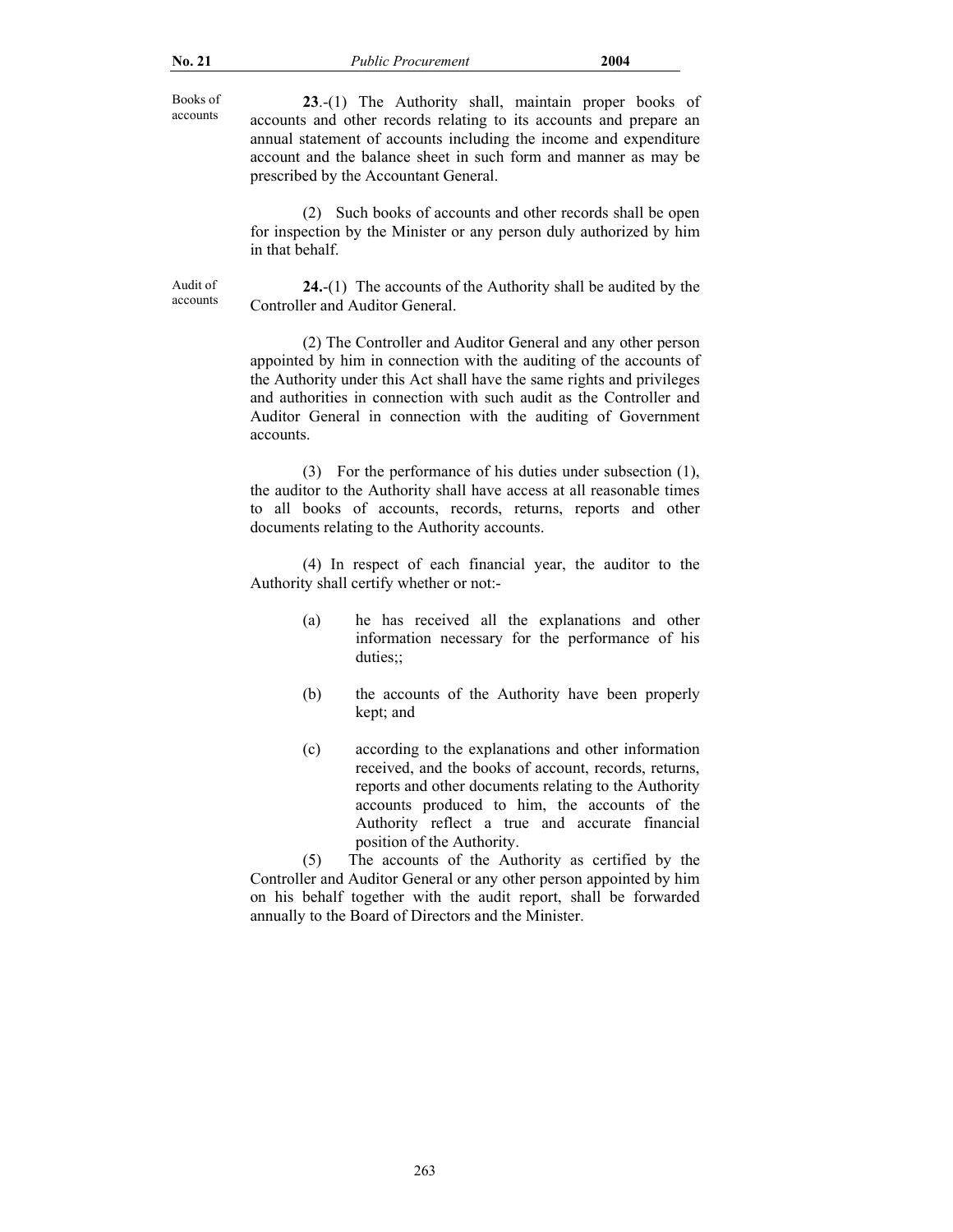Books of accounts

**23**.-(1) The Authority shall, maintain proper books of accounts and other records relating to its accounts and prepare an annual statement of accounts including the income and expenditure account and the balance sheet in such form and manner as may be prescribed by the Accountant General.

(2) Such books of accounts and other records shall be open for inspection by the Minister or any person duly authorized by him in that behalf.

Audit of accounts

**24.**-(1) The accounts of the Authority shall be audited by the Controller and Auditor General.

(2) The Controller and Auditor General and any other person appointed by him in connection with the auditing of the accounts of the Authority under this Act shall have the same rights and privileges and authorities in connection with such audit as the Controller and Auditor General in connection with the auditing of Government accounts.

(3) For the performance of his duties under subsection (1), the auditor to the Authority shall have access at all reasonable times to all books of accounts, records, returns, reports and other documents relating to the Authority accounts.

(4) In respect of each financial year, the auditor to the Authority shall certify whether or not:-

(a) he has received all the explanations and other information necessary for the performance of his duties;;

(b) the accounts of the Authority have been properly kept; and

(c) according to the explanations and other information received, and the books of account, records, returns, reports and other documents relating to the Authority accounts produced to him, the accounts of the Authority reflect a true and accurate financial position of the Authority.

(5) The accounts of the Authority as certified by the Controller and Auditor General or any other person appointed by him on his behalf together with the audit report, shall be forwarded annually to the Board of Directors and the Minister.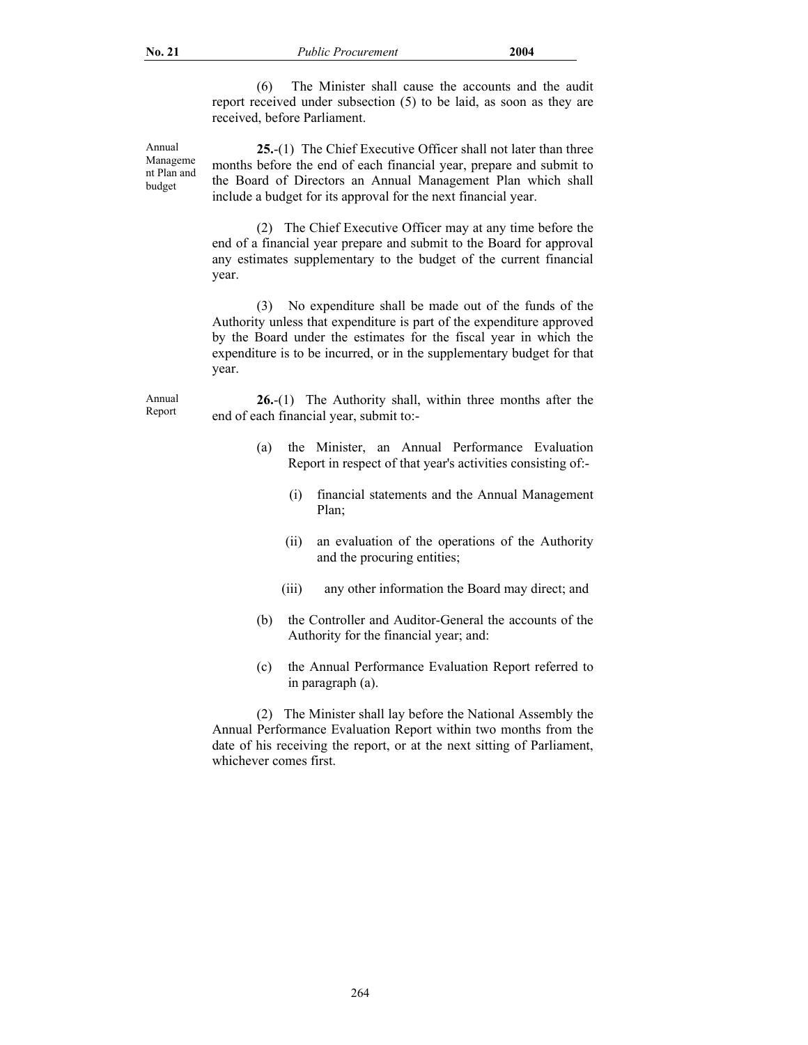(6) The Minister shall cause the accounts and the audit report received under subsection (5) to be laid, as soon as they are received, before Parliament.

Annual Management Plan and budget

**25.**-(1) The Chief Executive Officer shall not later than three months before the end of each financial year, prepare and submit to the Board of Directors an Annual Management Plan which shall include a budget for its approval for the next financial year.

(2) The Chief Executive Officer may at any time before the end of a financial year prepare and submit to the Board for approval any estimates supplementary to the budget of the current financial year.

(3) No expenditure shall be made out of the funds of the Authority unless that expenditure is part of the expenditure approved by the Board under the estimates for the fiscal year in which the expenditure is to be incurred, or in the supplementary budget for that year.

Annual Report

**26.**-(1) The Authority shall, within three months after the end of each financial year, submit to:-

(a) the Minister, an Annual Performance Evaluation Report in respect of that year's activities consisting of:-

(i) financial statements and the Annual Management Plan;

(ii) an evaluation of the operations of the Authority and the procuring entities;

(iii) any other information the Board may direct; and

(b) the Controller and Auditor-General the accounts of the Authority for the financial year; and:

(c) the Annual Performance Evaluation Report referred to in paragraph (a).

(2) The Minister shall lay before the National Assembly the Annual Performance Evaluation Report within two months from the date of his receiving the report, or at the next sitting of Parliament, whichever comes first.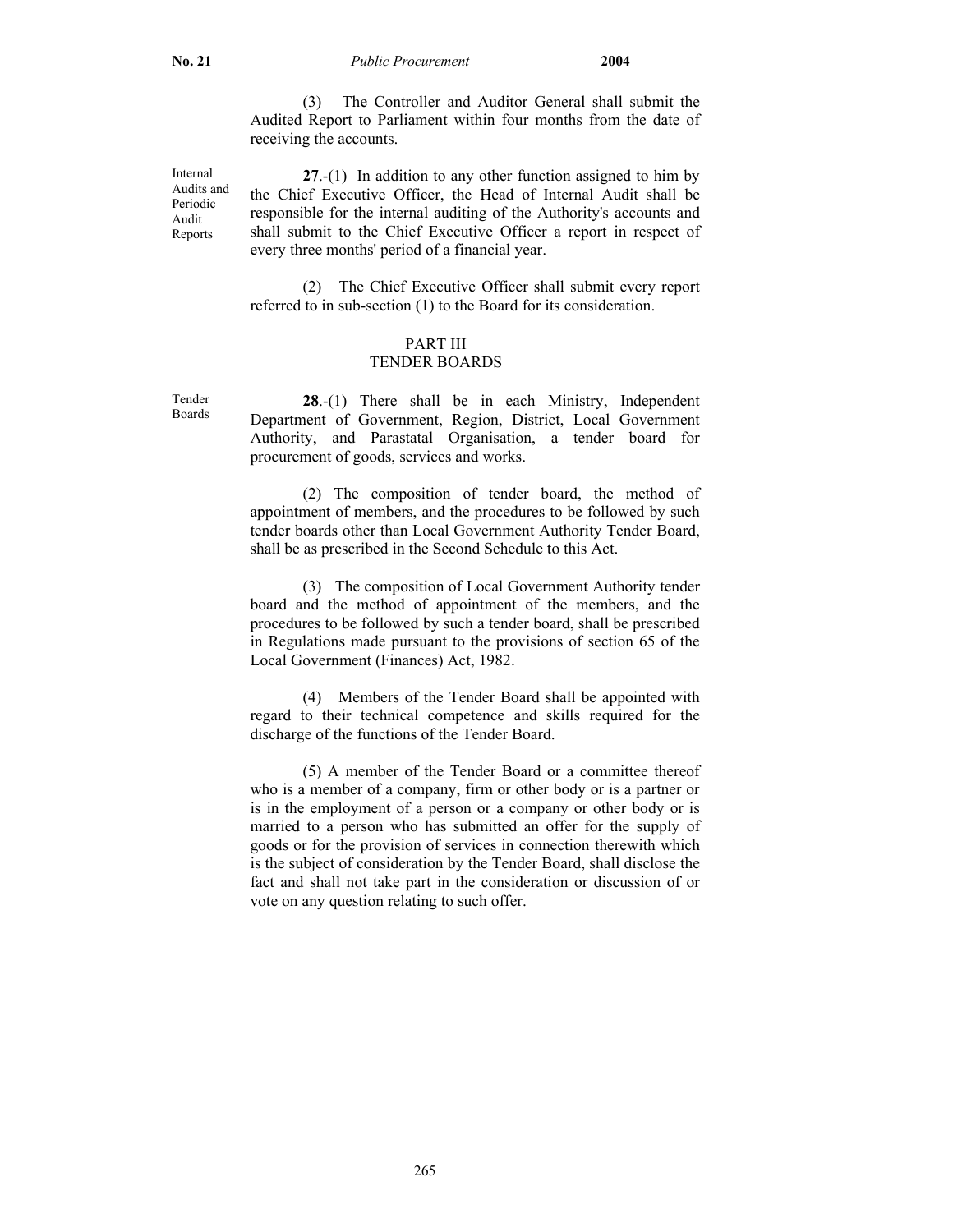(3) The Controller and Auditor General shall submit the Audited Report to Parliament within four months from the date of receiving the accounts.

Internal Audits and Periodic Audit Reports

**27**.-(1) In addition to any other function assigned to him by the Chief Executive Officer, the Head of Internal Audit shall be responsible for the internal auditing of the Authority's accounts and shall submit to the Chief Executive Officer a report in respect of every three months' period of a financial year.

(2) The Chief Executive Officer shall submit every report referred to in sub-section (1) to the Board for its consideration.

## PART III
## TENDER BOARDS

Tender Boards

**28**.-(1) There shall be in each Ministry, Independent Department of Government, Region, District, Local Government Authority, and Parastatal Organisation, a tender board for procurement of goods, services and works.

(2) The composition of tender board, the method of appointment of members, and the procedures to be followed by such tender boards other than Local Government Authority Tender Board, shall be as prescribed in the Second Schedule to this Act.

(3) The composition of Local Government Authority tender board and the method of appointment of the members, and the procedures to be followed by such a tender board, shall be prescribed in Regulations made pursuant to the provisions of section 65 of the Local Government (Finances) Act, 1982.

(4) Members of the Tender Board shall be appointed with regard to their technical competence and skills required for the discharge of the functions of the Tender Board.

(5) A member of the Tender Board or a committee thereof who is a member of a company, firm or other body or is a partner or is in the employment of a person or a company or other body or is married to a person who has submitted an offer for the supply of goods or for the provision of services in connection therewith which is the subject of consideration by the Tender Board, shall disclose the fact and shall not take part in the consideration or discussion of or vote on any question relating to such offer.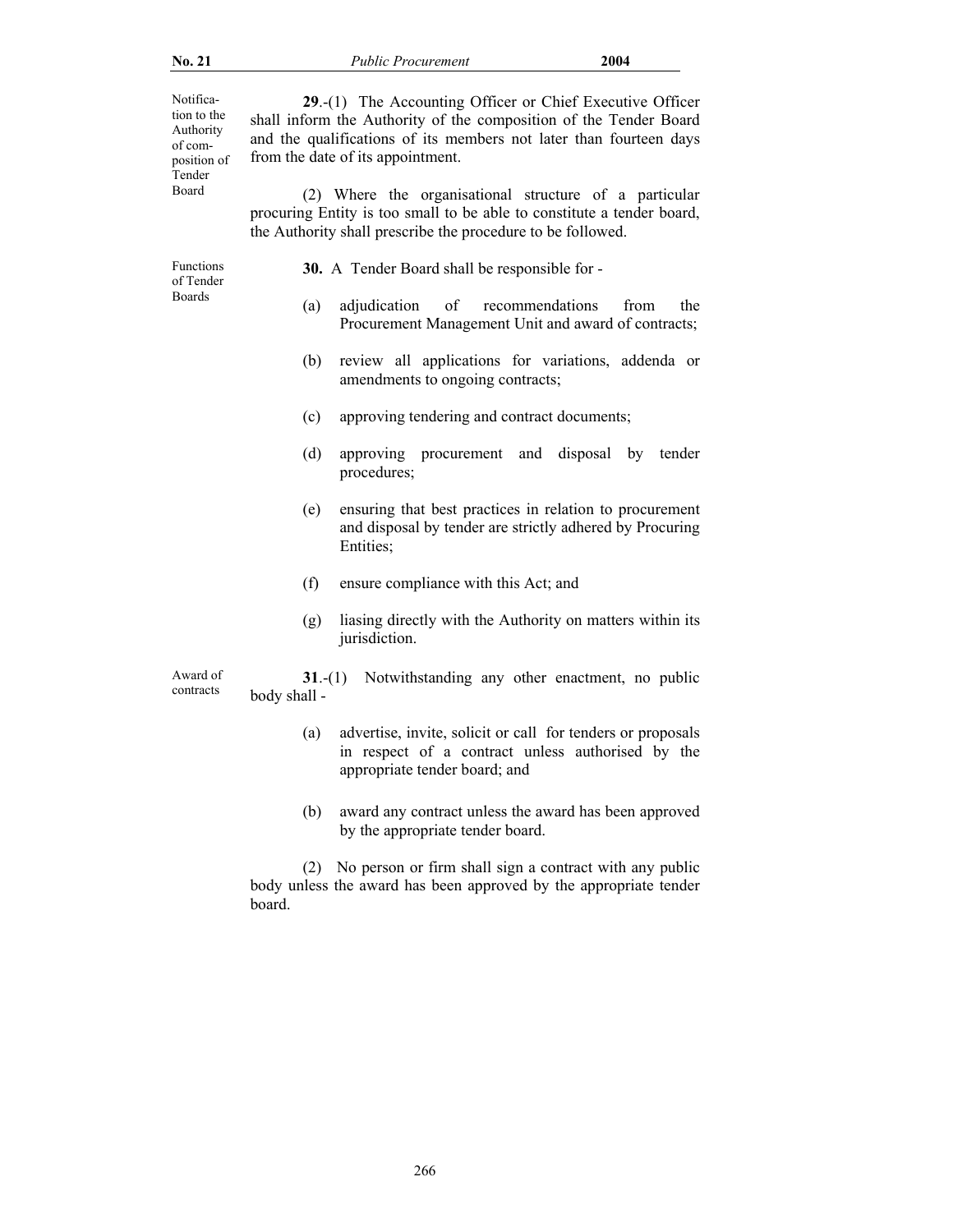**Notification to the Authority of composition of Tender Board**

**29**.-(1) The Accounting Officer or Chief Executive Officer shall inform the Authority of the composition of the Tender Board and the qualifications of its members not later than fourteen days from the date of its appointment.

(2) Where the organisational structure of a particular procuring Entity is too small to be able to constitute a tender board, the Authority shall prescribe the procedure to be followed.

**Functions of Tender Boards**

**30.** A Tender Board shall be responsible for -

(a) adjudication of recommendations from the Procurement Management Unit and award of contracts;

(b) review all applications for variations, addenda or amendments to ongoing contracts;

(c) approving tendering and contract documents;

(d) approving procurement and disposal by tender procedures;

(e) ensuring that best practices in relation to procurement and disposal by tender are strictly adhered by Procuring Entities;

(f) ensure compliance with this Act; and

(g) liasing directly with the Authority on matters within its jurisdiction.

**Award of contracts**

**31**.-(1) Notwithstanding any other enactment, no public body shall -

(a) advertise, invite, solicit or call for tenders or proposals in respect of a contract unless authorised by the appropriate tender board; and

(b) award any contract unless the award has been approved by the appropriate tender board.

(2) No person or firm shall sign a contract with any public body unless the award has been approved by the appropriate tender board.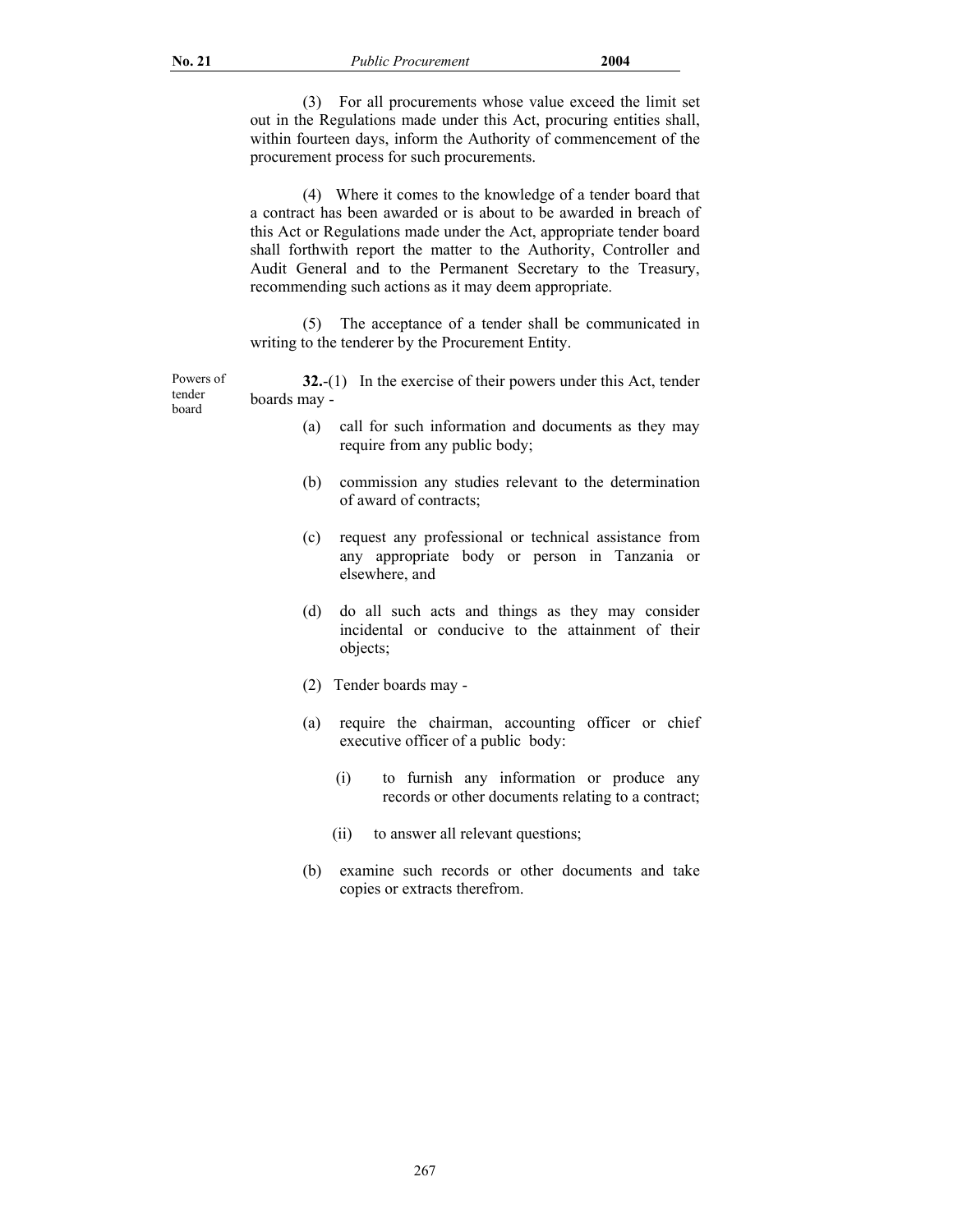(3) For all procurements whose value exceed the limit set out in the Regulations made under this Act, procuring entities shall, within fourteen days, inform the Authority of commencement of the procurement process for such procurements.

(4) Where it comes to the knowledge of a tender board that a contract has been awarded or is about to be awarded in breach of this Act or Regulations made under the Act, appropriate tender board shall forthwith report the matter to the Authority, Controller and Audit General and to the Permanent Secretary to the Treasury, recommending such actions as it may deem appropriate.

(5) The acceptance of a tender shall be communicated in writing to the tenderer by the Procurement Entity.

Powers of tender board

**32.**-(1) In the exercise of their powers under this Act, tender boards may -

(a) call for such information and documents as they may require from any public body;

(b) commission any studies relevant to the determination of award of contracts;

(c) request any professional or technical assistance from any appropriate body or person in Tanzania or elsewhere, and

(d) do all such acts and things as they may consider incidental or conducive to the attainment of their objects;

(2) Tender boards may -

(a) require the chairman, accounting officer or chief executive officer of a public body:

(i) to furnish any information or produce any records or other documents relating to a contract;

(ii) to answer all relevant questions;

(b) examine such records or other documents and take copies or extracts therefrom.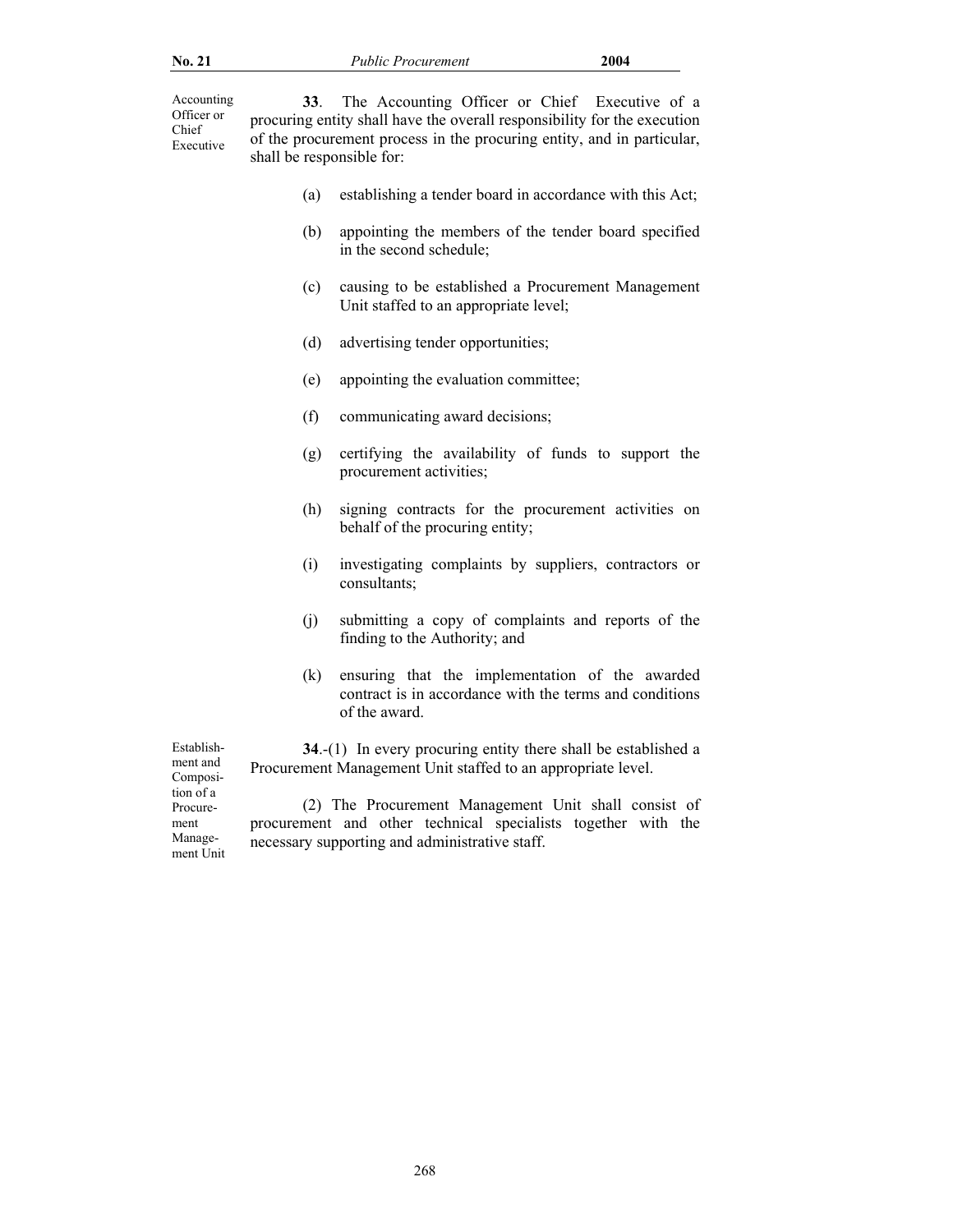**Accounting Officer or Chief Executive**

**33**. The Accounting Officer or Chief Executive of a procuring entity shall have the overall responsibility for the execution of the procurement process in the procuring entity, and in particular, shall be responsible for:

(a) establishing a tender board in accordance with this Act;

(b) appointing the members of the tender board specified in the second schedule;

(c) causing to be established a Procurement Management Unit staffed to an appropriate level;

(d) advertising tender opportunities;

(e) appointing the evaluation committee;

(f) communicating award decisions;

(g) certifying the availability of funds to support the procurement activities;

(h) signing contracts for the procurement activities on behalf of the procuring entity;

(i) investigating complaints by suppliers, contractors or consultants;

(j) submitting a copy of complaints and reports of the finding to the Authority; and

(k) ensuring that the implementation of the awarded contract is in accordance with the terms and conditions of the award.

**Establishment and Composition of a Procurement Management Unit**

**34**.-(1) In every procuring entity there shall be established a Procurement Management Unit staffed to an appropriate level.

(2) The Procurement Management Unit shall consist of procurement and other technical specialists together with the necessary supporting and administrative staff.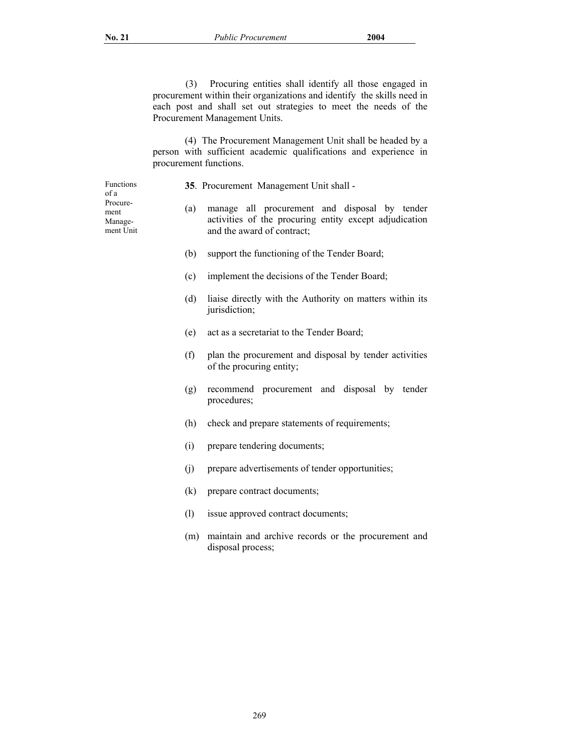(3) Procuring entities shall identify all those engaged in procurement within their organizations and identify the skills need in each post and shall set out strategies to meet the needs of the Procurement Management Units.

(4) The Procurement Management Unit shall be headed by a person with sufficient academic qualifications and experience in procurement functions.

Functions of a Procurement Management Unit

**35**. Procurement Management Unit shall -

(a) manage all procurement and disposal by tender activities of the procuring entity except adjudication and the award of contract;

(b) support the functioning of the Tender Board;

(c) implement the decisions of the Tender Board;

(d) liaise directly with the Authority on matters within its jurisdiction;

(e) act as a secretariat to the Tender Board;

(f) plan the procurement and disposal by tender activities of the procuring entity;

(g) recommend procurement and disposal by tender procedures;

(h) check and prepare statements of requirements;

(i) prepare tendering documents;

(j) prepare advertisements of tender opportunities;

(k) prepare contract documents;

(l) issue approved contract documents;

(m) maintain and archive records or the procurement and disposal process;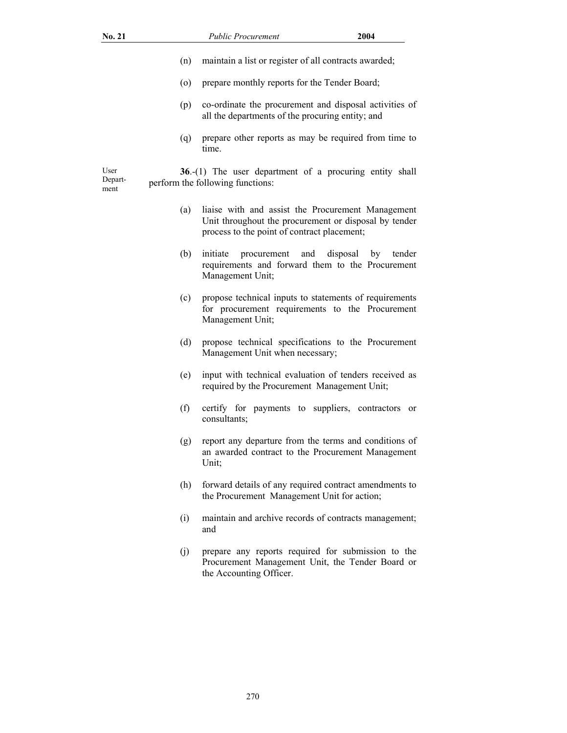(n) maintain a list or register of all contracts awarded;

(o) prepare monthly reports for the Tender Board;

(p) co-ordinate the procurement and disposal activities of all the departments of the procuring entity; and

(q) prepare other reports as may be required from time to time.

User Department

**36**.-(1) The user department of a procuring entity shall perform the following functions:

(a) liaise with and assist the Procurement Management Unit throughout the procurement or disposal by tender process to the point of contract placement;

(b) initiate procurement and disposal by tender requirements and forward them to the Procurement Management Unit;

(c) propose technical inputs to statements of requirements for procurement requirements to the Procurement Management Unit;

(d) propose technical specifications to the Procurement Management Unit when necessary;

(e) input with technical evaluation of tenders received as required by the Procurement Management Unit;

(f) certify for payments to suppliers, contractors or consultants;

(g) report any departure from the terms and conditions of an awarded contract to the Procurement Management Unit;

(h) forward details of any required contract amendments to the Procurement Management Unit for action;

(i) maintain and archive records of contracts management; and

(j) prepare any reports required for submission to the Procurement Management Unit, the Tender Board or the Accounting Officer.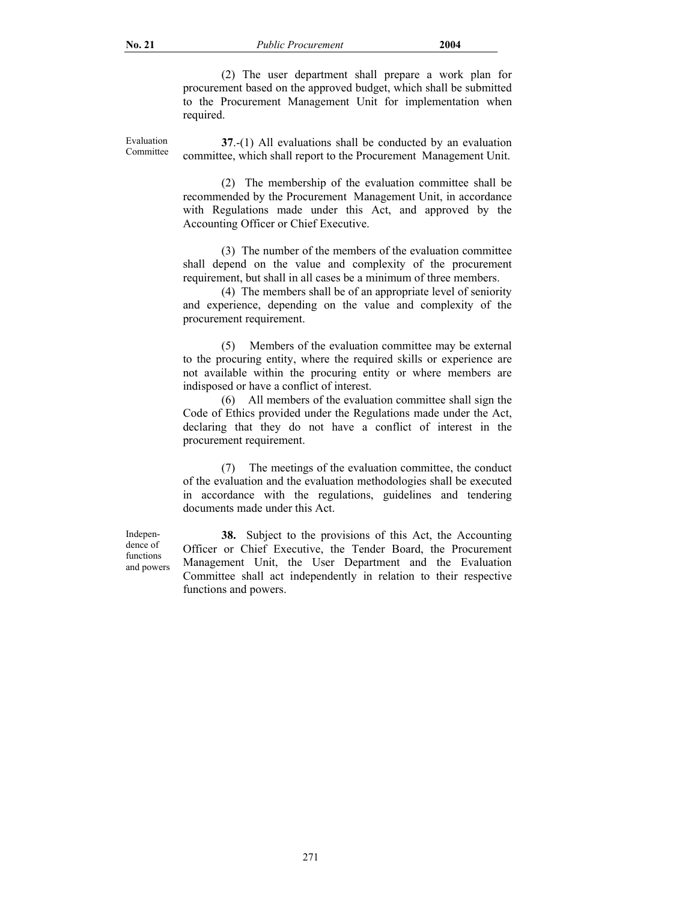(2) The user department shall prepare a work plan for procurement based on the approved budget, which shall be submitted to the Procurement Management Unit for implementation when required.

Evaluation Committee

**37**.-(1) All evaluations shall be conducted by an evaluation committee, which shall report to the Procurement Management Unit.

(2) The membership of the evaluation committee shall be recommended by the Procurement Management Unit, in accordance with Regulations made under this Act, and approved by the Accounting Officer or Chief Executive.

(3) The number of the members of the evaluation committee shall depend on the value and complexity of the procurement requirement, but shall in all cases be a minimum of three members.

(4) The members shall be of an appropriate level of seniority and experience, depending on the value and complexity of the procurement requirement.

(5) Members of the evaluation committee may be external to the procuring entity, where the required skills or experience are not available within the procuring entity or where members are indisposed or have a conflict of interest.

(6) All members of the evaluation committee shall sign the Code of Ethics provided under the Regulations made under the Act, declaring that they do not have a conflict of interest in the procurement requirement.

(7) The meetings of the evaluation committee, the conduct of the evaluation and the evaluation methodologies shall be executed in accordance with the regulations, guidelines and tendering documents made under this Act.

Independence of functions and powers

**38.** Subject to the provisions of this Act, the Accounting Officer or Chief Executive, the Tender Board, the Procurement Management Unit, the User Department and the Evaluation Committee shall act independently in relation to their respective functions and powers.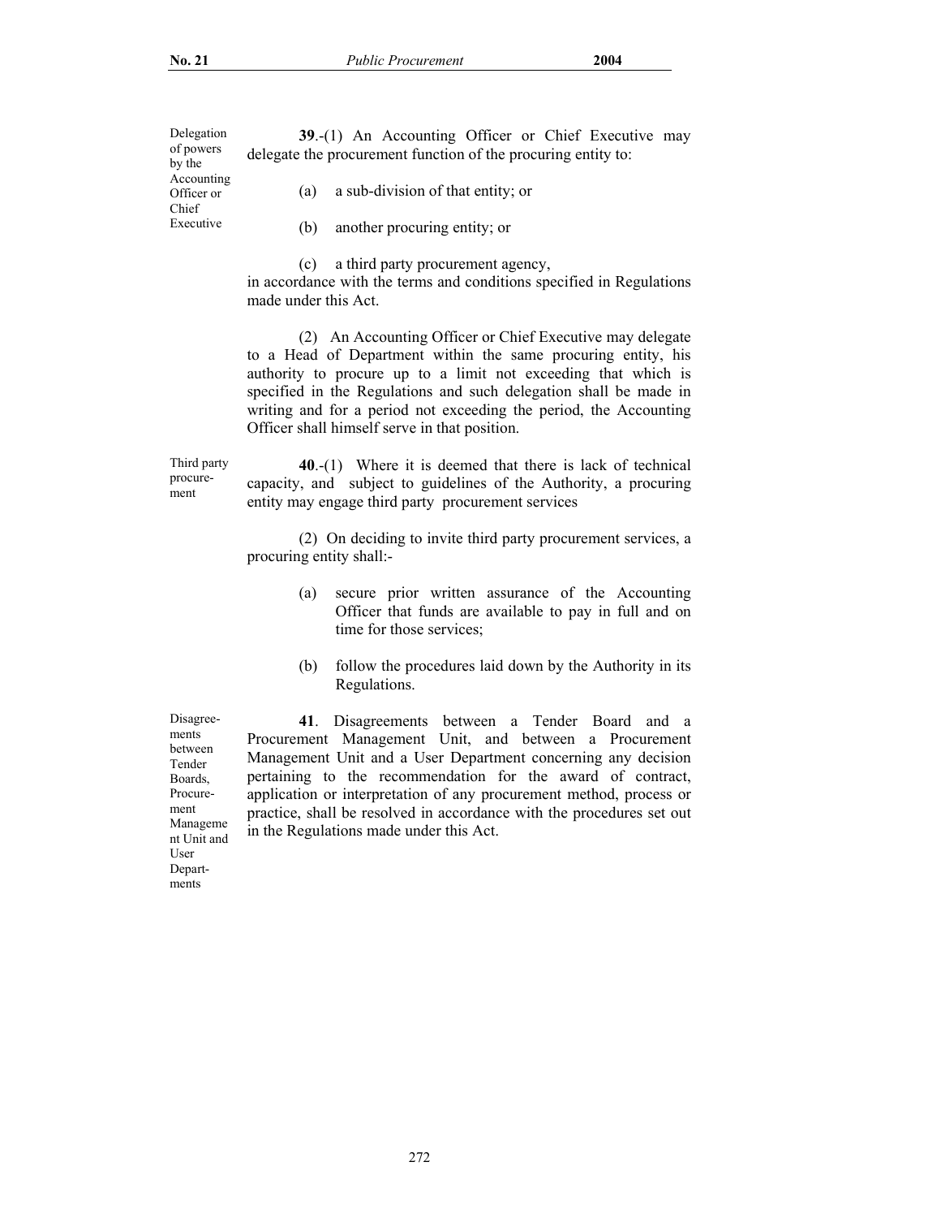**Delegation of powers by the Accounting Officer or Chief Executive**

**39**.-(1) An Accounting Officer or Chief Executive may delegate the procurement function of the procuring entity to:

(a) a sub-division of that entity; or

(b) another procuring entity; or

(c) a third party procurement agency,

in accordance with the terms and conditions specified in Regulations made under this Act.

(2) An Accounting Officer or Chief Executive may delegate to a Head of Department within the same procuring entity, his authority to procure up to a limit not exceeding that which is specified in the Regulations and such delegation shall be made in writing and for a period not exceeding the period, the Accounting Officer shall himself serve in that position.

**Third party procurement**

**40**.-(1) Where it is deemed that there is lack of technical capacity, and subject to guidelines of the Authority, a procuring entity may engage third party procurement services

(2) On deciding to invite third party procurement services, a procuring entity shall:-

(a) secure prior written assurance of the Accounting Officer that funds are available to pay in full and on time for those services;

(b) follow the procedures laid down by the Authority in its Regulations.

**Disagreements between Tender Boards, Procurement Management Unit and User Departments**

**41**. Disagreements between a Tender Board and a Procurement Management Unit, and between a Procurement Management Unit and a User Department concerning any decision pertaining to the recommendation for the award of contract, application or interpretation of any procurement method, process or practice, shall be resolved in accordance with the procedures set out in the Regulations made under this Act.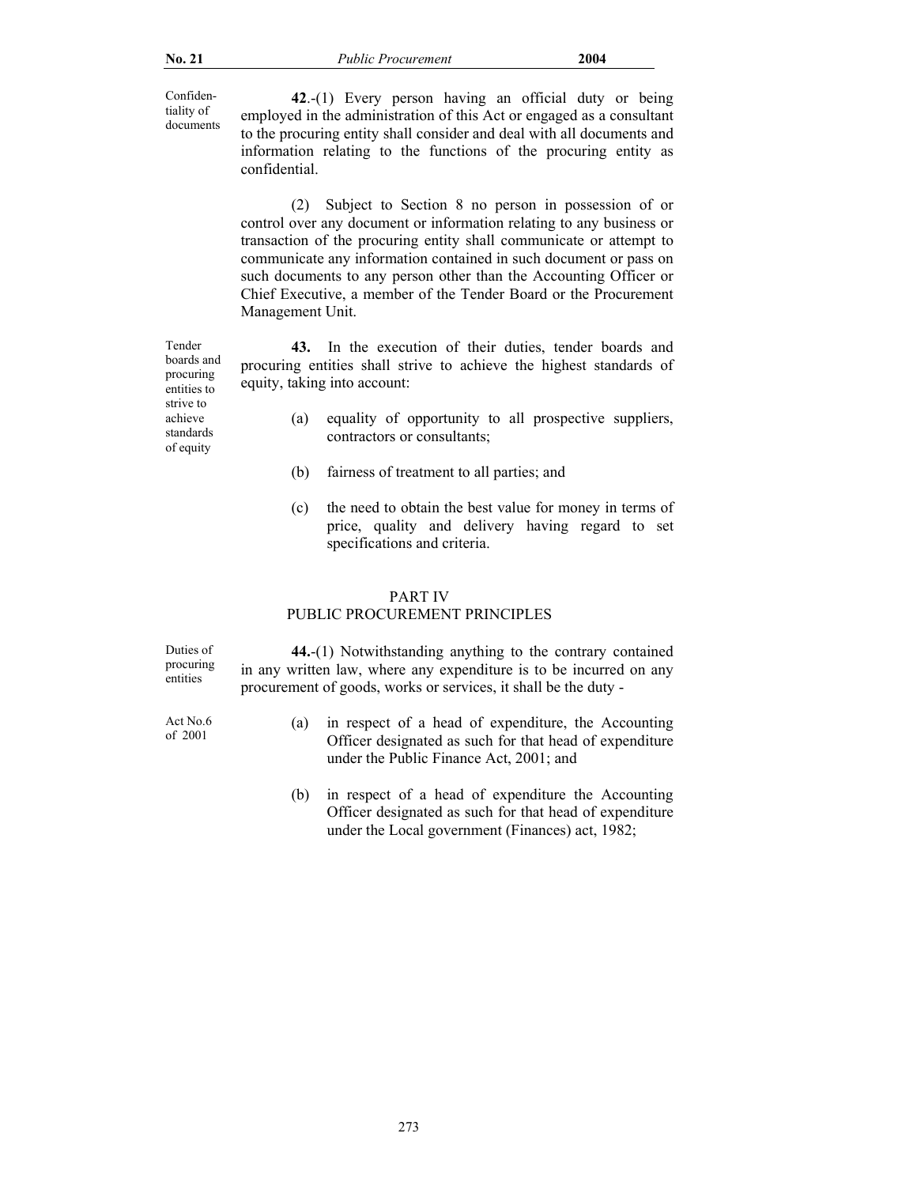Confidentiality of documents

**42**.-(1) Every person having an official duty or being employed in the administration of this Act or engaged as a consultant to the procuring entity shall consider and deal with all documents and information relating to the functions of the procuring entity as confidential.

(2) Subject to Section 8 no person in possession of or control over any document or information relating to any business or transaction of the procuring entity shall communicate or attempt to communicate any information contained in such document or pass on such documents to any person other than the Accounting Officer or Chief Executive, a member of the Tender Board or the Procurement Management Unit.

Tender boards and procuring entities to strive to achieve standards of equity

**43.** In the execution of their duties, tender boards and procuring entities shall strive to achieve the highest standards of equity, taking into account:

(a) equality of opportunity to all prospective suppliers, contractors or consultants;

(b) fairness of treatment to all parties; and

(c) the need to obtain the best value for money in terms of price, quality and delivery having regard to set specifications and criteria.

## PART IV
## PUBLIC PROCUREMENT PRINCIPLES

Duties of procuring entities

**44.**-(1) Notwithstanding anything to the contrary contained in any written law, where any expenditure is to be incurred on any procurement of goods, works or services, it shall be the duty -

Act No.6 of 2001

(a) in respect of a head of expenditure, the Accounting Officer designated as such for that head of expenditure under the Public Finance Act, 2001; and

(b) in respect of a head of expenditure the Accounting Officer designated as such for that head of expenditure under the Local government (Finances) act, 1982;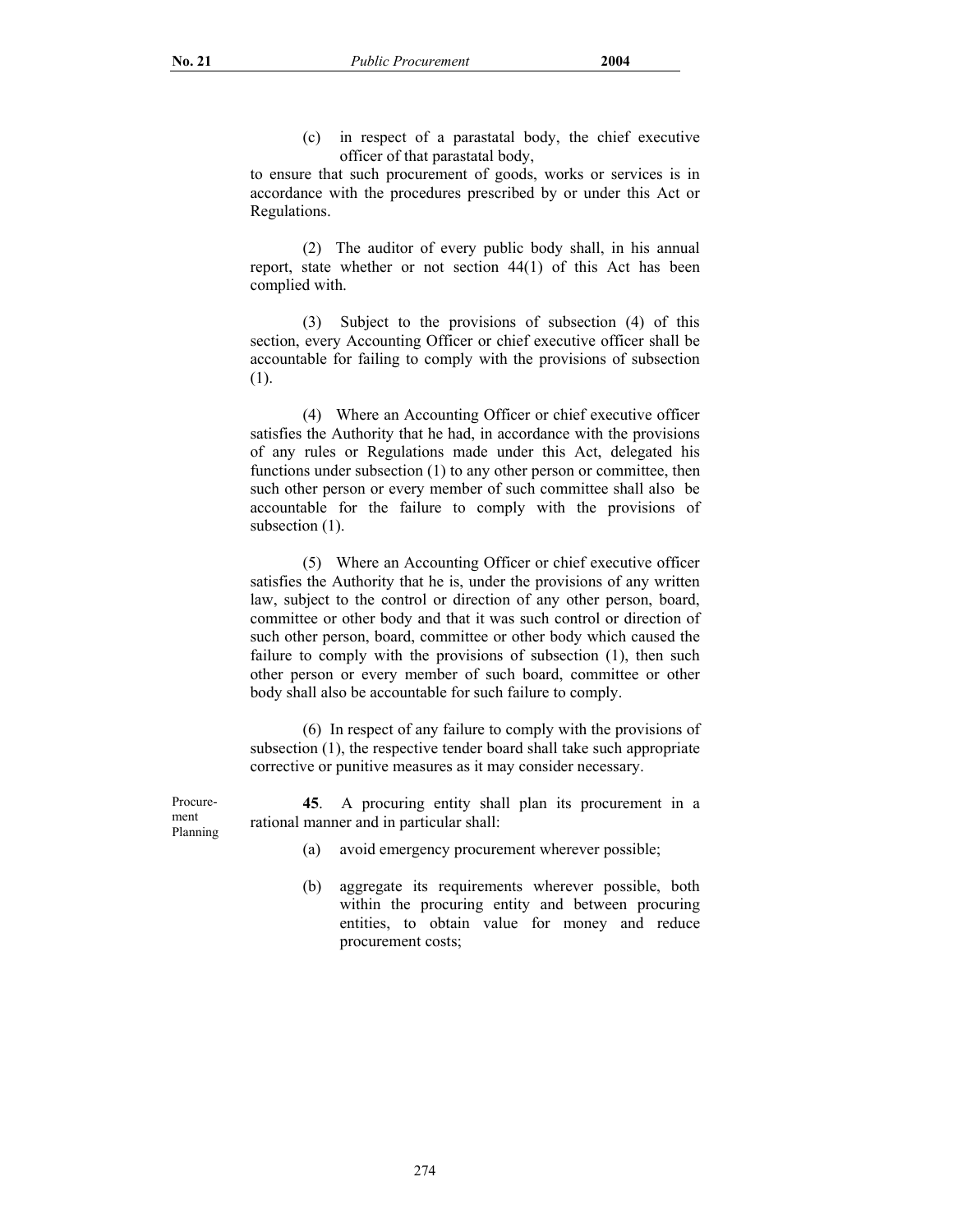(c) in respect of a parastatal body, the chief executive officer of that parastatal body,

to ensure that such procurement of goods, works or services is in accordance with the procedures prescribed by or under this Act or Regulations.

(2) The auditor of every public body shall, in his annual report, state whether or not section 44(1) of this Act has been complied with.

(3) Subject to the provisions of subsection (4) of this section, every Accounting Officer or chief executive officer shall be accountable for failing to comply with the provisions of subsection (1).

(4) Where an Accounting Officer or chief executive officer satisfies the Authority that he had, in accordance with the provisions of any rules or Regulations made under this Act, delegated his functions under subsection (1) to any other person or committee, then such other person or every member of such committee shall also be accountable for the failure to comply with the provisions of subsection (1).

(5) Where an Accounting Officer or chief executive officer satisfies the Authority that he is, under the provisions of any written law, subject to the control or direction of any other person, board, committee or other body and that it was such control or direction of such other person, board, committee or other body which caused the failure to comply with the provisions of subsection (1), then such other person or every member of such board, committee or other body shall also be accountable for such failure to comply.

(6) In respect of any failure to comply with the provisions of subsection (1), the respective tender board shall take such appropriate corrective or punitive measures as it may consider necessary.

Procurement Planning

**45**. A procuring entity shall plan its procurement in a rational manner and in particular shall:

(a) avoid emergency procurement wherever possible;

(b) aggregate its requirements wherever possible, both within the procuring entity and between procuring entities, to obtain value for money and reduce procurement costs;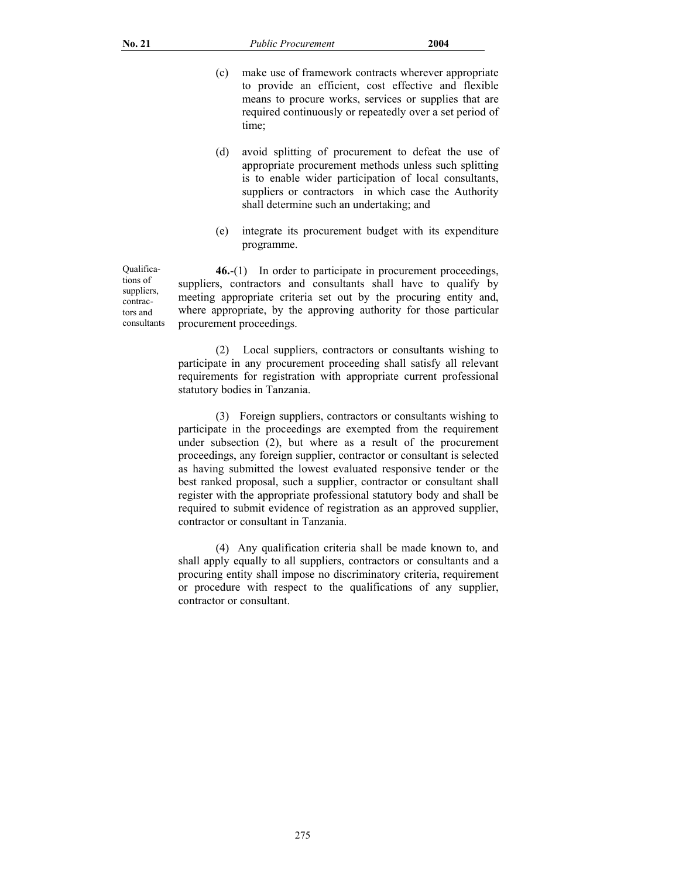(c) make use of framework contracts wherever appropriate to provide an efficient, cost effective and flexible means to procure works, services or supplies that are required continuously or repeatedly over a set period of time;

(d) avoid splitting of procurement to defeat the use of appropriate procurement methods unless such splitting is to enable wider participation of local consultants, suppliers or contractors in which case the Authority shall determine such an undertaking; and

(e) integrate its procurement budget with its expenditure programme.

Qualifications of suppliers, contractors and consultants

**46.**-(1) In order to participate in procurement proceedings, suppliers, contractors and consultants shall have to qualify by meeting appropriate criteria set out by the procuring entity and, where appropriate, by the approving authority for those particular procurement proceedings.

(2) Local suppliers, contractors or consultants wishing to participate in any procurement proceeding shall satisfy all relevant requirements for registration with appropriate current professional statutory bodies in Tanzania.

(3) Foreign suppliers, contractors or consultants wishing to participate in the proceedings are exempted from the requirement under subsection (2), but where as a result of the procurement proceedings, any foreign supplier, contractor or consultant is selected as having submitted the lowest evaluated responsive tender or the best ranked proposal, such a supplier, contractor or consultant shall register with the appropriate professional statutory body and shall be required to submit evidence of registration as an approved supplier, contractor or consultant in Tanzania.

(4) Any qualification criteria shall be made known to, and shall apply equally to all suppliers, contractors or consultants and a procuring entity shall impose no discriminatory criteria, requirement or procedure with respect to the qualifications of any supplier, contractor or consultant.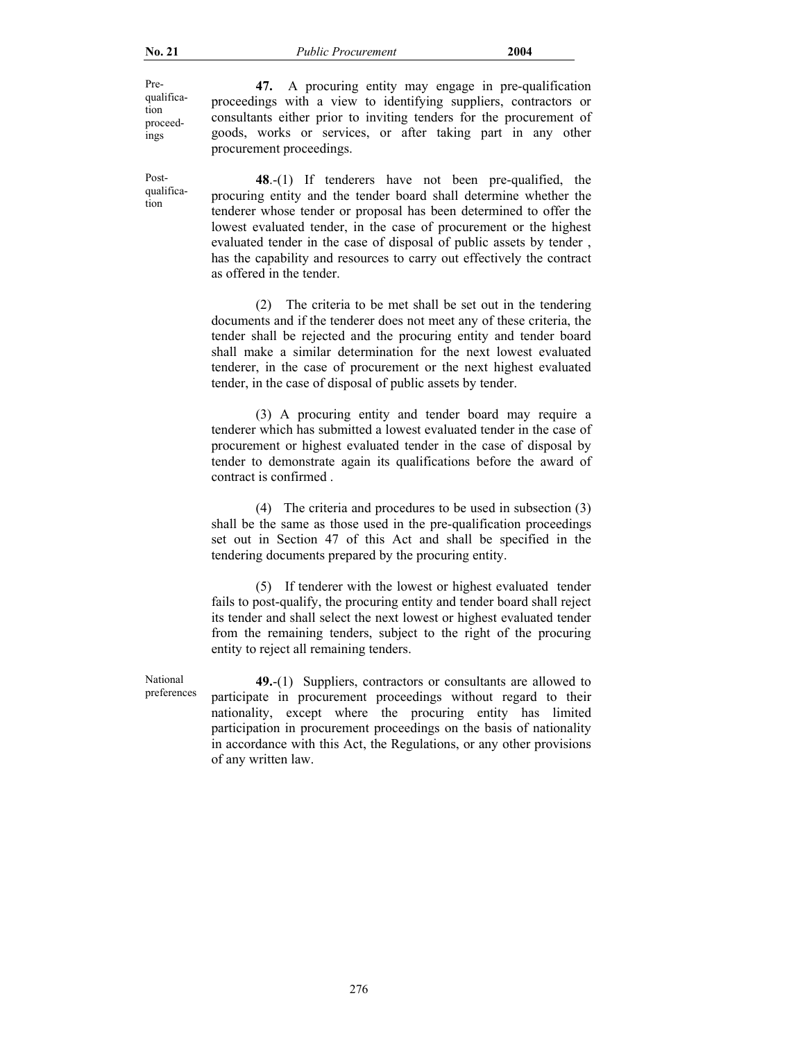Pre-qualification proceedings

**47.** A procuring entity may engage in pre-qualification proceedings with a view to identifying suppliers, contractors or consultants either prior to inviting tenders for the procurement of goods, works or services, or after taking part in any other procurement proceedings.

Post-qualification

**48**.-(1) If tenderers have not been pre-qualified, the procuring entity and the tender board shall determine whether the tenderer whose tender or proposal has been determined to offer the lowest evaluated tender, in the case of procurement or the highest evaluated tender in the case of disposal of public assets by tender , has the capability and resources to carry out effectively the contract as offered in the tender.

(2) The criteria to be met shall be set out in the tendering documents and if the tenderer does not meet any of these criteria, the tender shall be rejected and the procuring entity and tender board shall make a similar determination for the next lowest evaluated tenderer, in the case of procurement or the next highest evaluated tender, in the case of disposal of public assets by tender.

(3) A procuring entity and tender board may require a tenderer which has submitted a lowest evaluated tender in the case of procurement or highest evaluated tender in the case of disposal by tender to demonstrate again its qualifications before the award of contract is confirmed .

(4) The criteria and procedures to be used in subsection (3) shall be the same as those used in the pre-qualification proceedings set out in Section 47 of this Act and shall be specified in the tendering documents prepared by the procuring entity.

(5) If tenderer with the lowest or highest evaluated tender fails to post-qualify, the procuring entity and tender board shall reject its tender and shall select the next lowest or highest evaluated tender from the remaining tenders, subject to the right of the procuring entity to reject all remaining tenders.

National preferences

**49.**-(1) Suppliers, contractors or consultants are allowed to participate in procurement proceedings without regard to their nationality, except where the procuring entity has limited participation in procurement proceedings on the basis of nationality in accordance with this Act, the Regulations, or any other provisions of any written law.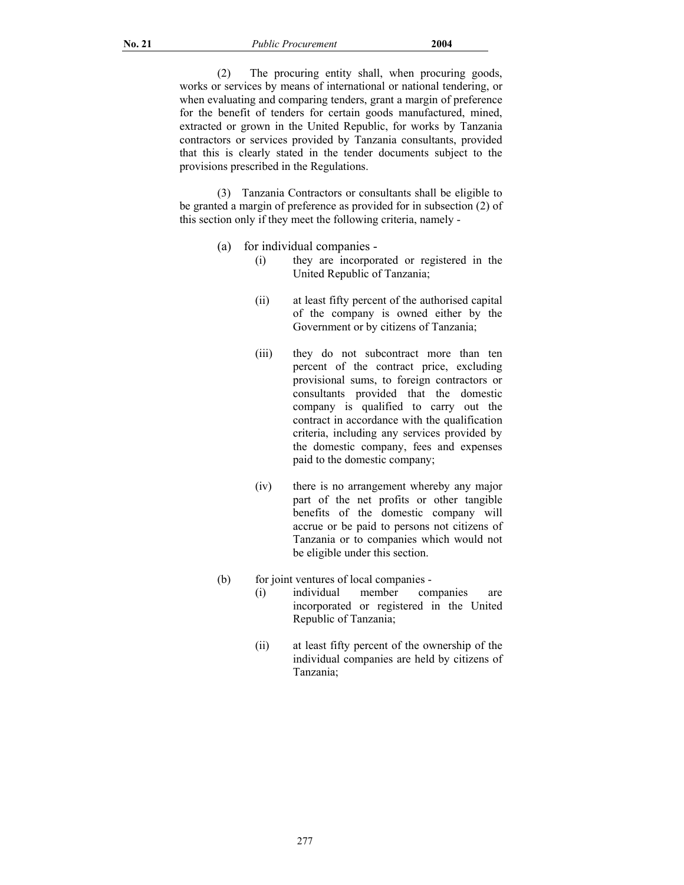(2) The procuring entity shall, when procuring goods, works or services by means of international or national tendering, or when evaluating and comparing tenders, grant a margin of preference for the benefit of tenders for certain goods manufactured, mined, extracted or grown in the United Republic, for works by Tanzania contractors or services provided by Tanzania consultants, provided that this is clearly stated in the tender documents subject to the provisions prescribed in the Regulations.

(3) Tanzania Contractors or consultants shall be eligible to be granted a margin of preference as provided for in subsection (2) of this section only if they meet the following criteria, namely -

(a) for individual companies -

(i) they are incorporated or registered in the United Republic of Tanzania;

(ii) at least fifty percent of the authorised capital of the company is owned either by the Government or by citizens of Tanzania;

(iii) they do not subcontract more than ten percent of the contract price, excluding provisional sums, to foreign contractors or consultants provided that the domestic company is qualified to carry out the contract in accordance with the qualification criteria, including any services provided by the domestic company, fees and expenses paid to the domestic company;

(iv) there is no arrangement whereby any major part of the net profits or other tangible benefits of the domestic company will accrue or be paid to persons not citizens of Tanzania or to companies which would not be eligible under this section.

(b) for joint ventures of local companies -

(i) individual member companies are incorporated or registered in the United Republic of Tanzania;

(ii) at least fifty percent of the ownership of the individual companies are held by citizens of Tanzania;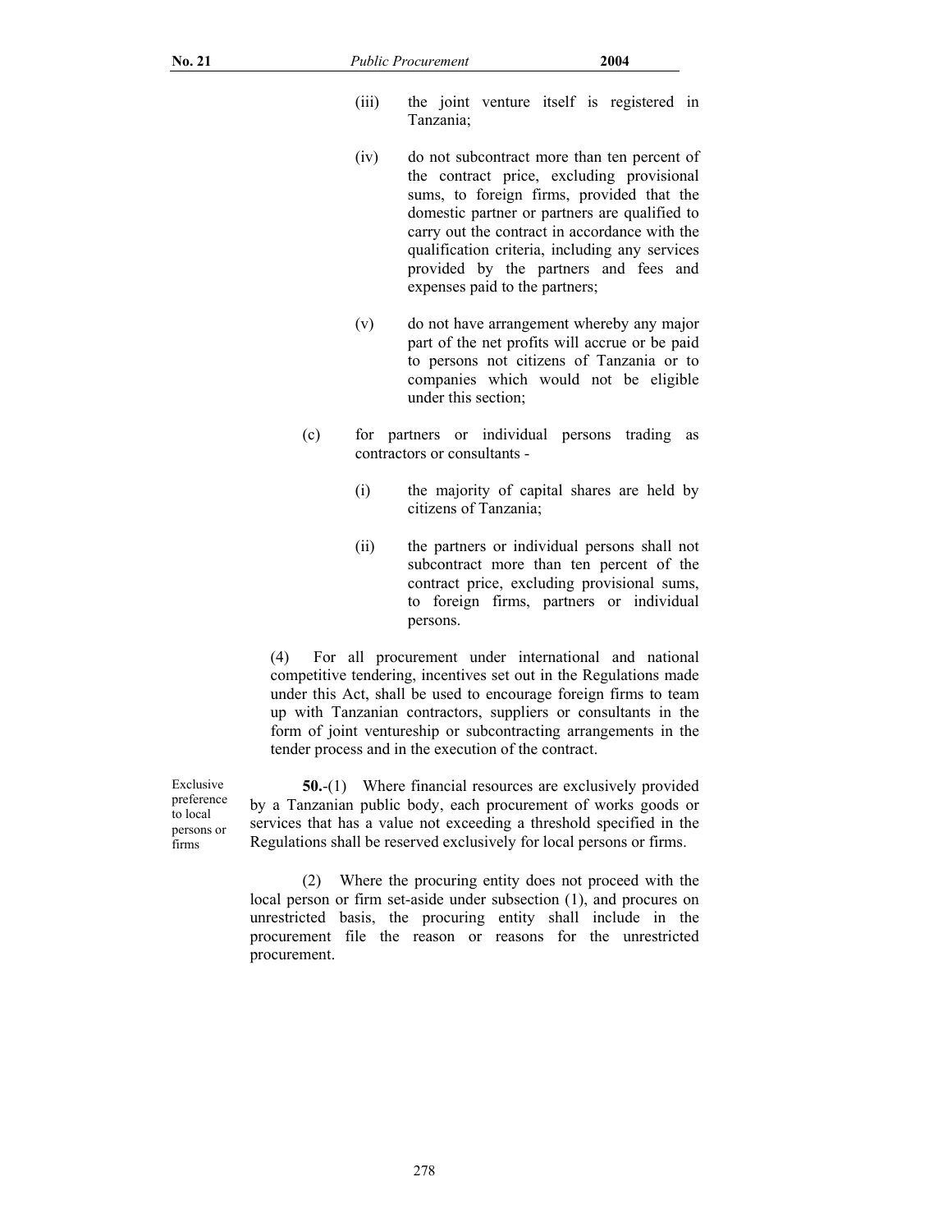(iii) the joint venture itself is registered in Tanzania;

(iv) do not subcontract more than ten percent of the contract price, excluding provisional sums, to foreign firms, provided that the domestic partner or partners are qualified to carry out the contract in accordance with the qualification criteria, including any services provided by the partners and fees and expenses paid to the partners;

(v) do not have arrangement whereby any major part of the net profits will accrue or be paid to persons not citizens of Tanzania or to companies which would not be eligible under this section;

(c) for partners or individual persons trading as contractors or consultants -

(i) the majority of capital shares are held by citizens of Tanzania;

(ii) the partners or individual persons shall not subcontract more than ten percent of the contract price, excluding provisional sums, to foreign firms, partners or individual persons.

(4) For all procurement under international and national competitive tendering, incentives set out in the Regulations made under this Act, shall be used to encourage foreign firms to team up with Tanzanian contractors, suppliers or consultants in the form of joint ventureship or subcontracting arrangements in the tender process and in the execution of the contract.

Exclusive preference to local persons or firms

**50.**-(1) Where financial resources are exclusively provided by a Tanzanian public body, each procurement of works goods or services that has a value not exceeding a threshold specified in the Regulations shall be reserved exclusively for local persons or firms.

(2) Where the procuring entity does not proceed with the local person or firm set-aside under subsection (1), and procures on unrestricted basis, the procuring entity shall include in the procurement file the reason or reasons for the unrestricted procurement.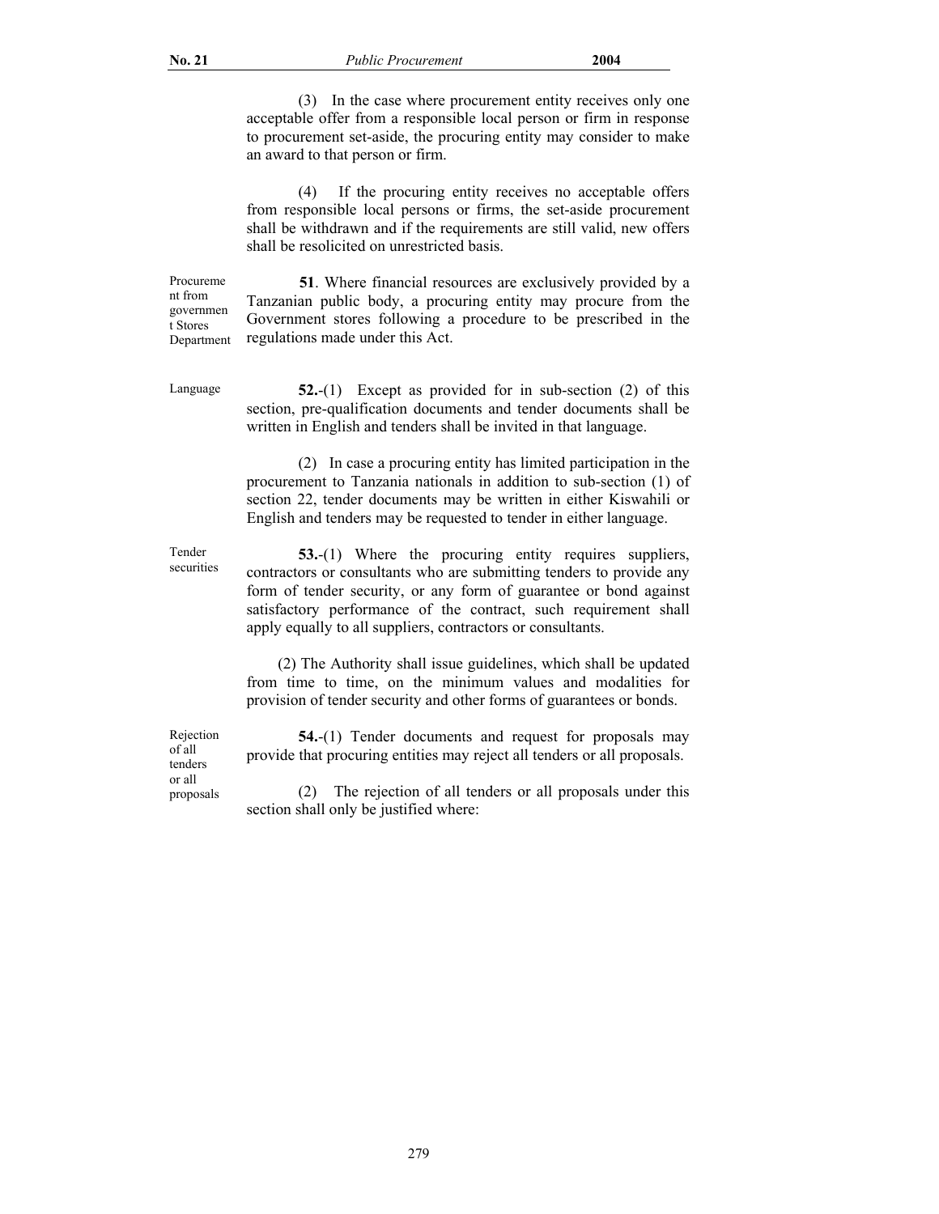(3) In the case where procurement entity receives only one acceptable offer from a responsible local person or firm in response to procurement set-aside, the procuring entity may consider to make an award to that person or firm.

(4) If the procuring entity receives no acceptable offers from responsible local persons or firms, the set-aside procurement shall be withdrawn and if the requirements are still valid, new offers shall be resolicited on unrestricted basis.

*Procurement from government Stores Department*

**51**. Where financial resources are exclusively provided by a Tanzanian public body, a procuring entity may procure from the Government stores following a procedure to be prescribed in the regulations made under this Act.

*Language*

**52.**-(1) Except as provided for in sub-section (2) of this section, pre-qualification documents and tender documents shall be written in English and tenders shall be invited in that language.

(2) In case a procuring entity has limited participation in the procurement to Tanzania nationals in addition to sub-section (1) of section 22, tender documents may be written in either Kiswahili or English and tenders may be requested to tender in either language.

*Tender securities*

**53.**-(1) Where the procuring entity requires suppliers, contractors or consultants who are submitting tenders to provide any form of tender security, or any form of guarantee or bond against satisfactory performance of the contract, such requirement shall apply equally to all suppliers, contractors or consultants.

(2) The Authority shall issue guidelines, which shall be updated from time to time, on the minimum values and modalities for provision of tender security and other forms of guarantees or bonds.

*Rejection of all tenders or all proposals*

**54.**-(1) Tender documents and request for proposals may provide that procuring entities may reject all tenders or all proposals.

(2) The rejection of all tenders or all proposals under this section shall only be justified where: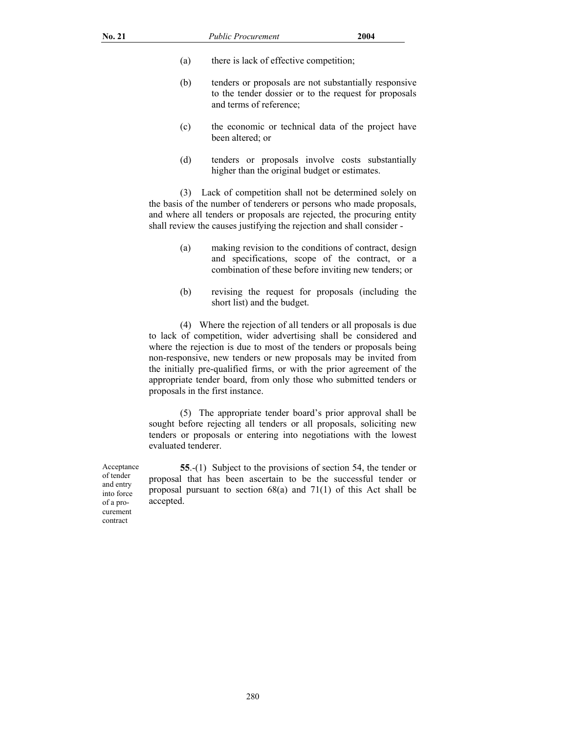(a) there is lack of effective competition;

(b) tenders or proposals are not substantially responsive to the tender dossier or to the request for proposals and terms of reference;

(c) the economic or technical data of the project have been altered; or

(d) tenders or proposals involve costs substantially higher than the original budget or estimates.

(3) Lack of competition shall not be determined solely on the basis of the number of tenderers or persons who made proposals, and where all tenders or proposals are rejected, the procuring entity shall review the causes justifying the rejection and shall consider -

(a) making revision to the conditions of contract, design and specifications, scope of the contract, or a combination of these before inviting new tenders; or

(b) revising the request for proposals (including the short list) and the budget.

(4) Where the rejection of all tenders or all proposals is due to lack of competition, wider advertising shall be considered and where the rejection is due to most of the tenders or proposals being non-responsive, new tenders or new proposals may be invited from the initially pre-qualified firms, or with the prior agreement of the appropriate tender board, from only those who submitted tenders or proposals in the first instance.

(5) The appropriate tender board's prior approval shall be sought before rejecting all tenders or all proposals, soliciting new tenders or proposals or entering into negotiations with the lowest evaluated tenderer.

Acceptance of tender and entry into force of a procurement contract

**55**.-(1) Subject to the provisions of section 54, the tender or proposal that has been ascertain to be the successful tender or proposal pursuant to section 68(a) and 71(1) of this Act shall be accepted.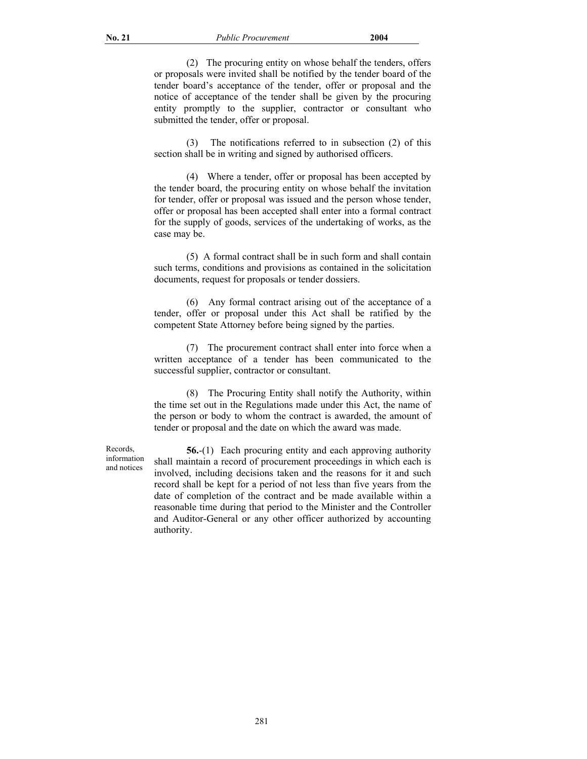(2) The procuring entity on whose behalf the tenders, offers or proposals were invited shall be notified by the tender board of the tender board's acceptance of the tender, offer or proposal and the notice of acceptance of the tender shall be given by the procuring entity promptly to the supplier, contractor or consultant who submitted the tender, offer or proposal.

(3) The notifications referred to in subsection (2) of this section shall be in writing and signed by authorised officers.

(4) Where a tender, offer or proposal has been accepted by the tender board, the procuring entity on whose behalf the invitation for tender, offer or proposal was issued and the person whose tender, offer or proposal has been accepted shall enter into a formal contract for the supply of goods, services of the undertaking of works, as the case may be.

(5) A formal contract shall be in such form and shall contain such terms, conditions and provisions as contained in the solicitation documents, request for proposals or tender dossiers.

(6) Any formal contract arising out of the acceptance of a tender, offer or proposal under this Act shall be ratified by the competent State Attorney before being signed by the parties.

(7) The procurement contract shall enter into force when a written acceptance of a tender has been communicated to the successful supplier, contractor or consultant.

(8) The Procuring Entity shall notify the Authority, within the time set out in the Regulations made under this Act, the name of the person or body to whom the contract is awarded, the amount of tender or proposal and the date on which the award was made.

Records, information and notices

**56.**-(1) Each procuring entity and each approving authority shall maintain a record of procurement proceedings in which each is involved, including decisions taken and the reasons for it and such record shall be kept for a period of not less than five years from the date of completion of the contract and be made available within a reasonable time during that period to the Minister and the Controller and Auditor-General or any other officer authorized by accounting authority.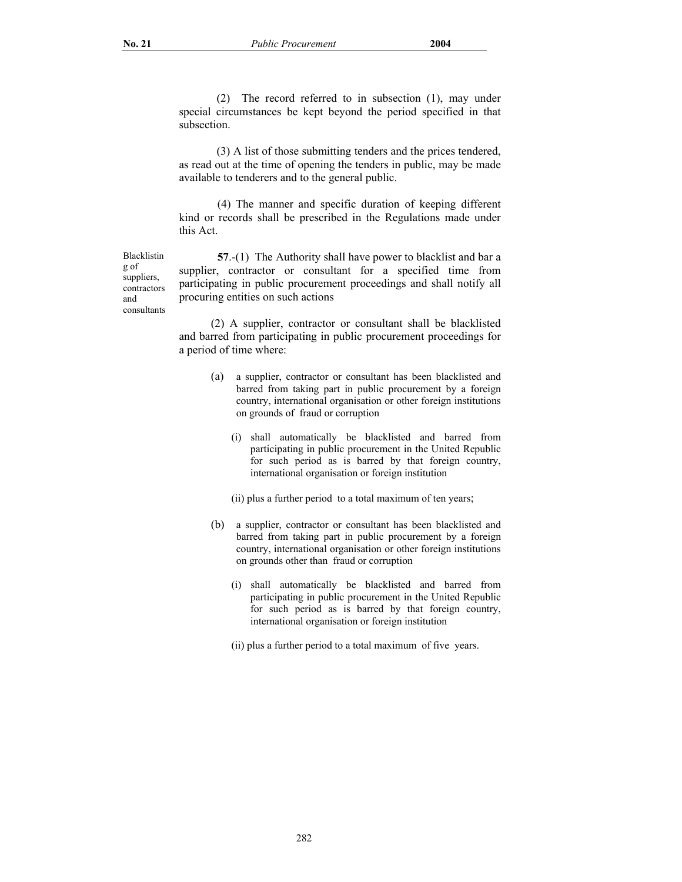(2) The record referred to in subsection (1), may under special circumstances be kept beyond the period specified in that subsection.

(3) A list of those submitting tenders and the prices tendered, as read out at the time of opening the tenders in public, may be made available to tenderers and to the general public.

(4) The manner and specific duration of keeping different kind or records shall be prescribed in the Regulations made under this Act.

Blacklisting of suppliers, contractors and consultants

**57**.-(1) The Authority shall have power to blacklist and bar a supplier, contractor or consultant for a specified time from participating in public procurement proceedings and shall notify all procuring entities on such actions

(2) A supplier, contractor or consultant shall be blacklisted and barred from participating in public procurement proceedings for a period of time where:

(a) a supplier, contractor or consultant has been blacklisted and barred from taking part in public procurement by a foreign country, international organisation or other foreign institutions on grounds of fraud or corruption

(i) shall automatically be blacklisted and barred from participating in public procurement in the United Republic for such period as is barred by that foreign country, international organisation or foreign institution

(ii) plus a further period to a total maximum of ten years;

(b) a supplier, contractor or consultant has been blacklisted and barred from taking part in public procurement by a foreign country, international organisation or other foreign institutions on grounds other than fraud or corruption

(i) shall automatically be blacklisted and barred from participating in public procurement in the United Republic for such period as is barred by that foreign country, international organisation or foreign institution

(ii) plus a further period to a total maximum of five years.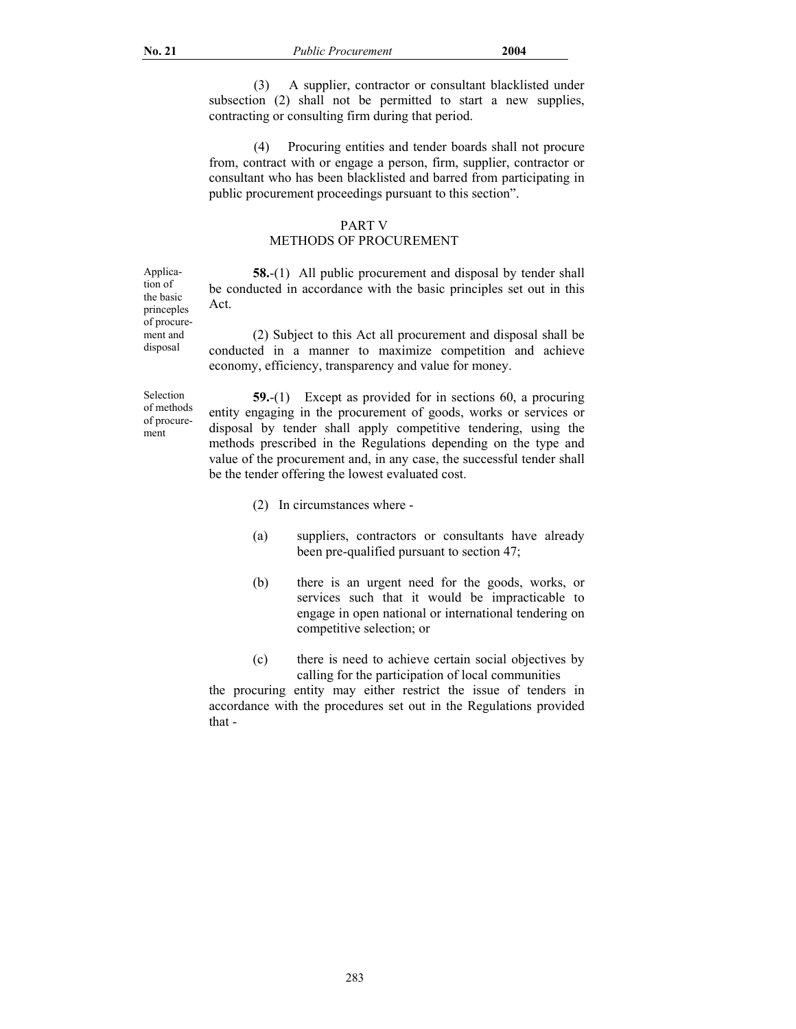(3) A supplier, contractor or consultant blacklisted under subsection (2) shall not be permitted to start a new supplies, contracting or consulting firm during that period.

(4) Procuring entities and tender boards shall not procure from, contract with or engage a person, firm, supplier, contractor or consultant who has been blacklisted and barred from participating in public procurement proceedings pursuant to this section".

## PART V
## METHODS OF PROCUREMENT

*Application of the basic princeples of procurement and disposal*

**58.**-(1) All public procurement and disposal by tender shall be conducted in accordance with the basic principles set out in this Act.

(2) Subject to this Act all procurement and disposal shall be conducted in a manner to maximize competition and achieve economy, efficiency, transparency and value for money.

*Selection of methods of procurement*

**59.**-(1) Except as provided for in sections 60, a procuring entity engaging in the procurement of goods, works or services or disposal by tender shall apply competitive tendering, using the methods prescribed in the Regulations depending on the type and value of the procurement and, in any case, the successful tender shall be the tender offering the lowest evaluated cost.

(2) In circumstances where -

(a) suppliers, contractors or consultants have already been pre-qualified pursuant to section 47;

(b) there is an urgent need for the goods, works, or services such that it would be impracticable to engage in open national or international tendering on competitive selection; or

(c) there is need to achieve certain social objectives by calling for the participation of local communities

the procuring entity may either restrict the issue of tenders in accordance with the procedures set out in the Regulations provided that -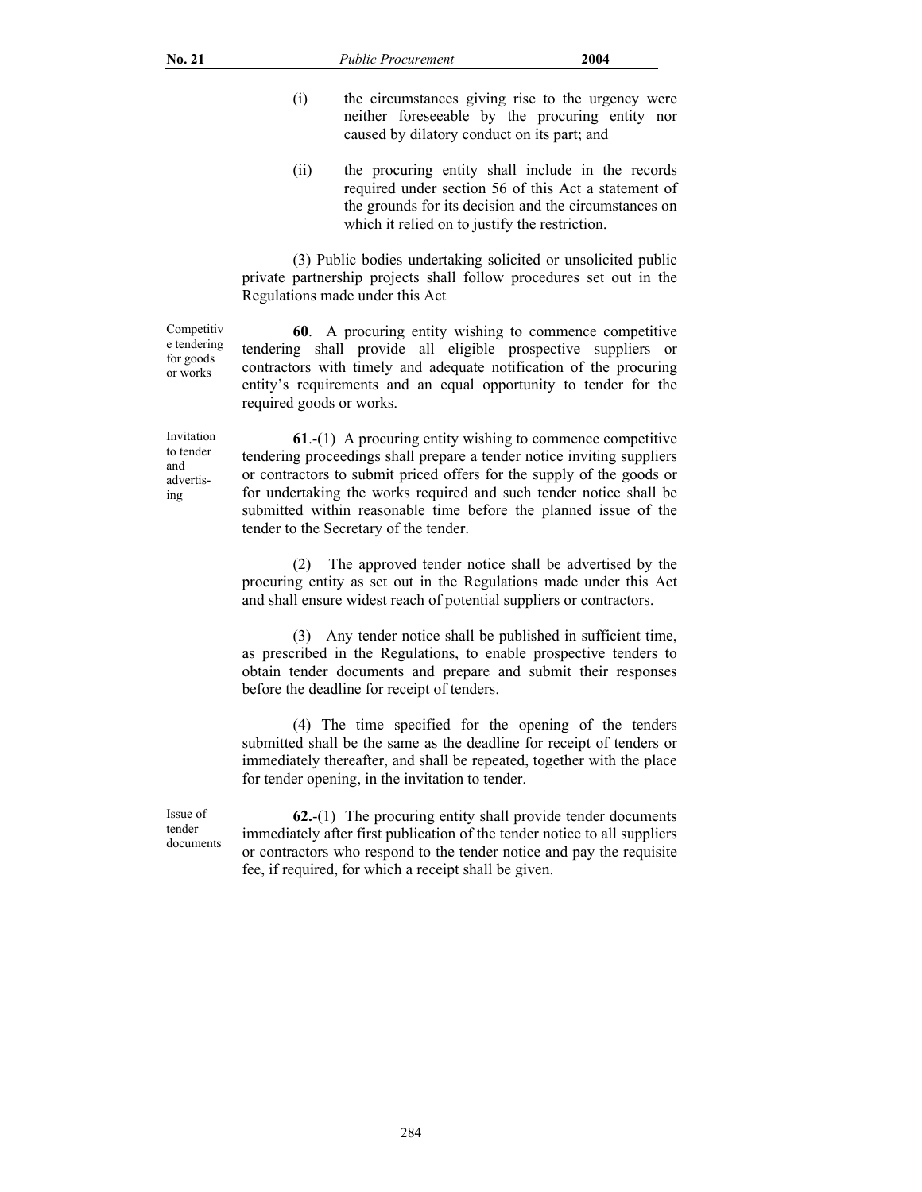(i) the circumstances giving rise to the urgency were neither foreseeable by the procuring entity nor caused by dilatory conduct on its part; and

(ii) the procuring entity shall include in the records required under section 56 of this Act a statement of the grounds for its decision and the circumstances on which it relied on to justify the restriction.

(3) Public bodies undertaking solicited or unsolicited public private partnership projects shall follow procedures set out in the Regulations made under this Act

Competitive tendering for goods or works

**60**. A procuring entity wishing to commence competitive tendering shall provide all eligible prospective suppliers or contractors with timely and adequate notification of the procuring entity's requirements and an equal opportunity to tender for the required goods or works.

Invitation to tender and advertising

**61**.-(1) A procuring entity wishing to commence competitive tendering proceedings shall prepare a tender notice inviting suppliers or contractors to submit priced offers for the supply of the goods or for undertaking the works required and such tender notice shall be submitted within reasonable time before the planned issue of the tender to the Secretary of the tender.

(2) The approved tender notice shall be advertised by the procuring entity as set out in the Regulations made under this Act and shall ensure widest reach of potential suppliers or contractors.

(3) Any tender notice shall be published in sufficient time, as prescribed in the Regulations, to enable prospective tenders to obtain tender documents and prepare and submit their responses before the deadline for receipt of tenders.

(4) The time specified for the opening of the tenders submitted shall be the same as the deadline for receipt of tenders or immediately thereafter, and shall be repeated, together with the place for tender opening, in the invitation to tender.

Issue of tender documents

**62.**-(1) The procuring entity shall provide tender documents immediately after first publication of the tender notice to all suppliers or contractors who respond to the tender notice and pay the requisite fee, if required, for which a receipt shall be given.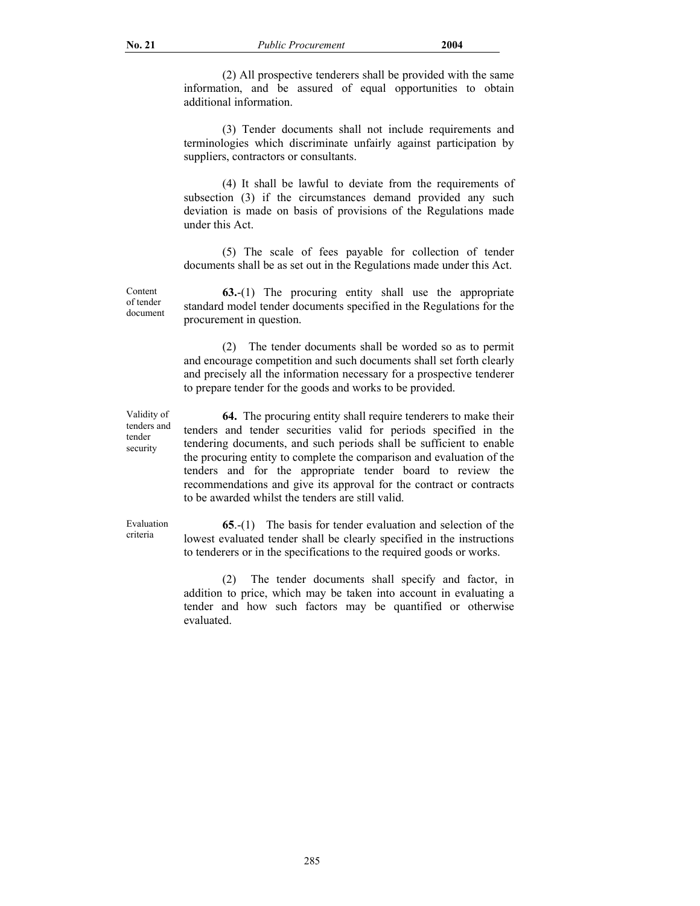(2) All prospective tenderers shall be provided with the same information, and be assured of equal opportunities to obtain additional information.

(3) Tender documents shall not include requirements and terminologies which discriminate unfairly against participation by suppliers, contractors or consultants.

(4) It shall be lawful to deviate from the requirements of subsection (3) if the circumstances demand provided any such deviation is made on basis of provisions of the Regulations made under this Act.

(5) The scale of fees payable for collection of tender documents shall be as set out in the Regulations made under this Act.

Content of tender document

**63.**-(1) The procuring entity shall use the appropriate standard model tender documents specified in the Regulations for the procurement in question.

(2) The tender documents shall be worded so as to permit and encourage competition and such documents shall set forth clearly and precisely all the information necessary for a prospective tenderer to prepare tender for the goods and works to be provided.

Validity of tenders and tender security

**64.** The procuring entity shall require tenderers to make their tenders and tender securities valid for periods specified in the tendering documents, and such periods shall be sufficient to enable the procuring entity to complete the comparison and evaluation of the tenders and for the appropriate tender board to review the recommendations and give its approval for the contract or contracts to be awarded whilst the tenders are still valid.

Evaluation criteria

**65**.-(1) The basis for tender evaluation and selection of the lowest evaluated tender shall be clearly specified in the instructions to tenderers or in the specifications to the required goods or works.

(2) The tender documents shall specify and factor, in addition to price, which may be taken into account in evaluating a tender and how such factors may be quantified or otherwise evaluated.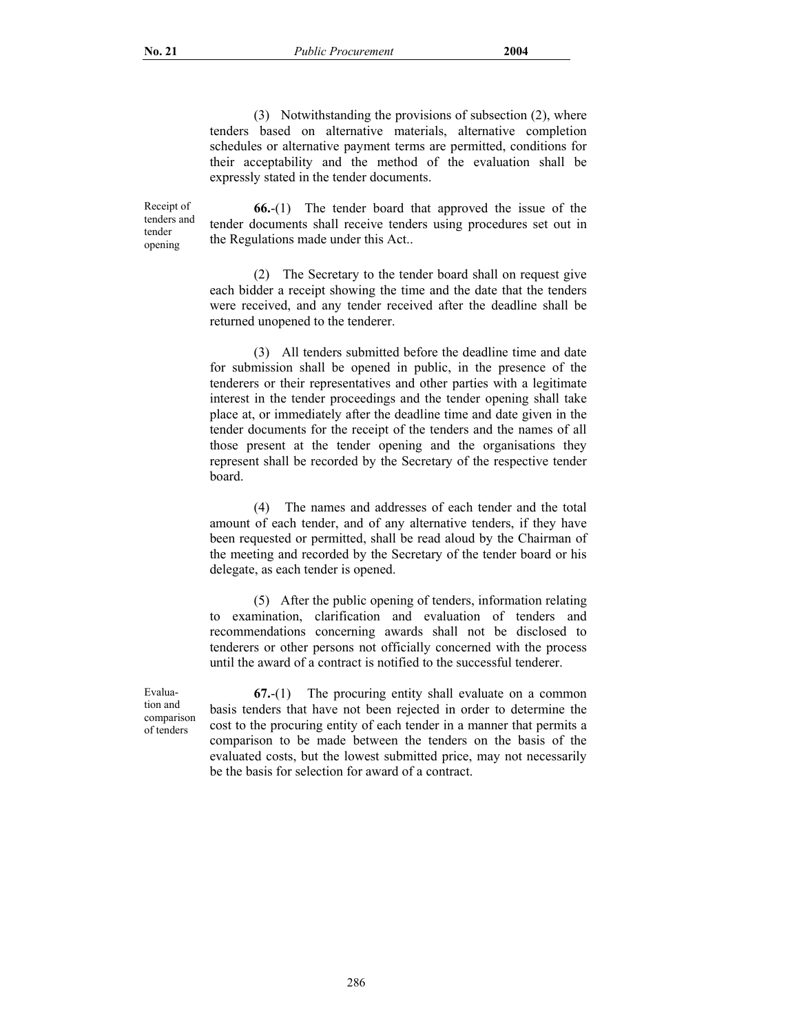(3) Notwithstanding the provisions of subsection (2), where tenders based on alternative materials, alternative completion schedules or alternative payment terms are permitted, conditions for their acceptability and the method of the evaluation shall be expressly stated in the tender documents.

Receipt of tenders and tender opening

**66.**-(1) The tender board that approved the issue of the tender documents shall receive tenders using procedures set out in the Regulations made under this Act..

(2) The Secretary to the tender board shall on request give each bidder a receipt showing the time and the date that the tenders were received, and any tender received after the deadline shall be returned unopened to the tenderer.

(3) All tenders submitted before the deadline time and date for submission shall be opened in public, in the presence of the tenderers or their representatives and other parties with a legitimate interest in the tender proceedings and the tender opening shall take place at, or immediately after the deadline time and date given in the tender documents for the receipt of the tenders and the names of all those present at the tender opening and the organisations they represent shall be recorded by the Secretary of the respective tender board.

(4) The names and addresses of each tender and the total amount of each tender, and of any alternative tenders, if they have been requested or permitted, shall be read aloud by the Chairman of the meeting and recorded by the Secretary of the tender board or his delegate, as each tender is opened.

(5) After the public opening of tenders, information relating to examination, clarification and evaluation of tenders and recommendations concerning awards shall not be disclosed to tenderers or other persons not officially concerned with the process until the award of a contract is notified to the successful tenderer.

Evaluation and comparison of tenders

**67.**-(1) The procuring entity shall evaluate on a common basis tenders that have not been rejected in order to determine the cost to the procuring entity of each tender in a manner that permits a comparison to be made between the tenders on the basis of the evaluated costs, but the lowest submitted price, may not necessarily be the basis for selection for award of a contract.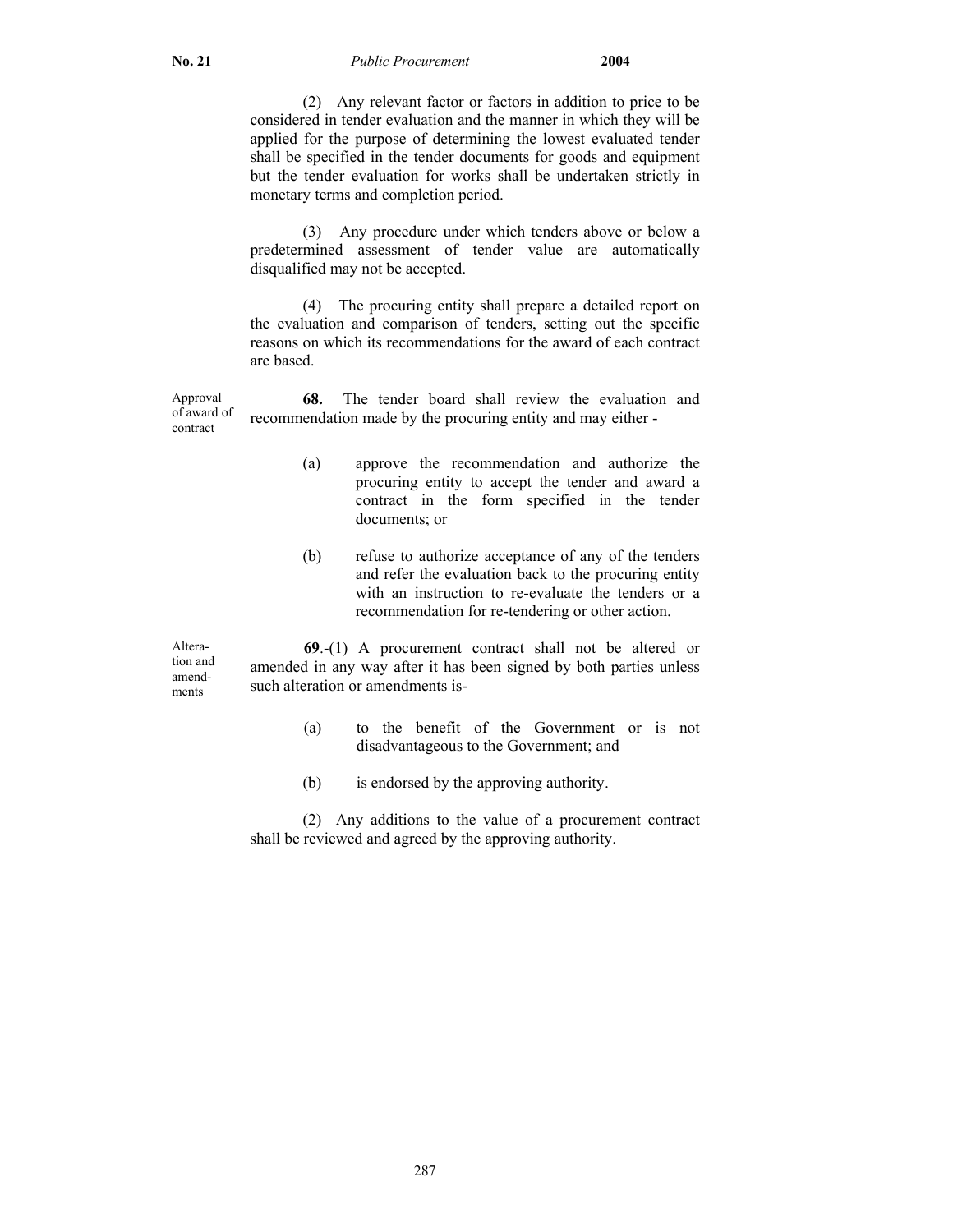(2) Any relevant factor or factors in addition to price to be considered in tender evaluation and the manner in which they will be applied for the purpose of determining the lowest evaluated tender shall be specified in the tender documents for goods and equipment but the tender evaluation for works shall be undertaken strictly in monetary terms and completion period.

(3) Any procedure under which tenders above or below a predetermined assessment of tender value are automatically disqualified may not be accepted.

(4) The procuring entity shall prepare a detailed report on the evaluation and comparison of tenders, setting out the specific reasons on which its recommendations for the award of each contract are based.

Approval of award of contract

**68.** The tender board shall review the evaluation and recommendation made by the procuring entity and may either -

(a) approve the recommendation and authorize the procuring entity to accept the tender and award a contract in the form specified in the tender documents; or

(b) refuse to authorize acceptance of any of the tenders and refer the evaluation back to the procuring entity with an instruction to re-evaluate the tenders or a recommendation for re-tendering or other action.

Alteration and amendments

**69**.-(1) A procurement contract shall not be altered or amended in any way after it has been signed by both parties unless such alteration or amendments is-

(a) to the benefit of the Government or is not disadvantageous to the Government; and

(b) is endorsed by the approving authority.

(2) Any additions to the value of a procurement contract shall be reviewed and agreed by the approving authority.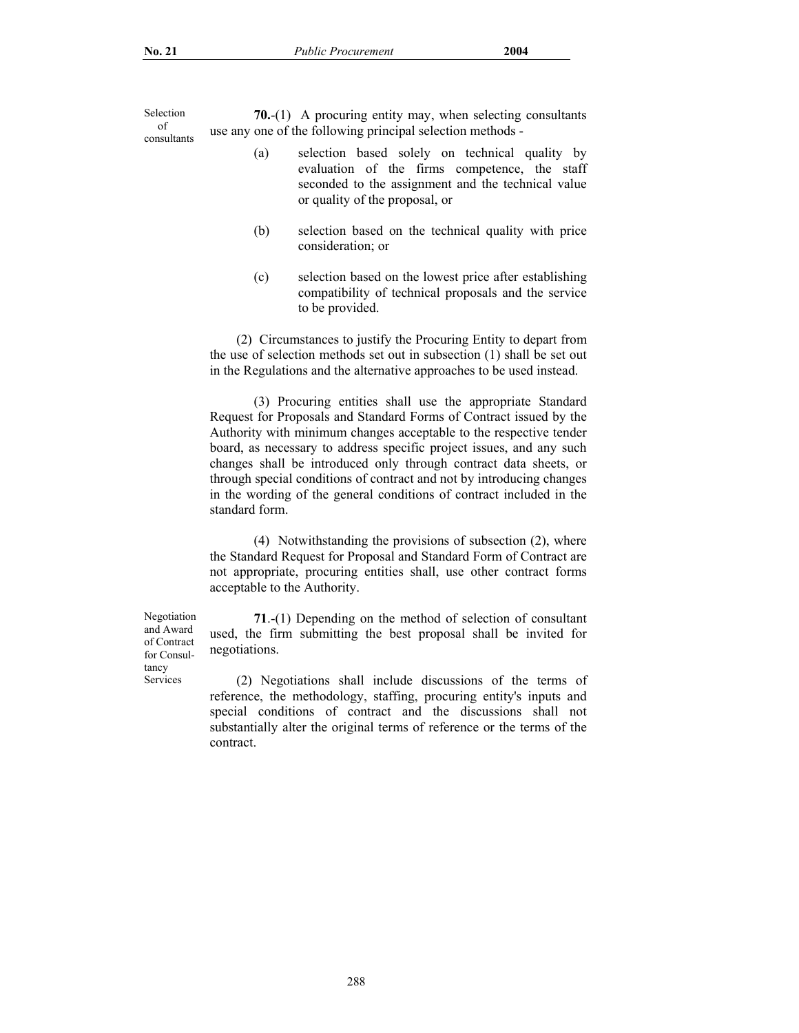Selection of consultants

**70.**-(1) A procuring entity may, when selecting consultants use any one of the following principal selection methods -

(a) selection based solely on technical quality by evaluation of the firms competence, the staff seconded to the assignment and the technical value or quality of the proposal, or

(b) selection based on the technical quality with price consideration; or

(c) selection based on the lowest price after establishing compatibility of technical proposals and the service to be provided.

(2) Circumstances to justify the Procuring Entity to depart from the use of selection methods set out in subsection (1) shall be set out in the Regulations and the alternative approaches to be used instead.

(3) Procuring entities shall use the appropriate Standard Request for Proposals and Standard Forms of Contract issued by the Authority with minimum changes acceptable to the respective tender board, as necessary to address specific project issues, and any such changes shall be introduced only through contract data sheets, or through special conditions of contract and not by introducing changes in the wording of the general conditions of contract included in the standard form.

(4) Notwithstanding the provisions of subsection (2), where the Standard Request for Proposal and Standard Form of Contract are not appropriate, procuring entities shall, use other contract forms acceptable to the Authority.

Negotiation and Award of Contract for Consultancy Services

**71**.-(1) Depending on the method of selection of consultant used, the firm submitting the best proposal shall be invited for negotiations.

(2) Negotiations shall include discussions of the terms of reference, the methodology, staffing, procuring entity's inputs and special conditions of contract and the discussions shall not substantially alter the original terms of reference or the terms of the contract.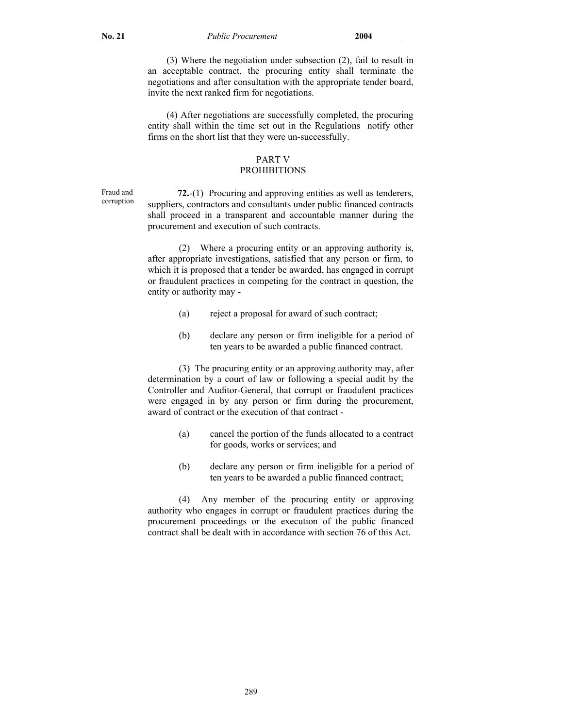(3) Where the negotiation under subsection (2), fail to result in an acceptable contract, the procuring entity shall terminate the negotiations and after consultation with the appropriate tender board, invite the next ranked firm for negotiations.

(4) After negotiations are successfully completed, the procuring entity shall within the time set out in the Regulations notify other firms on the short list that they were un-successfully.

## PART V
## PROHIBITIONS

Fraud and corruption

**72.**-(1) Procuring and approving entities as well as tenderers, suppliers, contractors and consultants under public financed contracts shall proceed in a transparent and accountable manner during the procurement and execution of such contracts.

(2) Where a procuring entity or an approving authority is, after appropriate investigations, satisfied that any person or firm, to which it is proposed that a tender be awarded, has engaged in corrupt or fraudulent practices in competing for the contract in question, the entity or authority may -

(a) reject a proposal for award of such contract;

(b) declare any person or firm ineligible for a period of ten years to be awarded a public financed contract.

(3) The procuring entity or an approving authority may, after determination by a court of law or following a special audit by the Controller and Auditor-General, that corrupt or fraudulent practices were engaged in by any person or firm during the procurement, award of contract or the execution of that contract -

(a) cancel the portion of the funds allocated to a contract for goods, works or services; and

(b) declare any person or firm ineligible for a period of ten years to be awarded a public financed contract;

(4) Any member of the procuring entity or approving authority who engages in corrupt or fraudulent practices during the procurement proceedings or the execution of the public financed contract shall be dealt with in accordance with section 76 of this Act.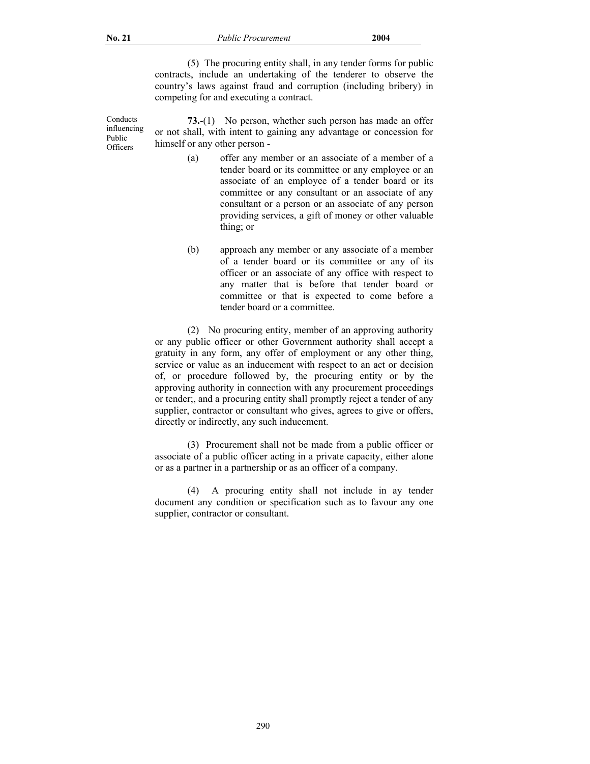(5) The procuring entity shall, in any tender forms for public contracts, include an undertaking of the tenderer to observe the country's laws against fraud and corruption (including bribery) in competing for and executing a contract.

Conducts influencing Public Officers

**73.**-(1) No person, whether such person has made an offer or not shall, with intent to gaining any advantage or concession for himself or any other person -

(a) offer any member or an associate of a member of a tender board or its committee or any employee or an associate of an employee of a tender board or its committee or any consultant or an associate of any consultant or a person or an associate of any person providing services, a gift of money or other valuable thing; or

(b) approach any member or any associate of a member of a tender board or its committee or any of its officer or an associate of any office with respect to any matter that is before that tender board or committee or that is expected to come before a tender board or a committee.

(2) No procuring entity, member of an approving authority or any public officer or other Government authority shall accept a gratuity in any form, any offer of employment or any other thing, service or value as an inducement with respect to an act or decision of, or procedure followed by, the procuring entity or by the approving authority in connection with any procurement proceedings or tender;, and a procuring entity shall promptly reject a tender of any supplier, contractor or consultant who gives, agrees to give or offers, directly or indirectly, any such inducement.

(3) Procurement shall not be made from a public officer or associate of a public officer acting in a private capacity, either alone or as a partner in a partnership or as an officer of a company.

(4) A procuring entity shall not include in ay tender document any condition or specification such as to favour any one supplier, contractor or consultant.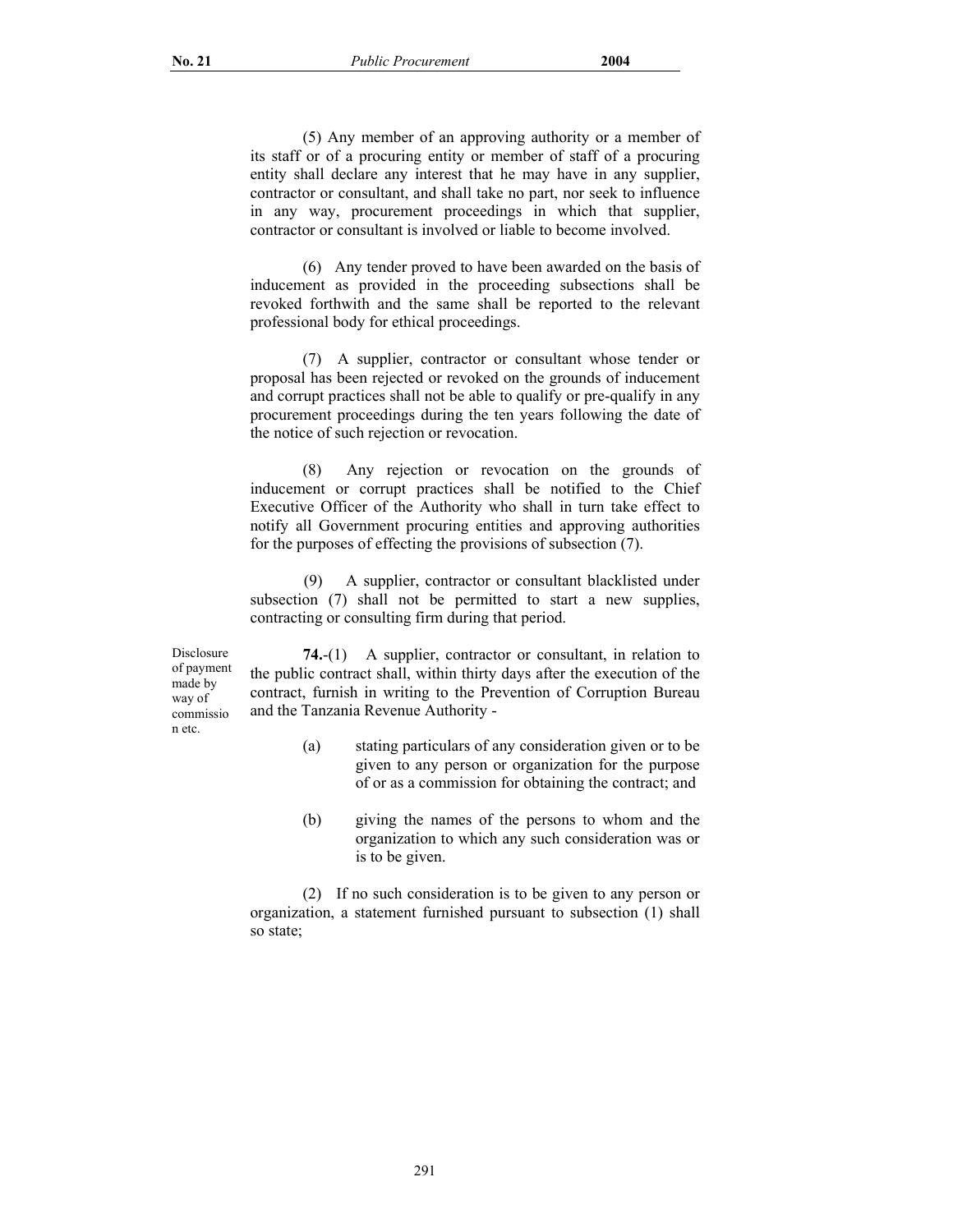(5) Any member of an approving authority or a member of its staff or of a procuring entity or member of staff of a procuring entity shall declare any interest that he may have in any supplier, contractor or consultant, and shall take no part, nor seek to influence in any way, procurement proceedings in which that supplier, contractor or consultant is involved or liable to become involved.

(6) Any tender proved to have been awarded on the basis of inducement as provided in the proceeding subsections shall be revoked forthwith and the same shall be reported to the relevant professional body for ethical proceedings.

(7) A supplier, contractor or consultant whose tender or proposal has been rejected or revoked on the grounds of inducement and corrupt practices shall not be able to qualify or pre-qualify in any procurement proceedings during the ten years following the date of the notice of such rejection or revocation.

(8) Any rejection or revocation on the grounds of inducement or corrupt practices shall be notified to the Chief Executive Officer of the Authority who shall in turn take effect to notify all Government procuring entities and approving authorities for the purposes of effecting the provisions of subsection (7).

(9) A supplier, contractor or consultant blacklisted under subsection (7) shall not be permitted to start a new supplies, contracting or consulting firm during that period.

Disclosure of payment made by way of commission etc.

**74.**-(1) A supplier, contractor or consultant, in relation to the public contract shall, within thirty days after the execution of the contract, furnish in writing to the Prevention of Corruption Bureau and the Tanzania Revenue Authority -

(a) stating particulars of any consideration given or to be given to any person or organization for the purpose of or as a commission for obtaining the contract; and

(b) giving the names of the persons to whom and the organization to which any such consideration was or is to be given.

(2) If no such consideration is to be given to any person or organization, a statement furnished pursuant to subsection (1) shall so state;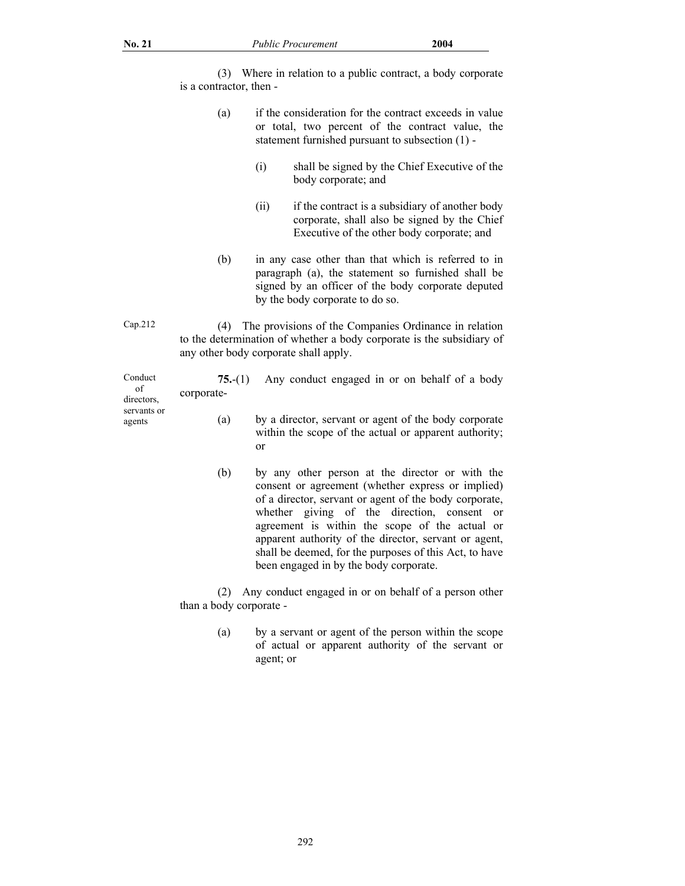(3) Where in relation to a public contract, a body corporate is a contractor, then -

(a) if the consideration for the contract exceeds in value or total, two percent of the contract value, the statement furnished pursuant to subsection (1) -

(i) shall be signed by the Chief Executive of the body corporate; and

(ii) if the contract is a subsidiary of another body corporate, shall also be signed by the Chief Executive of the other body corporate; and

(b) in any case other than that which is referred to in paragraph (a), the statement so furnished shall be signed by an officer of the body corporate deputed by the body corporate to do so.

Cap.212

(4) The provisions of the Companies Ordinance in relation to the determination of whether a body corporate is the subsidiary of any other body corporate shall apply.

Conduct of directors, servants or agents

**75.**-(1) Any conduct engaged in or on behalf of a body corporate-

(a) by a director, servant or agent of the body corporate within the scope of the actual or apparent authority; or

(b) by any other person at the director or with the consent or agreement (whether express or implied) of a director, servant or agent of the body corporate, whether giving of the direction, consent or agreement is within the scope of the actual or apparent authority of the director, servant or agent, shall be deemed, for the purposes of this Act, to have been engaged in by the body corporate.

(2) Any conduct engaged in or on behalf of a person other than a body corporate -

(a) by a servant or agent of the person within the scope of actual or apparent authority of the servant or agent; or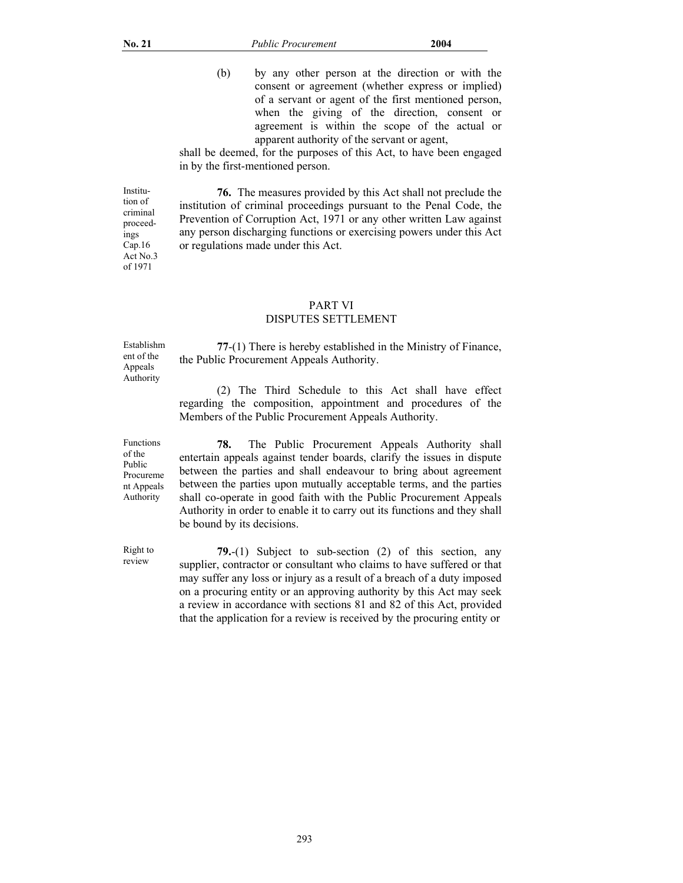(b) by any other person at the direction or with the consent or agreement (whether express or implied) of a servant or agent of the first mentioned person, when the giving of the direction, consent or agreement is within the scope of the actual or apparent authority of the servant or agent,

shall be deemed, for the purposes of this Act, to have been engaged in by the first-mentioned person.

Institution of criminal proceedings Cap.16 Act No.3 of 1971

**76.** The measures provided by this Act shall not preclude the institution of criminal proceedings pursuant to the Penal Code, the Prevention of Corruption Act, 1971 or any other written Law against any person discharging functions or exercising powers under this Act or regulations made under this Act.

## PART VI
## DISPUTES SETTLEMENT

Establishment of the Appeals Authority

**77**-(1) There is hereby established in the Ministry of Finance, the Public Procurement Appeals Authority.

(2) The Third Schedule to this Act shall have effect regarding the composition, appointment and procedures of the Members of the Public Procurement Appeals Authority.

Functions of the Public Procurement Appeals Authority

**78.** The Public Procurement Appeals Authority shall entertain appeals against tender boards, clarify the issues in dispute between the parties and shall endeavour to bring about agreement between the parties upon mutually acceptable terms, and the parties shall co-operate in good faith with the Public Procurement Appeals Authority in order to enable it to carry out its functions and they shall be bound by its decisions.

Right to review

**79.**-(1) Subject to sub-section (2) of this section, any supplier, contractor or consultant who claims to have suffered or that may suffer any loss or injury as a result of a breach of a duty imposed on a procuring entity or an approving authority by this Act may seek a review in accordance with sections 81 and 82 of this Act, provided that the application for a review is received by the procuring entity or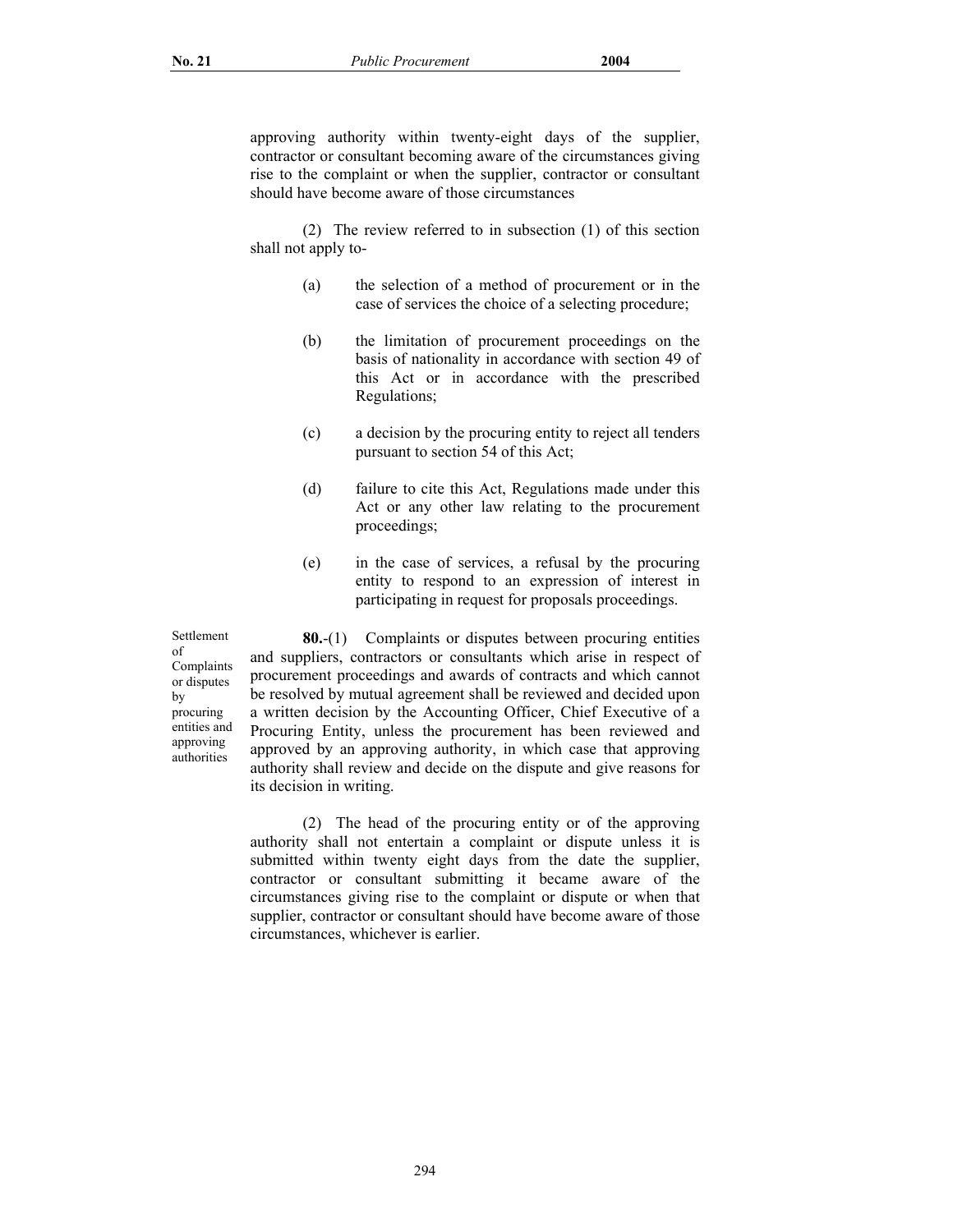approving authority within twenty-eight days of the supplier, contractor or consultant becoming aware of the circumstances giving rise to the complaint or when the supplier, contractor or consultant should have become aware of those circumstances

(2) The review referred to in subsection (1) of this section shall not apply to-

(a) the selection of a method of procurement or in the case of services the choice of a selecting procedure;

(b) the limitation of procurement proceedings on the basis of nationality in accordance with section 49 of this Act or in accordance with the prescribed Regulations;

(c) a decision by the procuring entity to reject all tenders pursuant to section 54 of this Act;

(d) failure to cite this Act, Regulations made under this Act or any other law relating to the procurement proceedings;

(e) in the case of services, a refusal by the procuring entity to respond to an expression of interest in participating in request for proposals proceedings.

Settlement of Complaints or disputes by procuring entities and approving authorities

**80.**-(1) Complaints or disputes between procuring entities and suppliers, contractors or consultants which arise in respect of procurement proceedings and awards of contracts and which cannot be resolved by mutual agreement shall be reviewed and decided upon a written decision by the Accounting Officer, Chief Executive of a Procuring Entity, unless the procurement has been reviewed and approved by an approving authority, in which case that approving authority shall review and decide on the dispute and give reasons for its decision in writing.

(2) The head of the procuring entity or of the approving authority shall not entertain a complaint or dispute unless it is submitted within twenty eight days from the date the supplier, contractor or consultant submitting it became aware of the circumstances giving rise to the complaint or dispute or when that supplier, contractor or consultant should have become aware of those circumstances, whichever is earlier.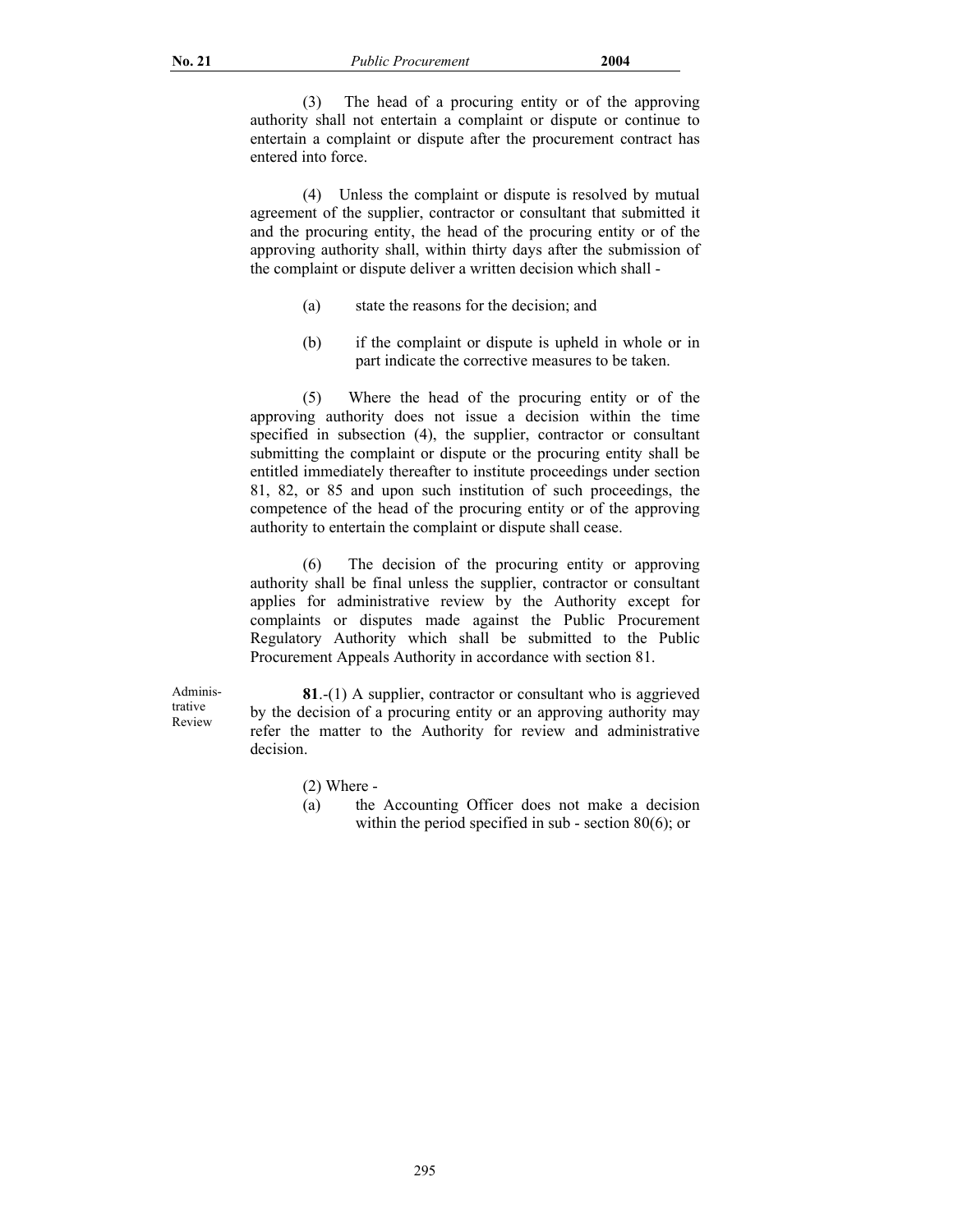(3) The head of a procuring entity or of the approving authority shall not entertain a complaint or dispute or continue to entertain a complaint or dispute after the procurement contract has entered into force.

(4) Unless the complaint or dispute is resolved by mutual agreement of the supplier, contractor or consultant that submitted it and the procuring entity, the head of the procuring entity or of the approving authority shall, within thirty days after the submission of the complaint or dispute deliver a written decision which shall -

(a) state the reasons for the decision; and

(b) if the complaint or dispute is upheld in whole or in part indicate the corrective measures to be taken.

(5) Where the head of the procuring entity or of the approving authority does not issue a decision within the time specified in subsection (4), the supplier, contractor or consultant submitting the complaint or dispute or the procuring entity shall be entitled immediately thereafter to institute proceedings under section 81, 82, or 85 and upon such institution of such proceedings, the competence of the head of the procuring entity or of the approving authority to entertain the complaint or dispute shall cease.

(6) The decision of the procuring entity or approving authority shall be final unless the supplier, contractor or consultant applies for administrative review by the Authority except for complaints or disputes made against the Public Procurement Regulatory Authority which shall be submitted to the Public Procurement Appeals Authority in accordance with section 81.

Administrative Review

**81**.-(1) A supplier, contractor or consultant who is aggrieved by the decision of a procuring entity or an approving authority may refer the matter to the Authority for review and administrative decision.

(2) Where -

(a) the Accounting Officer does not make a decision within the period specified in sub - section 80(6); or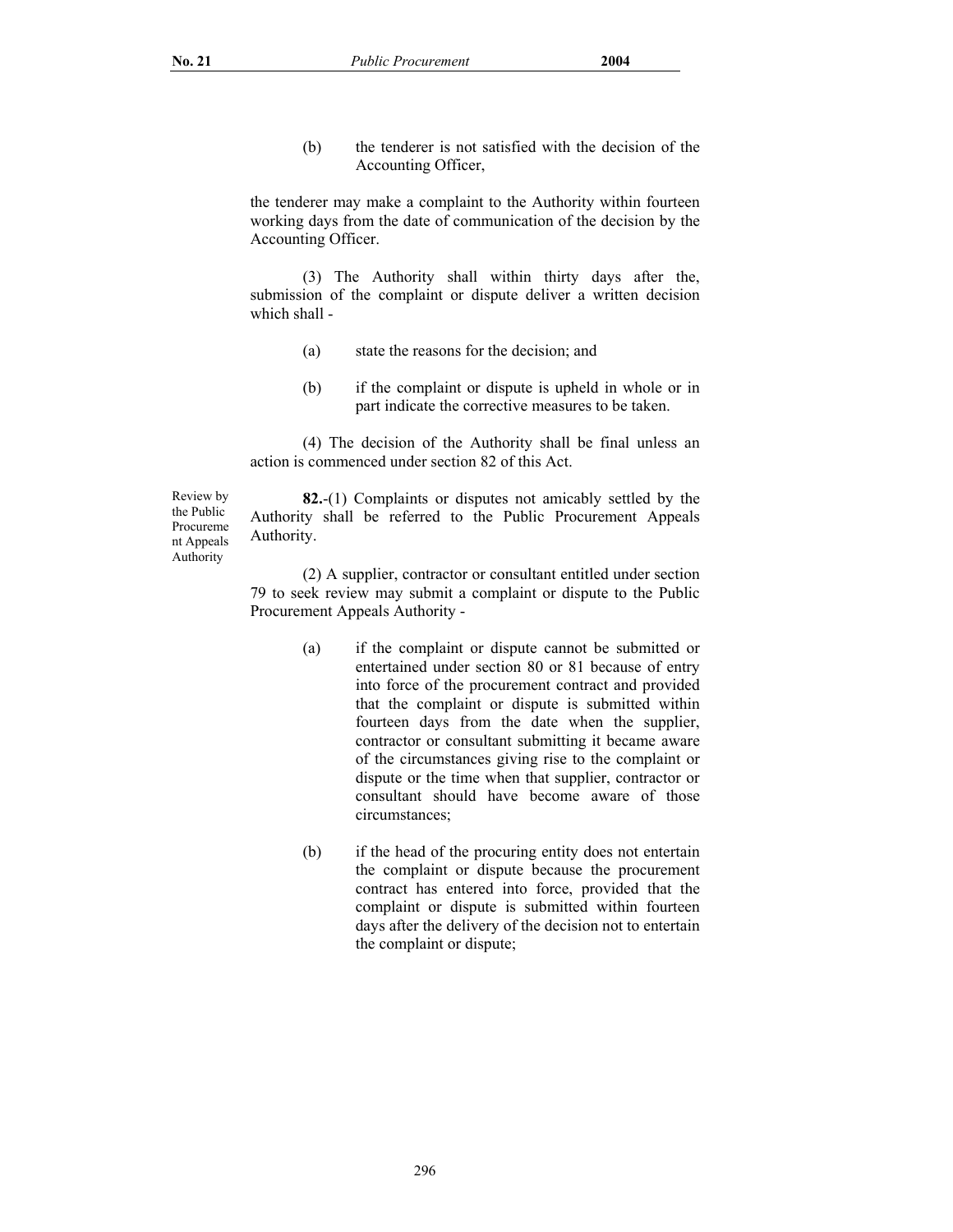(b) the tenderer is not satisfied with the decision of the Accounting Officer,

the tenderer may make a complaint to the Authority within fourteen working days from the date of communication of the decision by the Accounting Officer.

(3) The Authority shall within thirty days after the, submission of the complaint or dispute deliver a written decision which shall -

(a) state the reasons for the decision; and

(b) if the complaint or dispute is upheld in whole or in part indicate the corrective measures to be taken.

(4) The decision of the Authority shall be final unless an action is commenced under section 82 of this Act.

Review by the Public Procurement Appeals Authority

**82.**-(1) Complaints or disputes not amicably settled by the Authority shall be referred to the Public Procurement Appeals Authority.

(2) A supplier, contractor or consultant entitled under section 79 to seek review may submit a complaint or dispute to the Public Procurement Appeals Authority -

(a) if the complaint or dispute cannot be submitted or entertained under section 80 or 81 because of entry into force of the procurement contract and provided that the complaint or dispute is submitted within fourteen days from the date when the supplier, contractor or consultant submitting it became aware of the circumstances giving rise to the complaint or dispute or the time when that supplier, contractor or consultant should have become aware of those circumstances;

(b) if the head of the procuring entity does not entertain the complaint or dispute because the procurement contract has entered into force, provided that the complaint or dispute is submitted within fourteen days after the delivery of the decision not to entertain the complaint or dispute;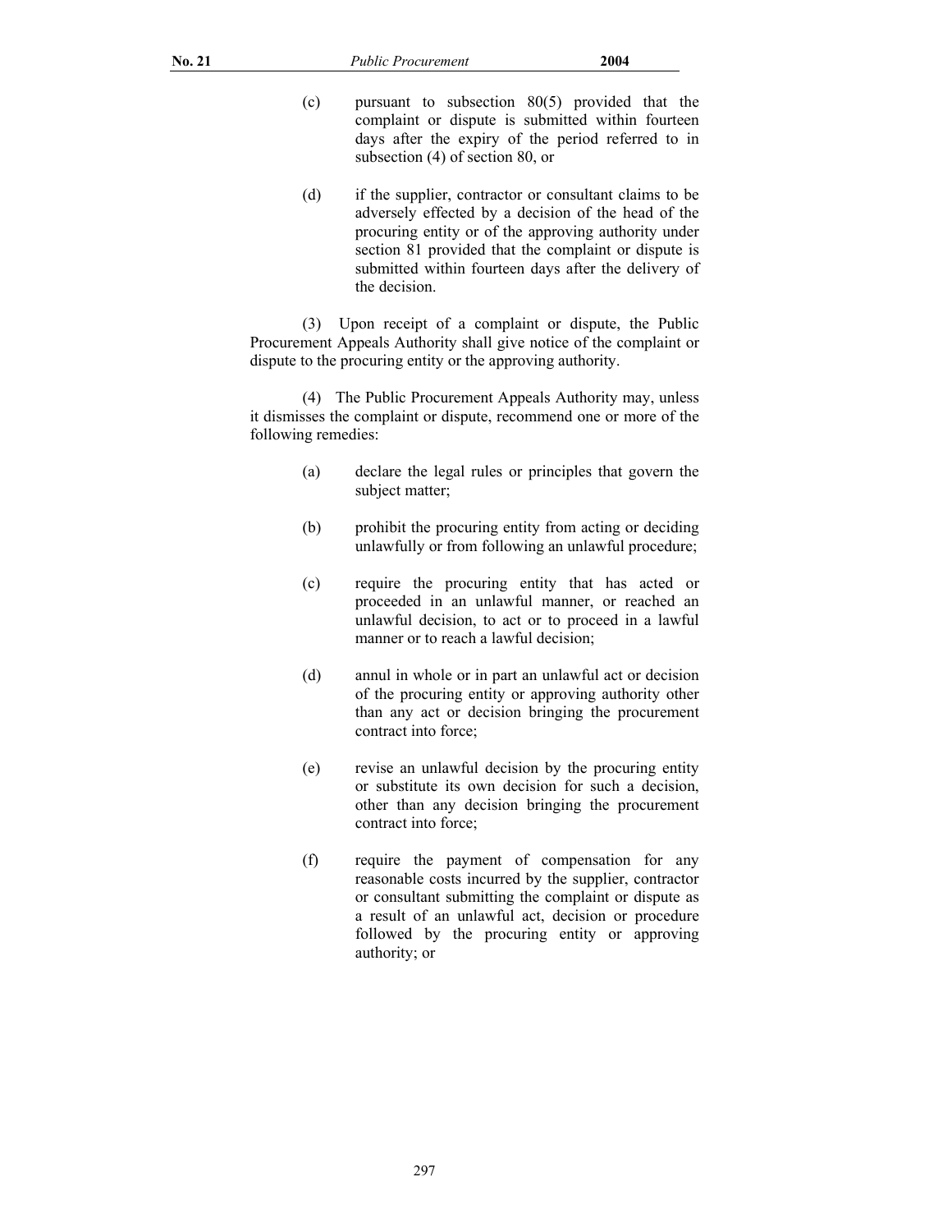(c) pursuant to subsection 80(5) provided that the complaint or dispute is submitted within fourteen days after the expiry of the period referred to in subsection (4) of section 80, or

(d) if the supplier, contractor or consultant claims to be adversely effected by a decision of the head of the procuring entity or of the approving authority under section 81 provided that the complaint or dispute is submitted within fourteen days after the delivery of the decision.

(3) Upon receipt of a complaint or dispute, the Public Procurement Appeals Authority shall give notice of the complaint or dispute to the procuring entity or the approving authority.

(4) The Public Procurement Appeals Authority may, unless it dismisses the complaint or dispute, recommend one or more of the following remedies:

(a) declare the legal rules or principles that govern the subject matter;

(b) prohibit the procuring entity from acting or deciding unlawfully or from following an unlawful procedure;

(c) require the procuring entity that has acted or proceeded in an unlawful manner, or reached an unlawful decision, to act or to proceed in a lawful manner or to reach a lawful decision;

(d) annul in whole or in part an unlawful act or decision of the procuring entity or approving authority other than any act or decision bringing the procurement contract into force;

(e) revise an unlawful decision by the procuring entity or substitute its own decision for such a decision, other than any decision bringing the procurement contract into force;

(f) require the payment of compensation for any reasonable costs incurred by the supplier, contractor or consultant submitting the complaint or dispute as a result of an unlawful act, decision or procedure followed by the procuring entity or approving authority; or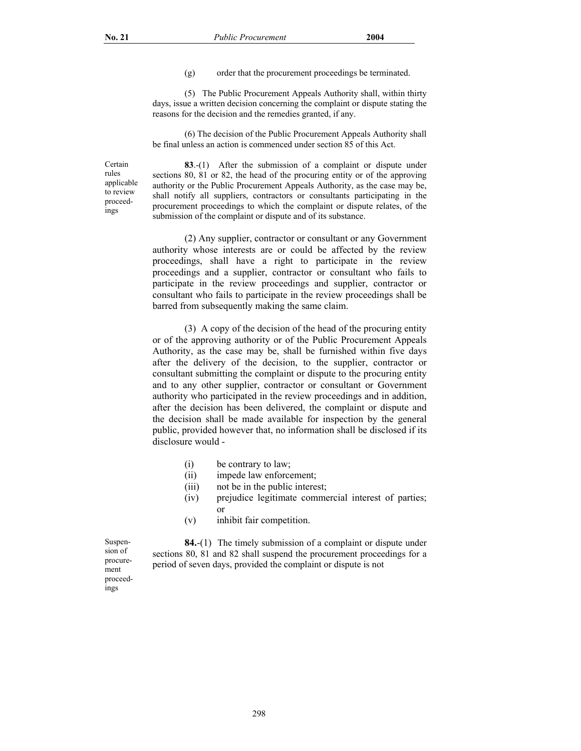(g) order that the procurement proceedings be terminated.

(5) The Public Procurement Appeals Authority shall, within thirty days, issue a written decision concerning the complaint or dispute stating the reasons for the decision and the remedies granted, if any.

(6) The decision of the Public Procurement Appeals Authority shall be final unless an action is commenced under section 85 of this Act.

Certain rules applicable to review proceedings

**83**.-(1) After the submission of a complaint or dispute under sections 80, 81 or 82, the head of the procuring entity or of the approving authority or the Public Procurement Appeals Authority, as the case may be, shall notify all suppliers, contractors or consultants participating in the procurement proceedings to which the complaint or dispute relates, of the submission of the complaint or dispute and of its substance.

(2) Any supplier, contractor or consultant or any Government authority whose interests are or could be affected by the review proceedings, shall have a right to participate in the review proceedings and a supplier, contractor or consultant who fails to participate in the review proceedings and supplier, contractor or consultant who fails to participate in the review proceedings shall be barred from subsequently making the same claim.

(3) A copy of the decision of the head of the procuring entity or of the approving authority or of the Public Procurement Appeals Authority, as the case may be, shall be furnished within five days after the delivery of the decision, to the supplier, contractor or consultant submitting the complaint or dispute to the procuring entity and to any other supplier, contractor or consultant or Government authority who participated in the review proceedings and in addition, after the decision has been delivered, the complaint or dispute and the decision shall be made available for inspection by the general public, provided however that, no information shall be disclosed if its disclosure would -

(i) be contrary to law;
(ii) impede law enforcement;
(iii) not be in the public interest;
(iv) prejudice legitimate commercial interest of parties; or
(v) inhibit fair competition.

Suspension of procurement proceedings

**84.**-(1) The timely submission of a complaint or dispute under sections 80, 81 and 82 shall suspend the procurement proceedings for a period of seven days, provided the complaint or dispute is not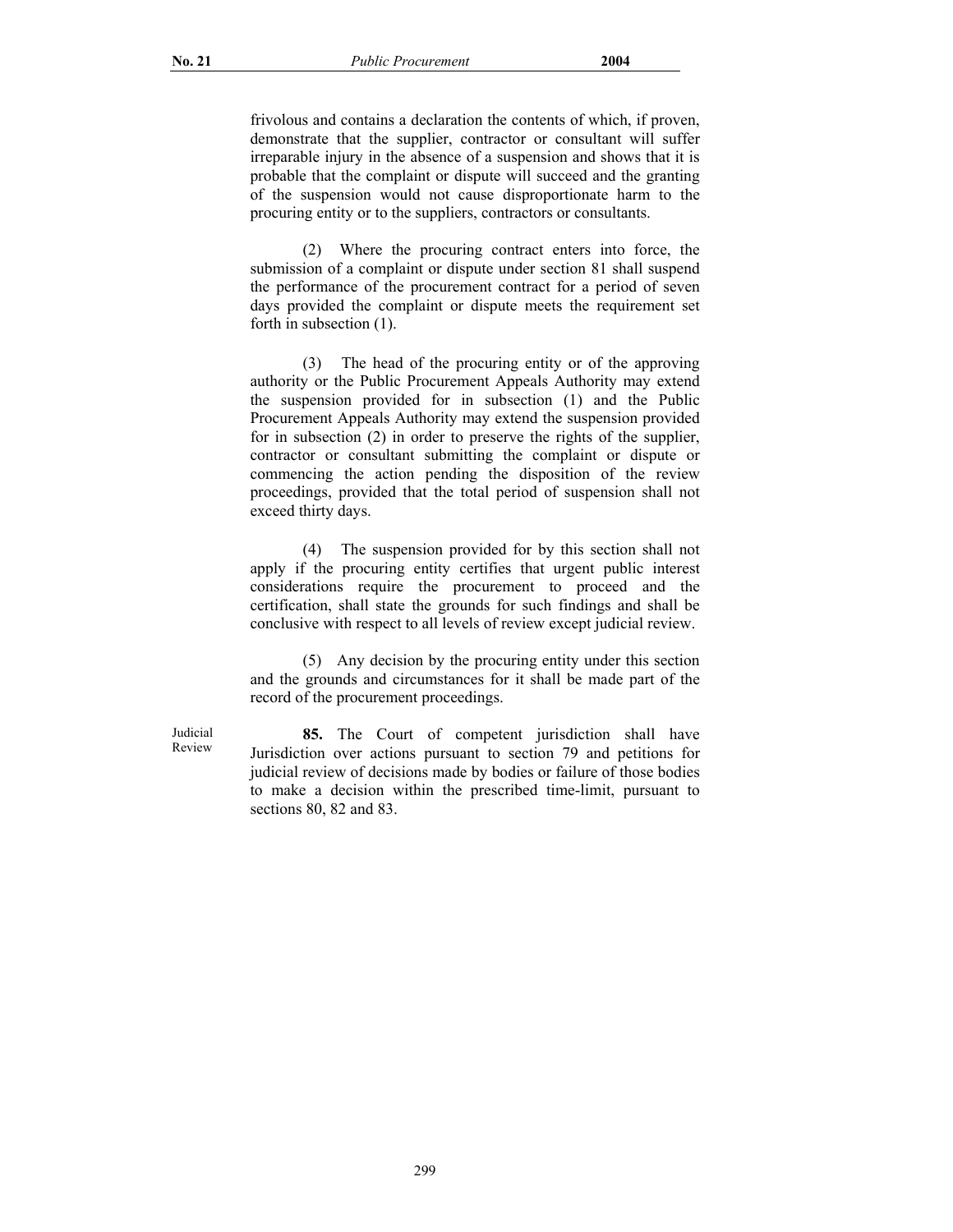frivolous and contains a declaration the contents of which, if proven, demonstrate that the supplier, contractor or consultant will suffer irreparable injury in the absence of a suspension and shows that it is probable that the complaint or dispute will succeed and the granting of the suspension would not cause disproportionate harm to the procuring entity or to the suppliers, contractors or consultants.

(2) Where the procuring contract enters into force, the submission of a complaint or dispute under section 81 shall suspend the performance of the procurement contract for a period of seven days provided the complaint or dispute meets the requirement set forth in subsection (1).

(3) The head of the procuring entity or of the approving authority or the Public Procurement Appeals Authority may extend the suspension provided for in subsection (1) and the Public Procurement Appeals Authority may extend the suspension provided for in subsection (2) in order to preserve the rights of the supplier, contractor or consultant submitting the complaint or dispute or commencing the action pending the disposition of the review proceedings, provided that the total period of suspension shall not exceed thirty days.

(4) The suspension provided for by this section shall not apply if the procuring entity certifies that urgent public interest considerations require the procurement to proceed and the certification, shall state the grounds for such findings and shall be conclusive with respect to all levels of review except judicial review.

(5) Any decision by the procuring entity under this section and the grounds and circumstances for it shall be made part of the record of the procurement proceedings.

Judicial Review

**85.** The Court of competent jurisdiction shall have Jurisdiction over actions pursuant to section 79 and petitions for judicial review of decisions made by bodies or failure of those bodies to make a decision within the prescribed time-limit, pursuant to sections 80, 82 and 83.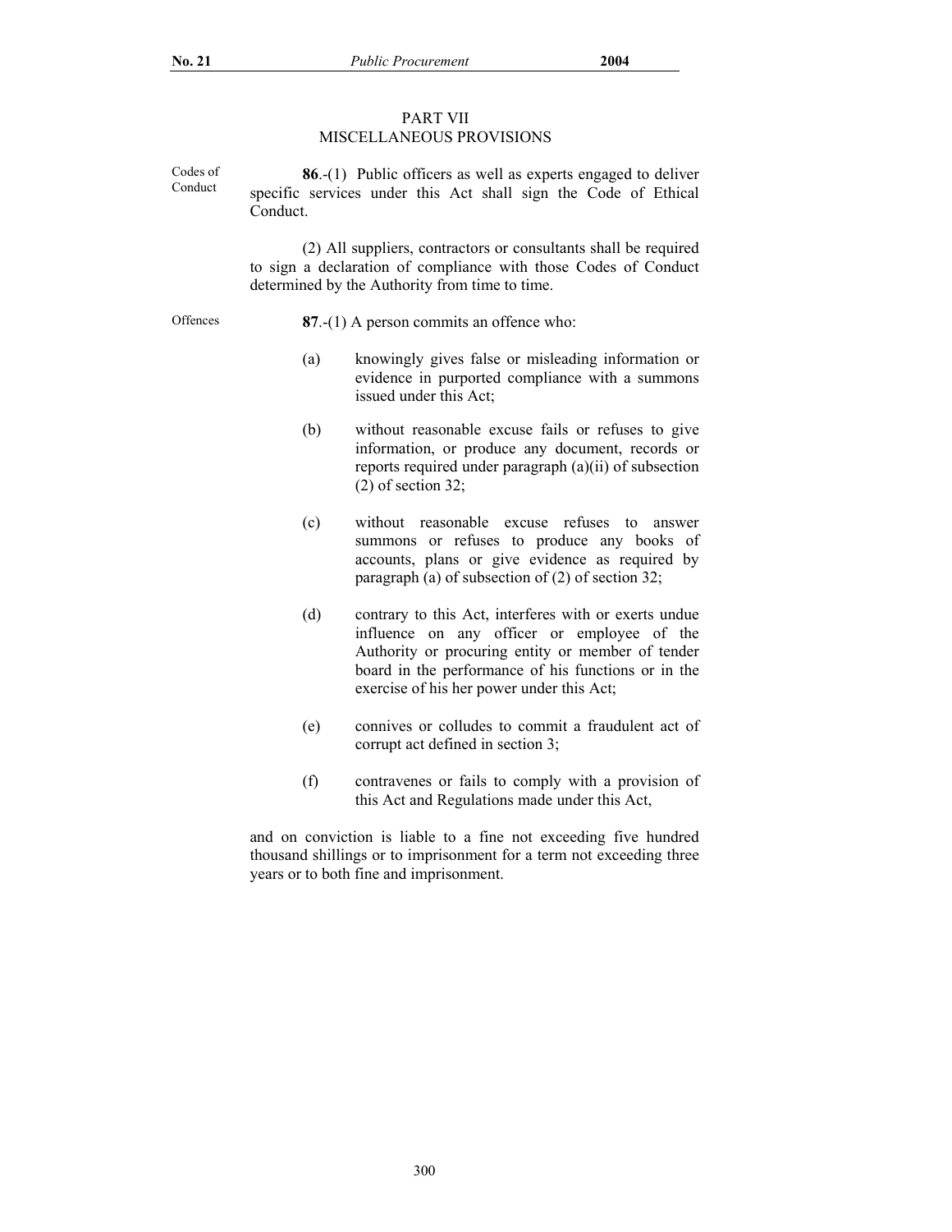## PART VII
## MISCELLANEOUS PROVISIONS

Codes of Conduct

**86**.-(1) Public officers as well as experts engaged to deliver specific services under this Act shall sign the Code of Ethical Conduct.

(2) All suppliers, contractors or consultants shall be required to sign a declaration of compliance with those Codes of Conduct determined by the Authority from time to time.

Offences

**87**.-(1) A person commits an offence who:

(a) knowingly gives false or misleading information or evidence in purported compliance with a summons issued under this Act;

(b) without reasonable excuse fails or refuses to give information, or produce any document, records or reports required under paragraph (a)(ii) of subsection (2) of section 32;

(c) without reasonable excuse refuses to answer summons or refuses to produce any books of accounts, plans or give evidence as required by paragraph (a) of subsection of (2) of section 32;

(d) contrary to this Act, interferes with or exerts undue influence on any officer or employee of the Authority or procuring entity or member of tender board in the performance of his functions or in the exercise of his her power under this Act;

(e) connives or colludes to commit a fraudulent act of corrupt act defined in section 3;

(f) contravenes or fails to comply with a provision of this Act and Regulations made under this Act,

and on conviction is liable to a fine not exceeding five hundred thousand shillings or to imprisonment for a term not exceeding three years or to both fine and imprisonment.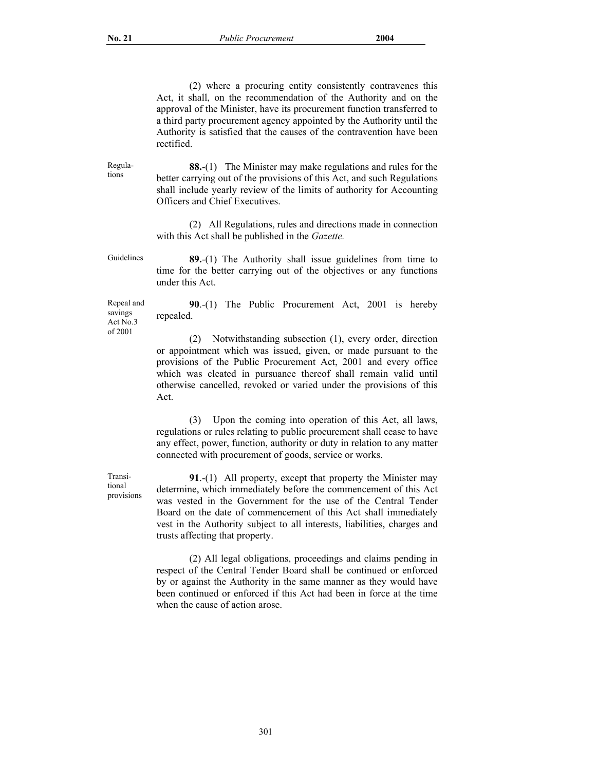(2) where a procuring entity consistently contravenes this Act, it shall, on the recommendation of the Authority and on the approval of the Minister, have its procurement function transferred to a third party procurement agency appointed by the Authority until the Authority is satisfied that the causes of the contravention have been rectified.

Regulations

**88.**-(1) The Minister may make regulations and rules for the better carrying out of the provisions of this Act, and such Regulations shall include yearly review of the limits of authority for Accounting Officers and Chief Executives.

(2) All Regulations, rules and directions made in connection with this Act shall be published in the *Gazette.*

Guidelines

**89.**-(1) The Authority shall issue guidelines from time to time for the better carrying out of the objectives or any functions under this Act.

Repeal and savings Act No.3 of 2001

**90**.-(1) The Public Procurement Act, 2001 is hereby repealed.

(2) Notwithstanding subsection (1), every order, direction or appointment which was issued, given, or made pursuant to the provisions of the Public Procurement Act, 2001 and every office which was cleated in pursuance thereof shall remain valid until otherwise cancelled, revoked or varied under the provisions of this Act.

(3) Upon the coming into operation of this Act, all laws, regulations or rules relating to public procurement shall cease to have any effect, power, function, authority or duty in relation to any matter connected with procurement of goods, service or works.

Transitional provisions

**91**.-(1) All property, except that property the Minister may determine, which immediately before the commencement of this Act was vested in the Government for the use of the Central Tender Board on the date of commencement of this Act shall immediately vest in the Authority subject to all interests, liabilities, charges and trusts affecting that property.

(2) All legal obligations, proceedings and claims pending in respect of the Central Tender Board shall be continued or enforced by or against the Authority in the same manner as they would have been continued or enforced if this Act had been in force at the time when the cause of action arose.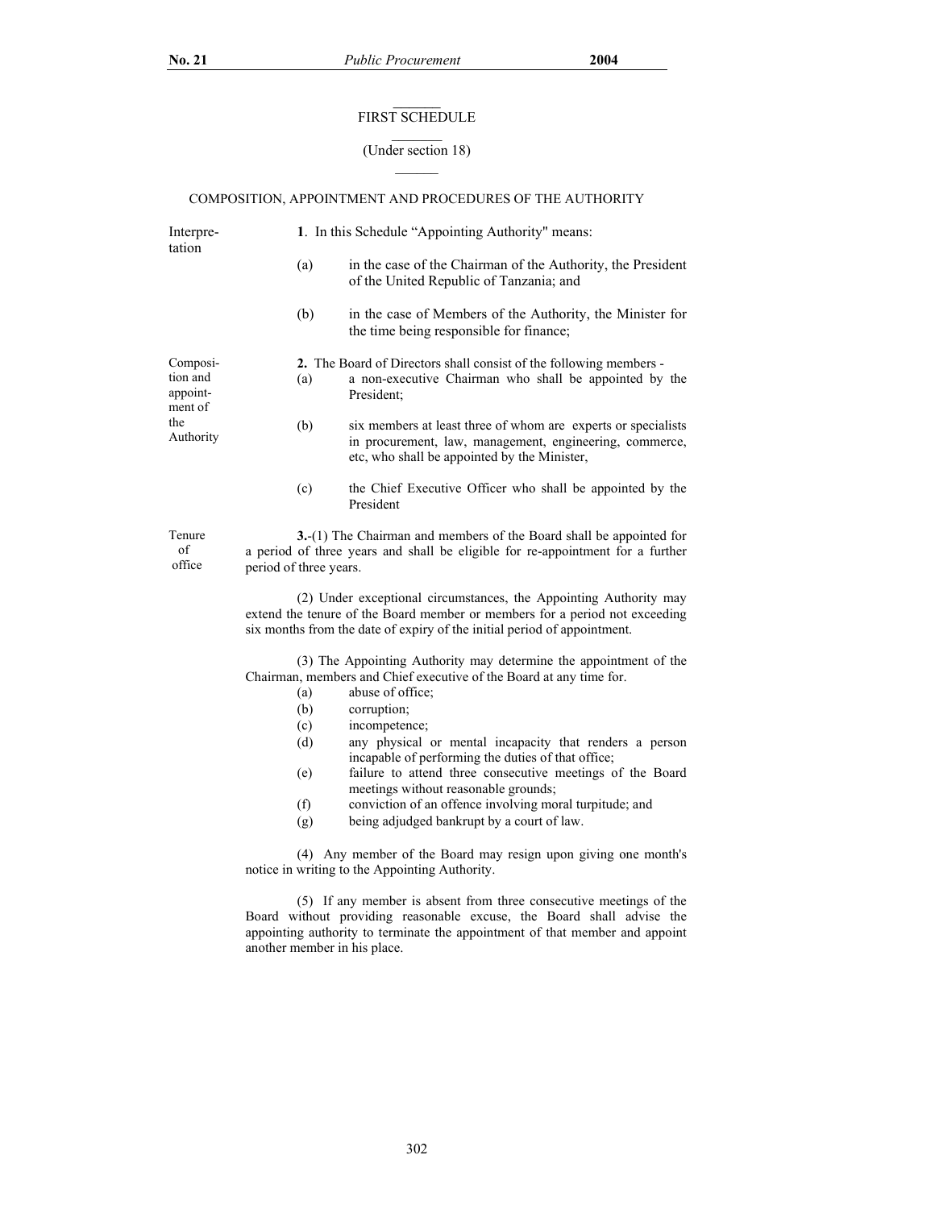## FIRST SCHEDULE

(Under section 18)

### COMPOSITION, APPOINTMENT AND PROCEDURES OF THE AUTHORITY

Interpretation

**1**. In this Schedule "Appointing Authority" means:

(a) in the case of the Chairman of the Authority, the President of the United Republic of Tanzania; and

(b) in the case of Members of the Authority, the Minister for the time being responsible for finance;

Composition and appointment of the Authority

**2.** The Board of Directors shall consist of the following members -

(a) a non-executive Chairman who shall be appointed by the President;

(b) six members at least three of whom are experts or specialists in procurement, law, management, engineering, commerce, etc, who shall be appointed by the Minister,

(c) the Chief Executive Officer who shall be appointed by the President

Tenure of office

**3.**-(1) The Chairman and members of the Board shall be appointed for a period of three years and shall be eligible for re-appointment for a further period of three years.

(2) Under exceptional circumstances, the Appointing Authority may extend the tenure of the Board member or members for a period not exceeding six months from the date of expiry of the initial period of appointment.

(3) The Appointing Authority may determine the appointment of the Chairman, members and Chief executive of the Board at any time for.

(a) abuse of office;
(b) corruption;
(c) incompetence;
(d) any physical or mental incapacity that renders a person incapable of performing the duties of that office;
(e) failure to attend three consecutive meetings of the Board meetings without reasonable grounds;
(f) conviction of an offence involving moral turpitude; and
(g) being adjudged bankrupt by a court of law.

(4) Any member of the Board may resign upon giving one month's notice in writing to the Appointing Authority.

(5) If any member is absent from three consecutive meetings of the Board without providing reasonable excuse, the Board shall advise the appointing authority to terminate the appointment of that member and appoint another member in his place.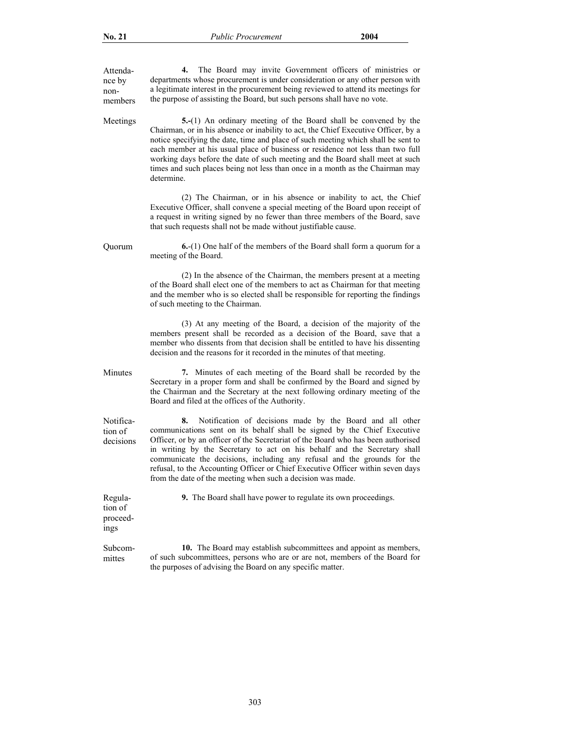**Attendance by non-members**

**4.** The Board may invite Government officers of ministries or departments whose procurement is under consideration or any other person with a legitimate interest in the procurement being reviewed to attend its meetings for the purpose of assisting the Board, but such persons shall have no vote.

**Meetings**

**5.-**(1) An ordinary meeting of the Board shall be convened by the Chairman, or in his absence or inability to act, the Chief Executive Officer, by a notice specifying the date, time and place of such meeting which shall be sent to each member at his usual place of business or residence not less than two full working days before the date of such meeting and the Board shall meet at such times and such places being not less than once in a month as the Chairman may determine.

(2) The Chairman, or in his absence or inability to act, the Chief Executive Officer, shall convene a special meeting of the Board upon receipt of a request in writing signed by no fewer than three members of the Board, save that such requests shall not be made without justifiable cause.

**Quorum**

**6.**-(1) One half of the members of the Board shall form a quorum for a meeting of the Board.

(2) In the absence of the Chairman, the members present at a meeting of the Board shall elect one of the members to act as Chairman for that meeting and the member who is so elected shall be responsible for reporting the findings of such meeting to the Chairman.

(3) At any meeting of the Board, a decision of the majority of the members present shall be recorded as a decision of the Board, save that a member who dissents from that decision shall be entitled to have his dissenting decision and the reasons for it recorded in the minutes of that meeting.

**Minutes**

**7.** Minutes of each meeting of the Board shall be recorded by the Secretary in a proper form and shall be confirmed by the Board and signed by the Chairman and the Secretary at the next following ordinary meeting of the Board and filed at the offices of the Authority.

**Notification of decisions**

**8.** Notification of decisions made by the Board and all other communications sent on its behalf shall be signed by the Chief Executive Officer, or by an officer of the Secretariat of the Board who has been authorised in writing by the Secretary to act on his behalf and the Secretary shall communicate the decisions, including any refusal and the grounds for the refusal, to the Accounting Officer or Chief Executive Officer within seven days from the date of the meeting when such a decision was made.

**Regulation of proceedings**

**9.** The Board shall have power to regulate its own proceedings.

**Subcommittes**

**10.** The Board may establish subcommittees and appoint as members, of such subcommittees, persons who are or are not, members of the Board for the purposes of advising the Board on any specific matter.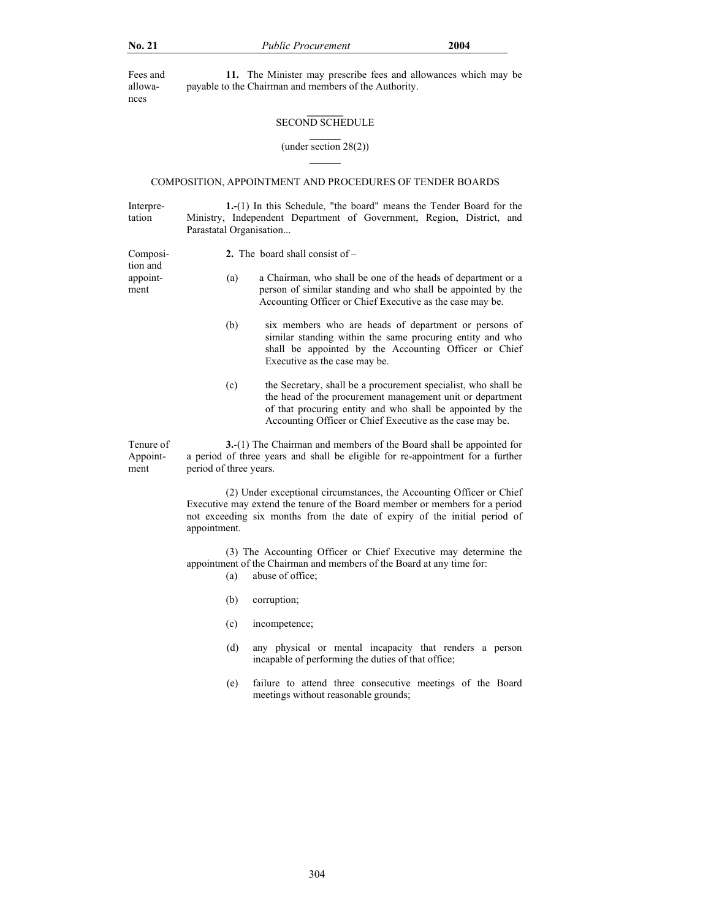Fees and allowances

**11.** The Minister may prescribe fees and allowances which may be payable to the Chairman and members of the Authority.

## SECOND SCHEDULE

(under section 28(2))

### COMPOSITION, APPOINTMENT AND PROCEDURES OF TENDER BOARDS

Interpretation

**1.-**(1) In this Schedule, "the board" means the Tender Board for the Ministry, Independent Department of Government, Region, District, and Parastatal Organisation...

Composition and appointment

**2.** The board shall consist of –

(a) a Chairman, who shall be one of the heads of department or a person of similar standing and who shall be appointed by the Accounting Officer or Chief Executive as the case may be.

(b) six members who are heads of department or persons of similar standing within the same procuring entity and who shall be appointed by the Accounting Officer or Chief Executive as the case may be.

(c) the Secretary, shall be a procurement specialist, who shall be the head of the procurement management unit or department of that procuring entity and who shall be appointed by the Accounting Officer or Chief Executive as the case may be.

Tenure of Appointment

**3.**-(1) The Chairman and members of the Board shall be appointed for a period of three years and shall be eligible for re-appointment for a further period of three years.

(2) Under exceptional circumstances, the Accounting Officer or Chief Executive may extend the tenure of the Board member or members for a period not exceeding six months from the date of expiry of the initial period of appointment.

(3) The Accounting Officer or Chief Executive may determine the appointment of the Chairman and members of the Board at any time for:

(a) abuse of office;

(b) corruption;

(c) incompetence;

(d) any physical or mental incapacity that renders a person incapable of performing the duties of that office;

(e) failure to attend three consecutive meetings of the Board meetings without reasonable grounds;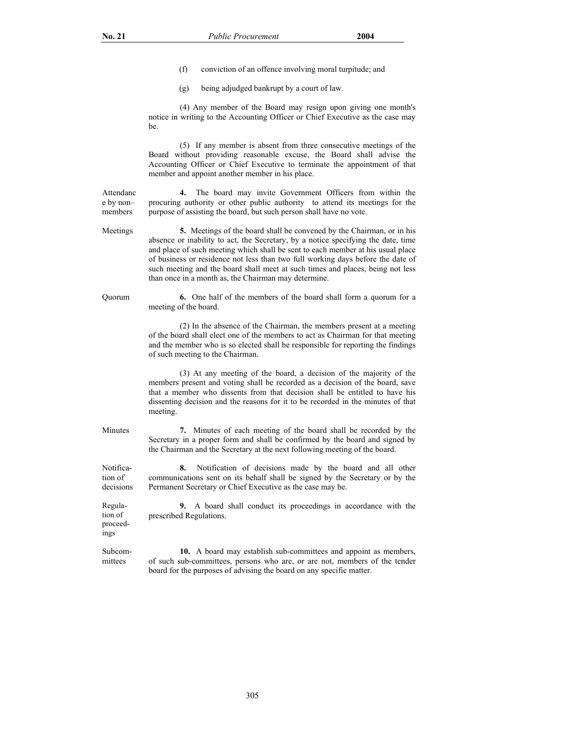(f) conviction of an offence involving moral turpitude; and

(g) being adjudged bankrupt by a court of law.

(4) Any member of the Board may resign upon giving one month's notice in writing to the Accounting Officer or Chief Executive as the case may be.

(5) If any member is absent from three consecutive meetings of the Board without providing reasonable excuse, the Board shall advise the Accounting Officer or Chief Executive to terminate the appointment of that member and appoint another member in his place.

Attendance by non–members

**4.** The board may invite Government Officers from within the procuring authority or other public authority to attend its meetings for the purpose of assisting the board, but such person shall have no vote.

Meetings

**5.** Meetings of the board shall be convened by the Chairman, or in his absence or inability to act, the Secretary, by a notice specifying the date, time and place of such meeting which shall be sent to each member at his usual place of business or residence not less than two full working days before the date of such meeting and the board shall meet at such times and places, being not less than once in a month as, the Chairman may determine.

Quorum

**6.** One half of the members of the board shall form a quorum for a meeting of the board.

(2) In the absence of the Chairman, the members present at a meeting of the board shall elect one of the members to act as Chairman for that meeting and the member who is so elected shall be responsible for reporting the findings of such meeting to the Chairman.

(3) At any meeting of the board, a decision of the majority of the members present and voting shall be recorded as a decision of the board, save that a member who dissents from that decision shall be entitled to have his dissenting decision and the reasons for it to be recorded in the minutes of that meeting.

Minutes

**7.** Minutes of each meeting of the board shall be recorded by the Secretary in a proper form and shall be confirmed by the board and signed by the Chairman and the Secretary at the next following meeting of the board.

Notification of decisions

**8.** Notification of decisions made by the board and all other communications sent on its behalf shall be signed by the Secretary or by the Permanent Secretary or Chief Executive as the case may be.

Regulation of proceedings

**9.** A board shall conduct its proceedings in accordance with the prescribed Regulations.

Subcommittees

**10.** A board may establish sub-committees and appoint as members, of such sub-committees, persons who are, or are not, members of the tender board for the purposes of advising the board on any specific matter.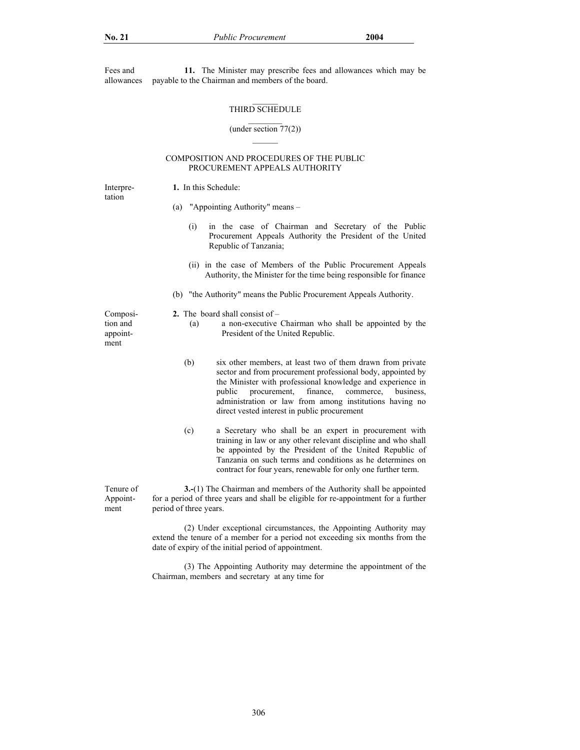Fees and allowances

**11.** The Minister may prescribe fees and allowances which may be payable to the Chairman and members of the board.

## THIRD SCHEDULE

(under section 77(2))

### COMPOSITION AND PROCEDURES OF THE PUBLIC PROCUREMENT APPEALS AUTHORITY

Interpretation

**1.** In this Schedule:

(a) "Appointing Authority" means –

(i) in the case of Chairman and Secretary of the Public Procurement Appeals Authority the President of the United Republic of Tanzania;

(ii) in the case of Members of the Public Procurement Appeals Authority, the Minister for the time being responsible for finance

(b) "the Authority" means the Public Procurement Appeals Authority.

Composition and appointment

**2.** The board shall consist of –

(a) a non-executive Chairman who shall be appointed by the President of the United Republic.

(b) six other members, at least two of them drawn from private sector and from procurement professional body, appointed by the Minister with professional knowledge and experience in public procurement, finance, commerce, business, administration or law from among institutions having no direct vested interest in public procurement

(c) a Secretary who shall be an expert in procurement with training in law or any other relevant discipline and who shall be appointed by the President of the United Republic of Tanzania on such terms and conditions as he determines on contract for four years, renewable for only one further term.

Tenure of Appointment

**3.**-(1) The Chairman and members of the Authority shall be appointed for a period of three years and shall be eligible for re-appointment for a further period of three years.

(2) Under exceptional circumstances, the Appointing Authority may extend the tenure of a member for a period not exceeding six months from the date of expiry of the initial period of appointment.

(3) The Appointing Authority may determine the appointment of the Chairman, members and secretary at any time for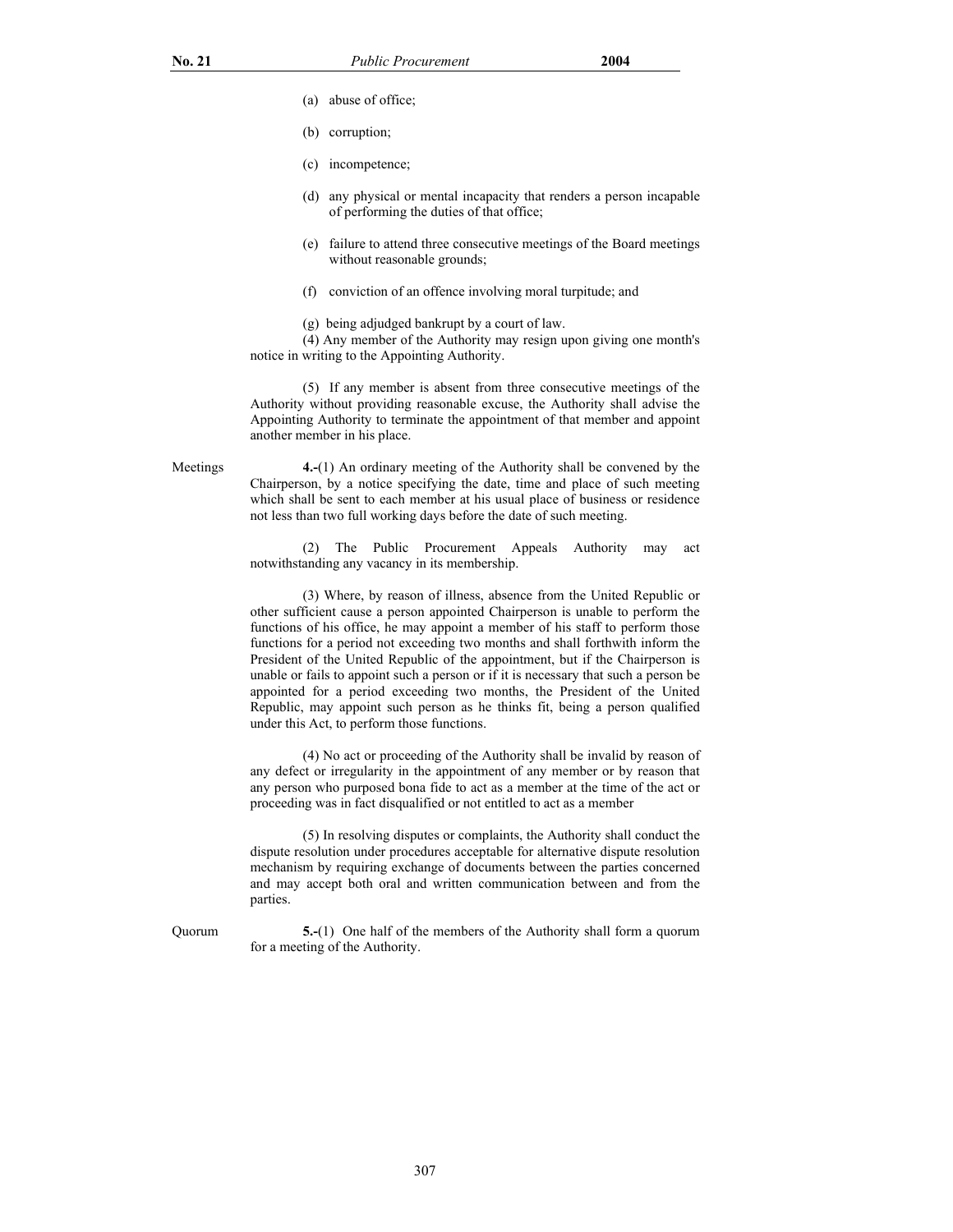(a) abuse of office;

(b) corruption;

(c) incompetence;

(d) any physical or mental incapacity that renders a person incapable of performing the duties of that office;

(e) failure to attend three consecutive meetings of the Board meetings without reasonable grounds;

(f) conviction of an offence involving moral turpitude; and

(g) being adjudged bankrupt by a court of law.

(4) Any member of the Authority may resign upon giving one month's notice in writing to the Appointing Authority.

(5) If any member is absent from three consecutive meetings of the Authority without providing reasonable excuse, the Authority shall advise the Appointing Authority to terminate the appointment of that member and appoint another member in his place.

Meetings

**4.-**(1) An ordinary meeting of the Authority shall be convened by the Chairperson, by a notice specifying the date, time and place of such meeting which shall be sent to each member at his usual place of business or residence not less than two full working days before the date of such meeting.

(2) The Public Procurement Appeals Authority may act notwithstanding any vacancy in its membership.

(3) Where, by reason of illness, absence from the United Republic or other sufficient cause a person appointed Chairperson is unable to perform the functions of his office, he may appoint a member of his staff to perform those functions for a period not exceeding two months and shall forthwith inform the President of the United Republic of the appointment, but if the Chairperson is unable or fails to appoint such a person or if it is necessary that such a person be appointed for a period exceeding two months, the President of the United Republic, may appoint such person as he thinks fit, being a person qualified under this Act, to perform those functions.

(4) No act or proceeding of the Authority shall be invalid by reason of any defect or irregularity in the appointment of any member or by reason that any person who purposed bona fide to act as a member at the time of the act or proceeding was in fact disqualified or not entitled to act as a member

(5) In resolving disputes or complaints, the Authority shall conduct the dispute resolution under procedures acceptable for alternative dispute resolution mechanism by requiring exchange of documents between the parties concerned and may accept both oral and written communication between and from the parties.

Quorum

**5.-**(1) One half of the members of the Authority shall form a quorum for a meeting of the Authority.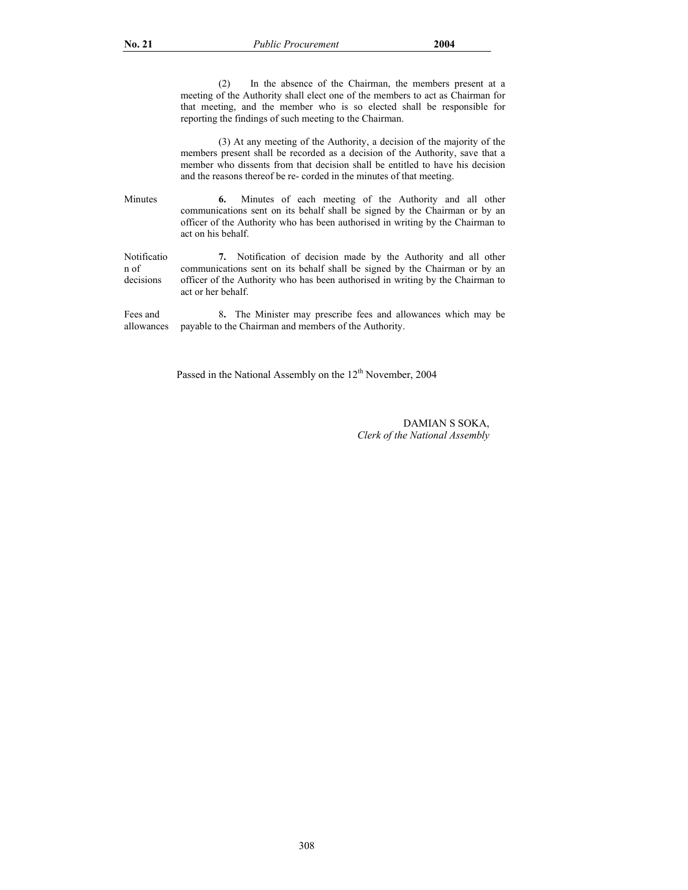(2) In the absence of the Chairman, the members present at a meeting of the Authority shall elect one of the members to act as Chairman for that meeting, and the member who is so elected shall be responsible for reporting the findings of such meeting to the Chairman.

(3) At any meeting of the Authority, a decision of the majority of the members present shall be recorded as a decision of the Authority, save that a member who dissents from that decision shall be entitled to have his decision and the reasons thereof be re- corded in the minutes of that meeting.

Minutes

**6.** Minutes of each meeting of the Authority and all other communications sent on its behalf shall be signed by the Chairman or by an officer of the Authority who has been authorised in writing by the Chairman to act on his behalf.

Notification of decisions

**7.** Notification of decision made by the Authority and all other communications sent on its behalf shall be signed by the Chairman or by an officer of the Authority who has been authorised in writing by the Chairman to act or her behalf.

Fees and allowances

8**.** The Minister may prescribe fees and allowances which may be payable to the Chairman and members of the Authority.

Passed in the National Assembly on the 12th November, 2004

DAMIAN S SOKA,
*Clerk of the National Assembly*